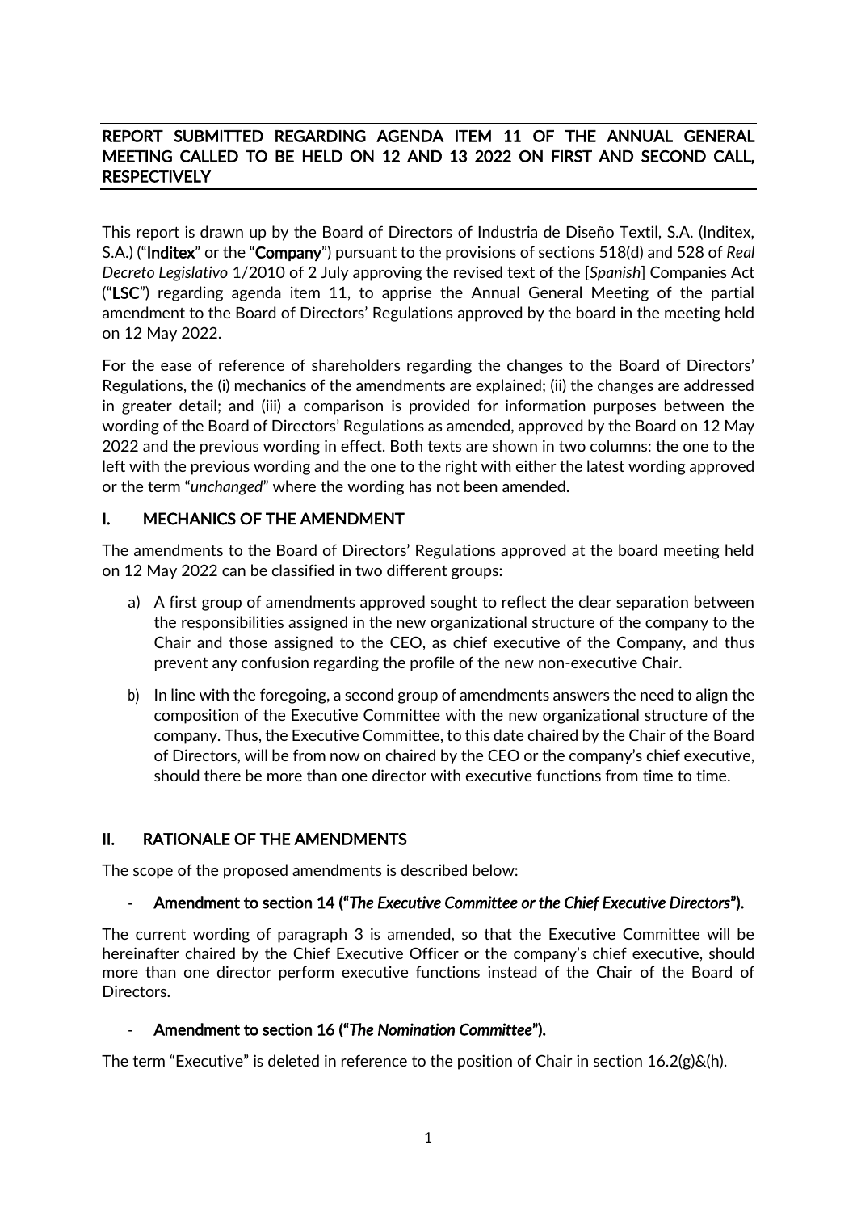**REPORT SUBMITTED REGARDING AGENDA ITEM 11 OF THE ANNUAL GENERAL MEETING CALLED TO BE HELD ON 12 AND 13 2022 ON FIRST AND SECOND CALL, RESPECTIVELY**

This report is drawn up by the Board of Directors of Industria de Diseño Textil, S.A. (Inditex, S.A.) ("**Inditex**" or the "**Company**") pursuant to the provisions of sections 518(d) and 528 of *Real Decreto Legislativo* 1/2010 of 2 July approving the revised text of the [*Spanish*] Companies Act ("**LSC**") regarding agenda item 11, to apprise the Annual General Meeting of the partial amendment to the Board of Directors' Regulations approved by the board in the meeting held on 12 May 2022.

For the ease of reference of shareholders regarding the changes to the Board of Directors' Regulations, the (i) mechanics of the amendments are explained; (ii) the changes are addressed in greater detail; and (iii) a comparison is provided for information purposes between the wording of the Board of Directors' Regulations as amended, approved by the Board on 12 May 2022 and the previous wording in effect. Both texts are shown in two columns: the one to the left with the previous wording and the one to the right with either the latest wording approved or the term "*unchanged*" where the wording has not been amended.

## I. MECHANICS OF THE AMENDMENT

The amendments to the Board of Directors' Regulations approved at the board meeting held on 12 May 2022 can be classified in two different groups:

a) A first group of amendments approved sought to reflect the clear separation between the responsibilities assigned in the new organizational structure of the company to the Chair and those assigned to the CEO, as chief executive of the Company, and thus prevent any confusion regarding the profile of the new non-executive Chair.

b) In line with the foregoing, a second group of amendments answers the need to align the composition of the Executive Committee with the new organizational structure of the company. Thus, the Executive Committee, to this date chaired by the Chair of the Board of Directors, will be from now on chaired by the CEO or the company's chief executive, should there be more than one director with executive functions from time to time.

## II. RATIONALE OF THE AMENDMENTS

The scope of the proposed amendments is described below:

- **Amendment to section 14 ("*The Executive Committee or the Chief Executive Directors*").**

The current wording of paragraph 3 is amended, so that the Executive Committee will be hereinafter chaired by the Chief Executive Officer or the company's chief executive, should more than one director perform executive functions instead of the Chair of the Board of Directors.

- **Amendment to section 16 ("*The Nomination Committee*").**

The term "Executive" is deleted in reference to the position of Chair in section 16.2(g)&(h).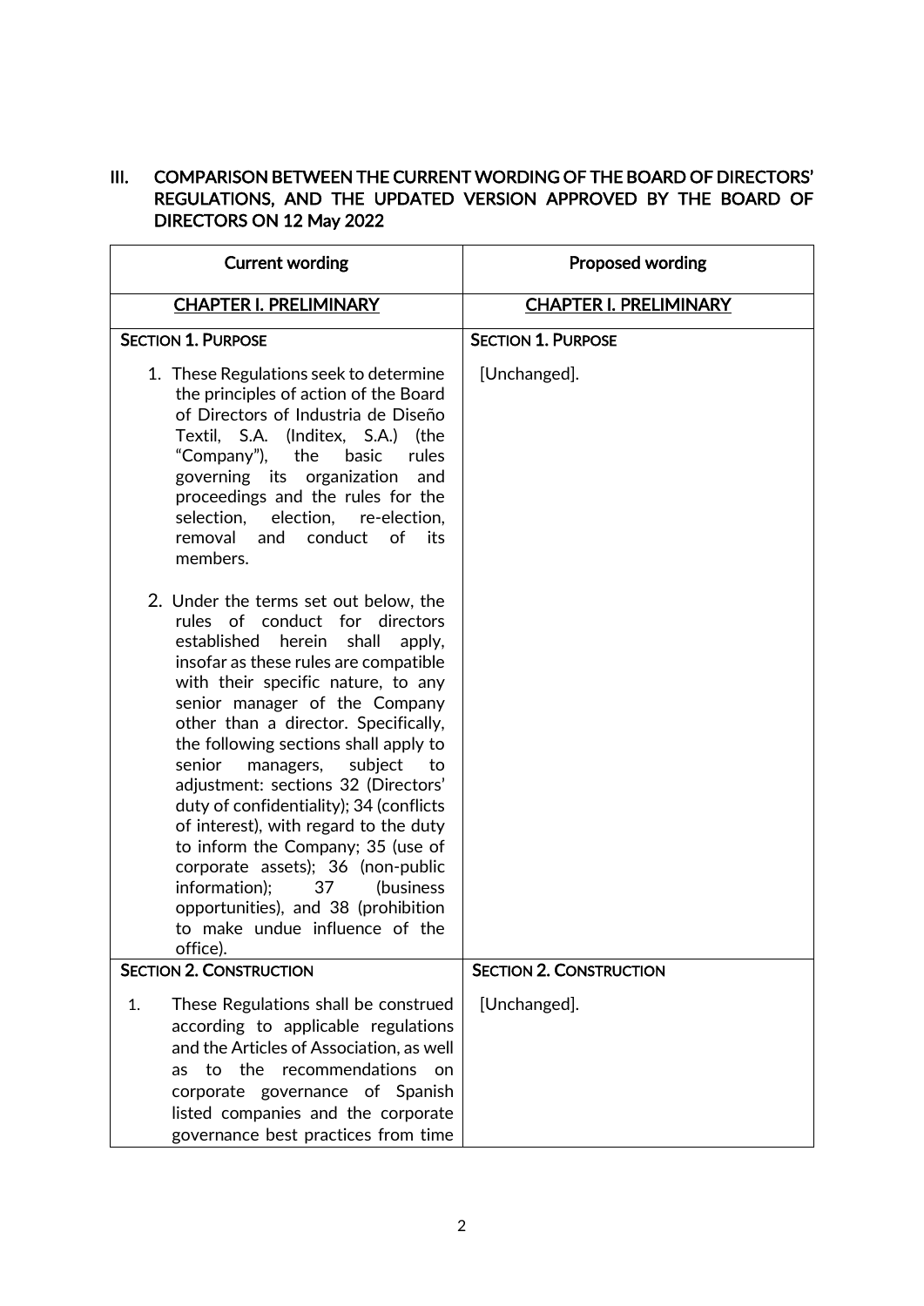## III. COMPARISON BETWEEN THE CURRENT WORDING OF THE BOARD OF DIRECTORS' REGULATIONS, AND THE UPDATED VERSION APPROVED BY THE BOARD OF DIRECTORS ON 12 May 2022

| Current wording | Proposed wording |
|---|---|
| **CHAPTER I. PRELIMINARY** | **CHAPTER I. PRELIMINARY** |
| **SECTION 1. PURPOSE**<br><br>1. These Regulations seek to determine the principles of action of the Board of Directors of Industria de Diseño Textil, S.A. (Inditex, S.A.) (the "Company"), the basic rules governing its organization and proceedings and the rules for the selection, election, re-election, removal and conduct of its members.<br><br>2. Under the terms set out below, the rules of conduct for directors established herein shall apply, insofar as these rules are compatible with their specific nature, to any senior manager of the Company other than a director. Specifically, the following sections shall apply to senior managers, subject to adjustment: sections 32 (Directors' duty of confidentiality); 34 (conflicts of interest), with regard to the duty to inform the Company; 35 (use of corporate assets); 36 (non-public information); 37 (business opportunities), and 38 (prohibition to make undue influence of the office). | **SECTION 1. PURPOSE**<br><br>[Unchanged]. |
| **SECTION 2. CONSTRUCTION**<br><br>1. These Regulations shall be construed according to applicable regulations and the Articles of Association, as well as to the recommendations on corporate governance of Spanish listed companies and the corporate governance best practices from time | **SECTION 2. CONSTRUCTION**<br><br>[Unchanged]. |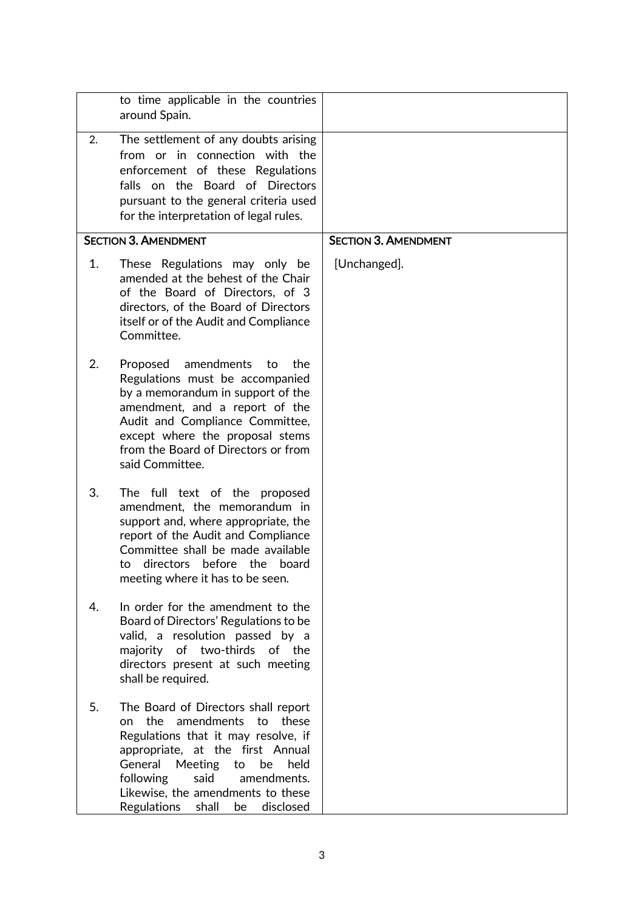| | |
|---|---|
| to time applicable in the countries around Spain. | |
| 2. The settlement of any doubts arising from or in connection with the enforcement of these Regulations falls on the Board of Directors pursuant to the general criteria used for the interpretation of legal rules. | |
| **SECTION 3. AMENDMENT** | **SECTION 3. AMENDMENT** |
| 1. These Regulations may only be amended at the behest of the Chair of the Board of Directors, of 3 directors, of the Board of Directors itself or of the Audit and Compliance Committee.<br><br>2. Proposed amendments to the Regulations must be accompanied by a memorandum in support of the amendment, and a report of the Audit and Compliance Committee, except where the proposal stems from the Board of Directors or from said Committee.<br><br>3. The full text of the proposed amendment, the memorandum in support and, where appropriate, the report of the Audit and Compliance Committee shall be made available to directors before the board meeting where it has to be seen.<br><br>4. In order for the amendment to the Board of Directors' Regulations to be valid, a resolution passed by a majority of two-thirds of the directors present at such meeting shall be required.<br><br>5. The Board of Directors shall report on the amendments to these Regulations that it may resolve, if appropriate, at the first Annual General Meeting to be held following said amendments. Likewise, the amendments to these Regulations shall be disclosed | [Unchanged]. |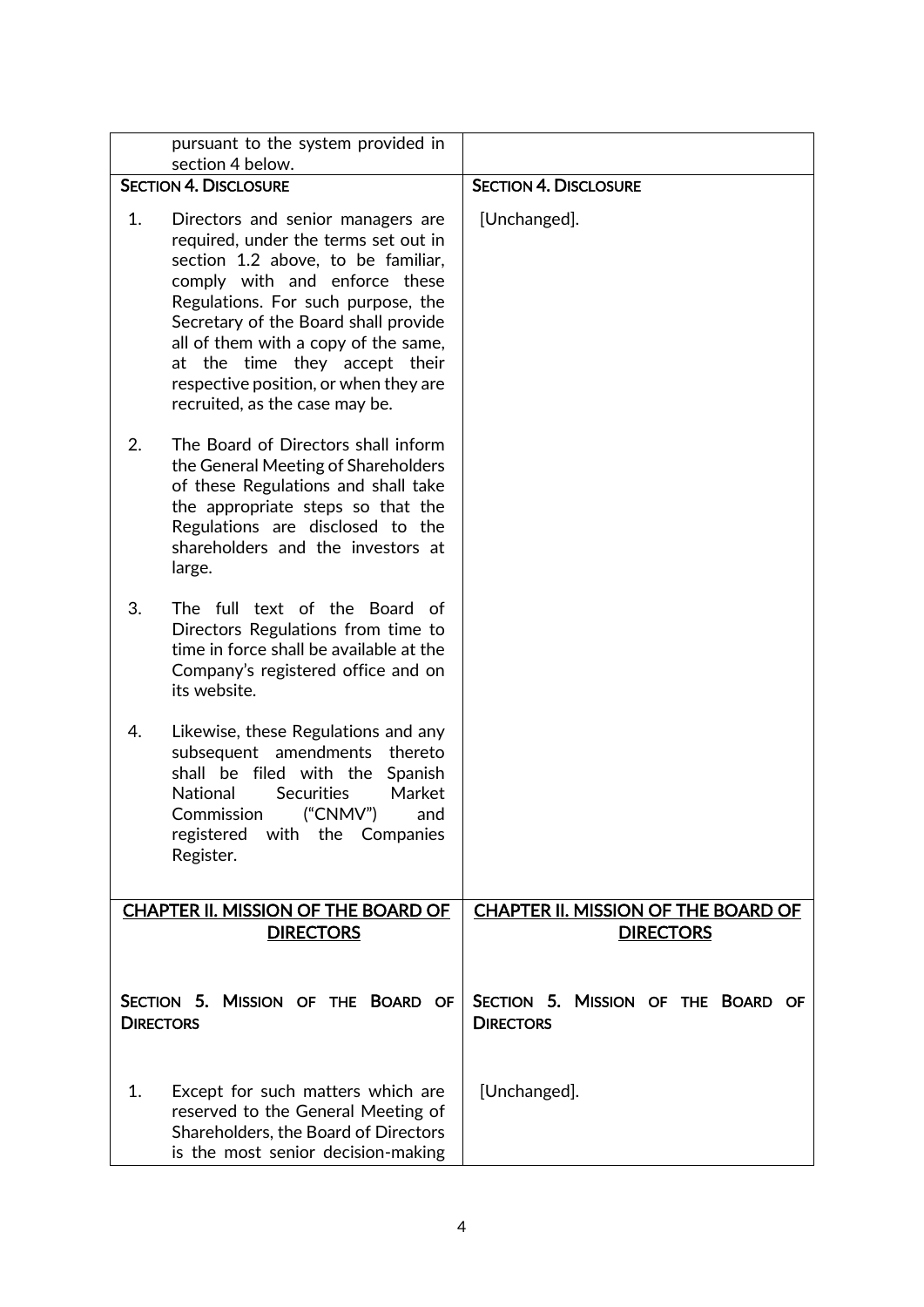| | |
|---|---|
| pursuant to the system provided in section 4 below. | |
| **SECTION 4. DISCLOSURE** | **SECTION 4. DISCLOSURE** |
| 1. Directors and senior managers are required, under the terms set out in section 1.2 above, to be familiar, comply with and enforce these Regulations. For such purpose, the Secretary of the Board shall provide all of them with a copy of the same, at the time they accept their respective position, or when they are recruited, as the case may be.<br><br>2. The Board of Directors shall inform the General Meeting of Shareholders of these Regulations and shall take the appropriate steps so that the Regulations are disclosed to the shareholders and the investors at large.<br><br>3. The full text of the Board of Directors Regulations from time to time in force shall be available at the Company's registered office and on its website.<br><br>4. Likewise, these Regulations and any subsequent amendments thereto shall be filed with the Spanish National Securities Market Commission ("CNMV") and registered with the Companies Register. | [Unchanged]. |
| **CHAPTER II. MISSION OF THE BOARD OF DIRECTORS**<br><br>**SECTION 5. MISSION OF THE BOARD OF DIRECTORS** | **CHAPTER II. MISSION OF THE BOARD OF DIRECTORS**<br><br>**SECTION 5. MISSION OF THE BOARD OF DIRECTORS** |
| 1. Except for such matters which are reserved to the General Meeting of Shareholders, the Board of Directors is the most senior decision-making | [Unchanged]. |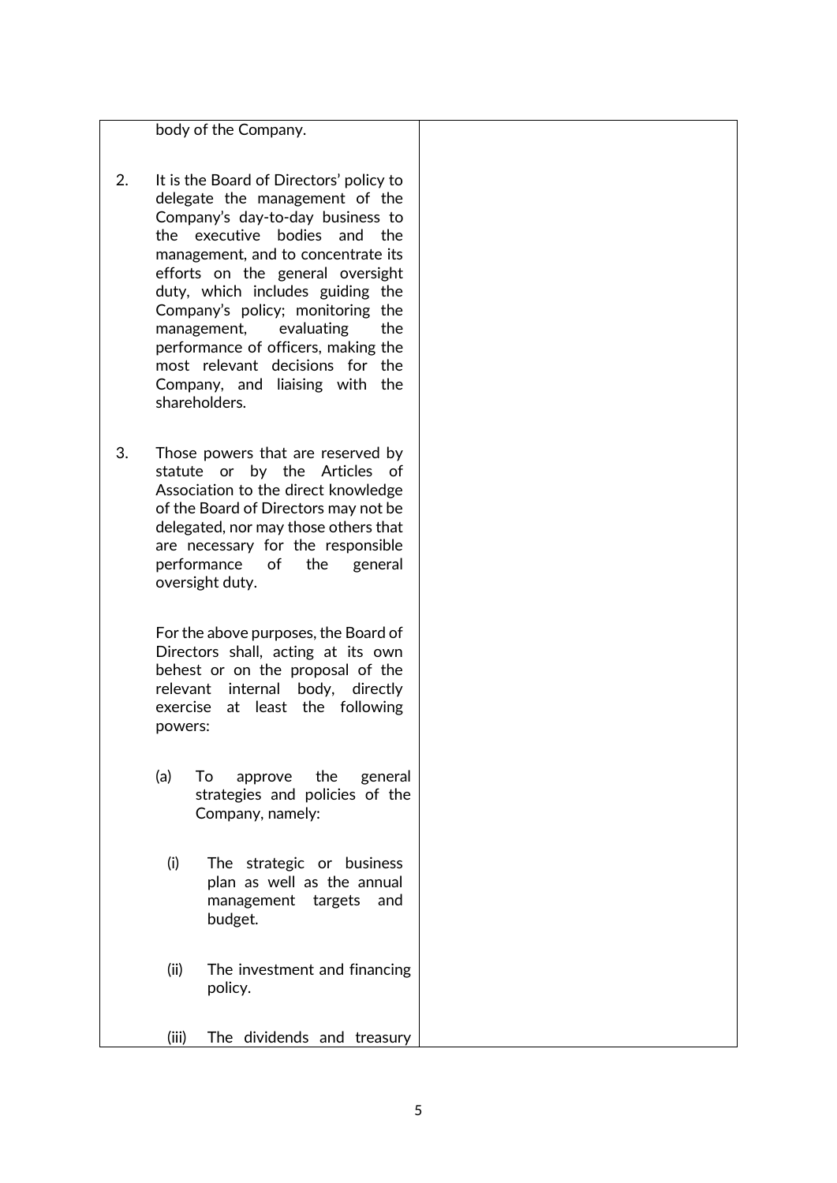| | |
|---|---|
| body of the Company.<br><br>2. It is the Board of Directors' policy to delegate the management of the Company's day-to-day business to the executive bodies and the management, and to concentrate its efforts on the general oversight duty, which includes guiding the Company's policy; monitoring the management, evaluating the performance of officers, making the most relevant decisions for the Company, and liaising with the shareholders.<br><br>3. Those powers that are reserved by statute or by the Articles of Association to the direct knowledge of the Board of Directors may not be delegated, nor may those others that are necessary for the responsible performance of the general oversight duty.<br><br>For the above purposes, the Board of Directors shall, acting at its own behest or on the proposal of the relevant internal body, directly exercise at least the following powers:<br><br>(a) To approve the general strategies and policies of the Company, namely:<br><br>(i) The strategic or business plan as well as the annual management targets and budget.<br><br>(ii) The investment and financing policy.<br><br>(iii) The dividends and treasury | |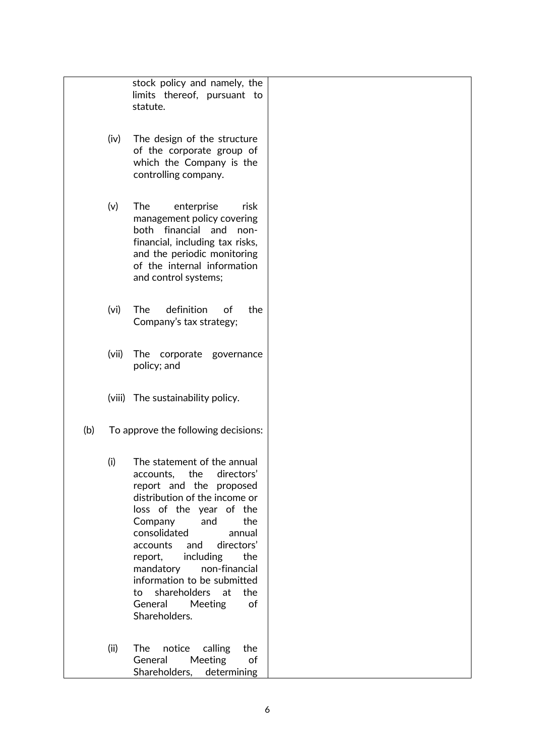| | |
|---|---|
| stock policy and namely, the limits thereof, pursuant to statute.<br><br>(iv) The design of the structure of the corporate group of which the Company is the controlling company.<br><br>(v) The enterprise risk management policy covering both financial and non-financial, including tax risks, and the periodic monitoring of the internal information and control systems;<br><br>(vi) The definition of the Company's tax strategy;<br><br>(vii) The corporate governance policy; and<br><br>(viii) The sustainability policy.<br><br>(b) To approve the following decisions:<br><br>(i) The statement of the annual accounts, the directors' report and the proposed distribution of the income or loss of the year of the Company and the consolidated annual accounts and directors' report, including the mandatory non-financial information to be submitted to shareholders at the General Meeting of Shareholders.<br><br>(ii) The notice calling the General Meeting of Shareholders, determining | |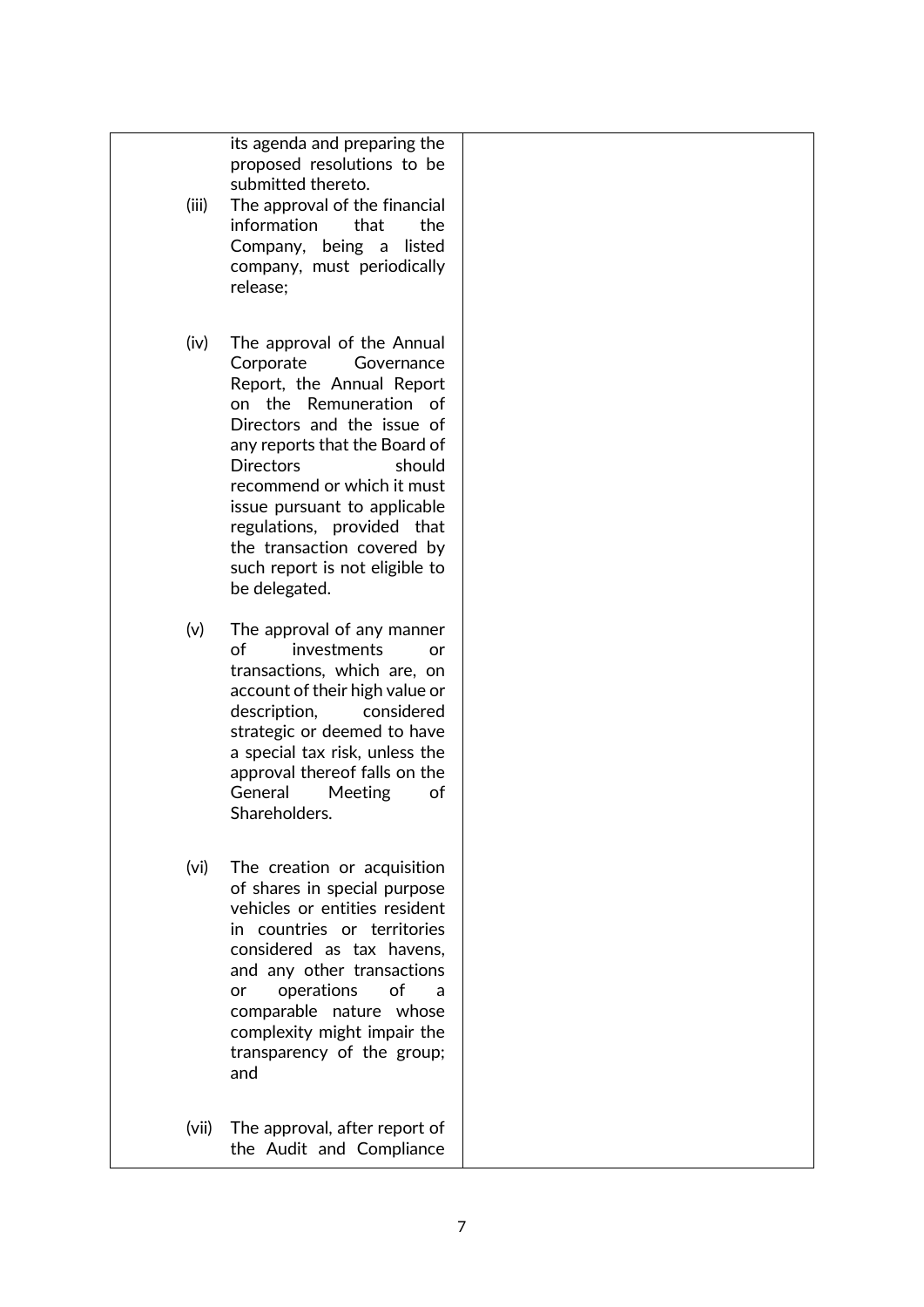| | |
|---|---|
| its agenda and preparing the proposed resolutions to be submitted thereto.<br>(iii) The approval of the financial information that the Company, being a listed company, must periodically release;<br><br>(iv) The approval of the Annual Corporate Governance Report, the Annual Report on the Remuneration of Directors and the issue of any reports that the Board of Directors should recommend or which it must issue pursuant to applicable regulations, provided that the transaction covered by such report is not eligible to be delegated.<br><br>(v) The approval of any manner of investments or transactions, which are, on account of their high value or description, considered strategic or deemed to have a special tax risk, unless the approval thereof falls on the General Meeting of Shareholders.<br><br>(vi) The creation or acquisition of shares in special purpose vehicles or entities resident in countries or territories considered as tax havens, and any other transactions or operations of a comparable nature whose complexity might impair the transparency of the group; and<br><br>(vii) The approval, after report of the Audit and Compliance | |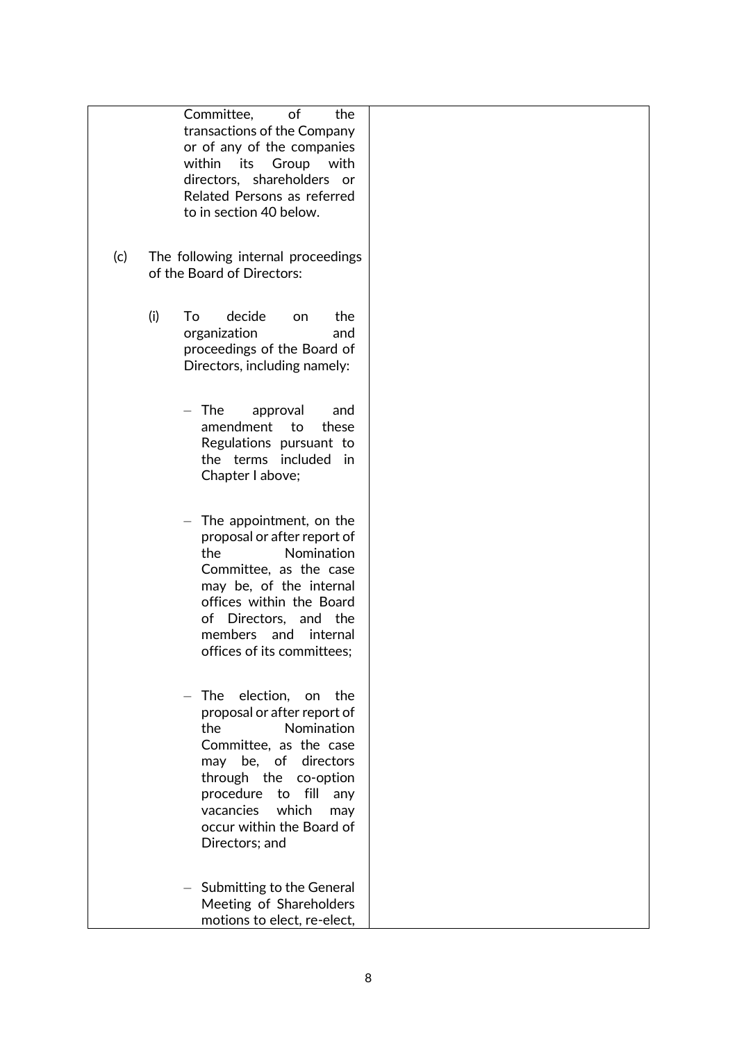| | |
|---|---|
| Committee, of the transactions of the Company or of any of the companies within its Group with directors, shareholders or Related Persons as referred to in section 40 below.<br><br>(c) The following internal proceedings of the Board of Directors:<br><br>(i) To decide on the organization and proceedings of the Board of Directors, including namely:<br><br>– The approval and amendment to these Regulations pursuant to the terms included in Chapter I above;<br><br>– The appointment, on the proposal or after report of the Nomination Committee, as the case may be, of the internal offices within the Board of Directors, and the members and internal offices of its committees;<br><br>– The election, on the proposal or after report of the Nomination Committee, as the case may be, of directors through the co-option procedure to fill any vacancies which may occur within the Board of Directors; and<br><br>– Submitting to the General Meeting of Shareholders motions to elect, re-elect, | |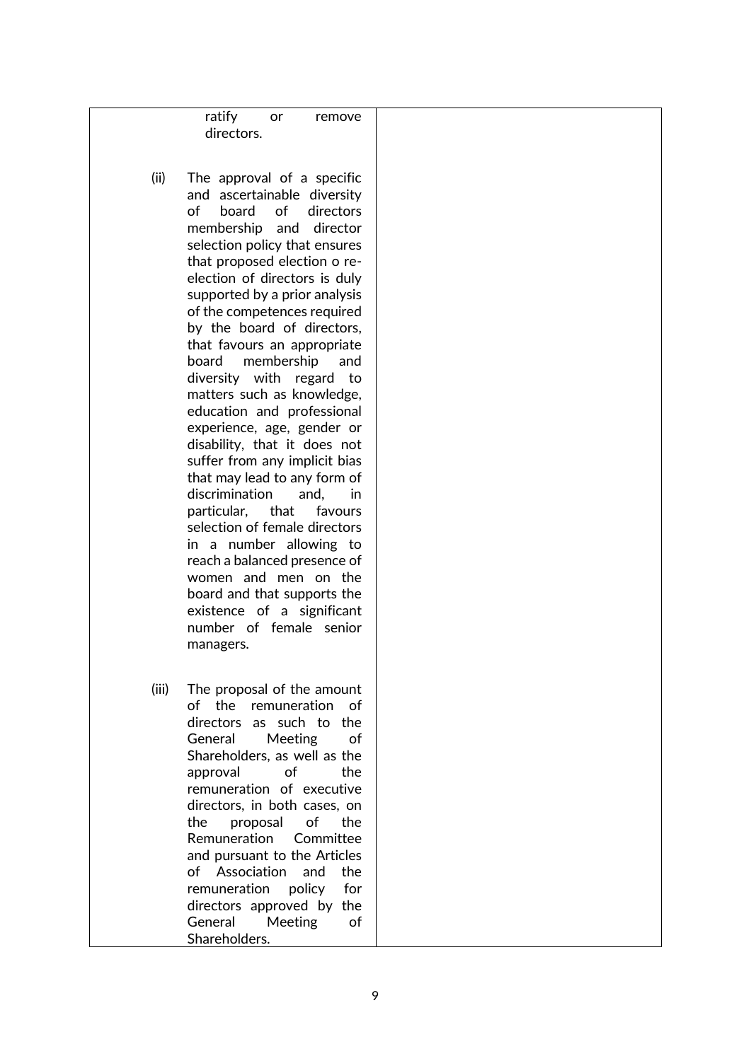| | |
|---|---|
| ratify or remove directors.<br><br>(ii) The approval of a specific and ascertainable diversity of board of directors membership and director selection policy that ensures that proposed election o re-election of directors is duly supported by a prior analysis of the competences required by the board of directors, that favours an appropriate board membership and diversity with regard to matters such as knowledge, education and professional experience, age, gender or disability, that it does not suffer from any implicit bias that may lead to any form of discrimination and, in particular, that favours selection of female directors in a number allowing to reach a balanced presence of women and men on the board and that supports the existence of a significant number of female senior managers.<br><br>(iii) The proposal of the amount of the remuneration of directors as such to the General Meeting of Shareholders, as well as the approval of the remuneration of executive directors, in both cases, on the proposal of the Remuneration Committee and pursuant to the Articles of Association and the remuneration policy for directors approved by the General Meeting of Shareholders. | |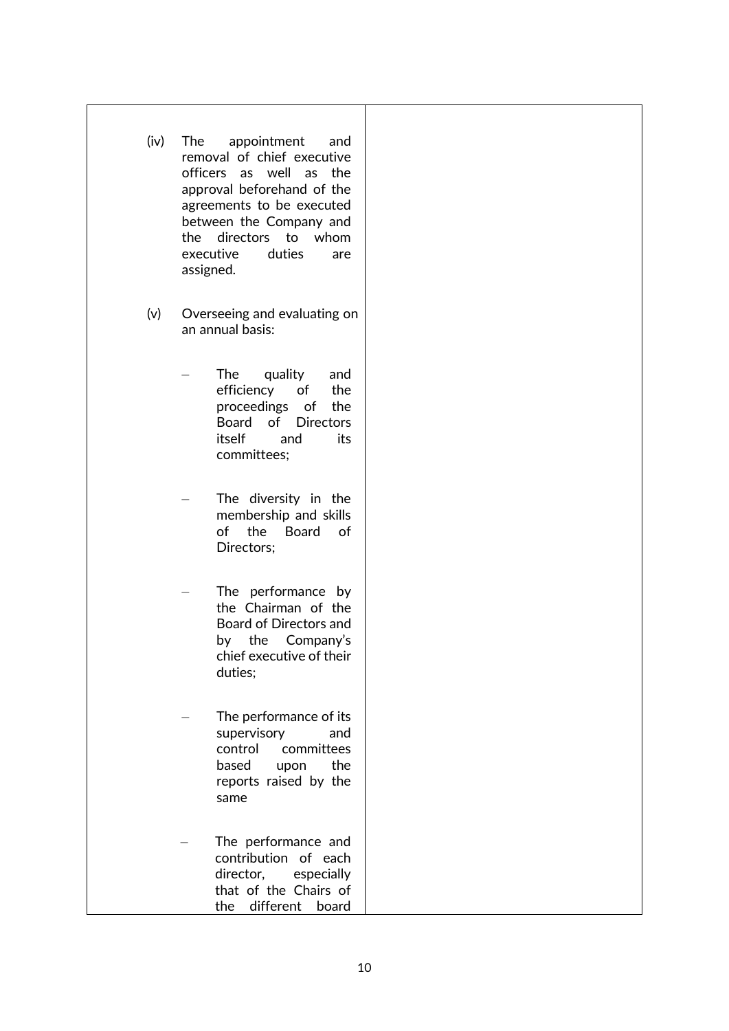| | |
|---|---|
| (iv) The appointment and removal of chief executive officers as well as the approval beforehand of the agreements to be executed between the Company and the directors to whom executive duties are assigned.<br><br>(v) Overseeing and evaluating on an annual basis:<br><br>– The quality and efficiency of the proceedings of the Board of Directors itself and its committees;<br><br>– The diversity in the membership and skills of the Board of Directors;<br><br>– The performance by the Chairman of the Board of Directors and by the Company's chief executive of their duties;<br><br>– The performance of its supervisory and control committees based upon the reports raised by the same<br><br>– The performance and contribution of each director, especially that of the Chairs of the different board | |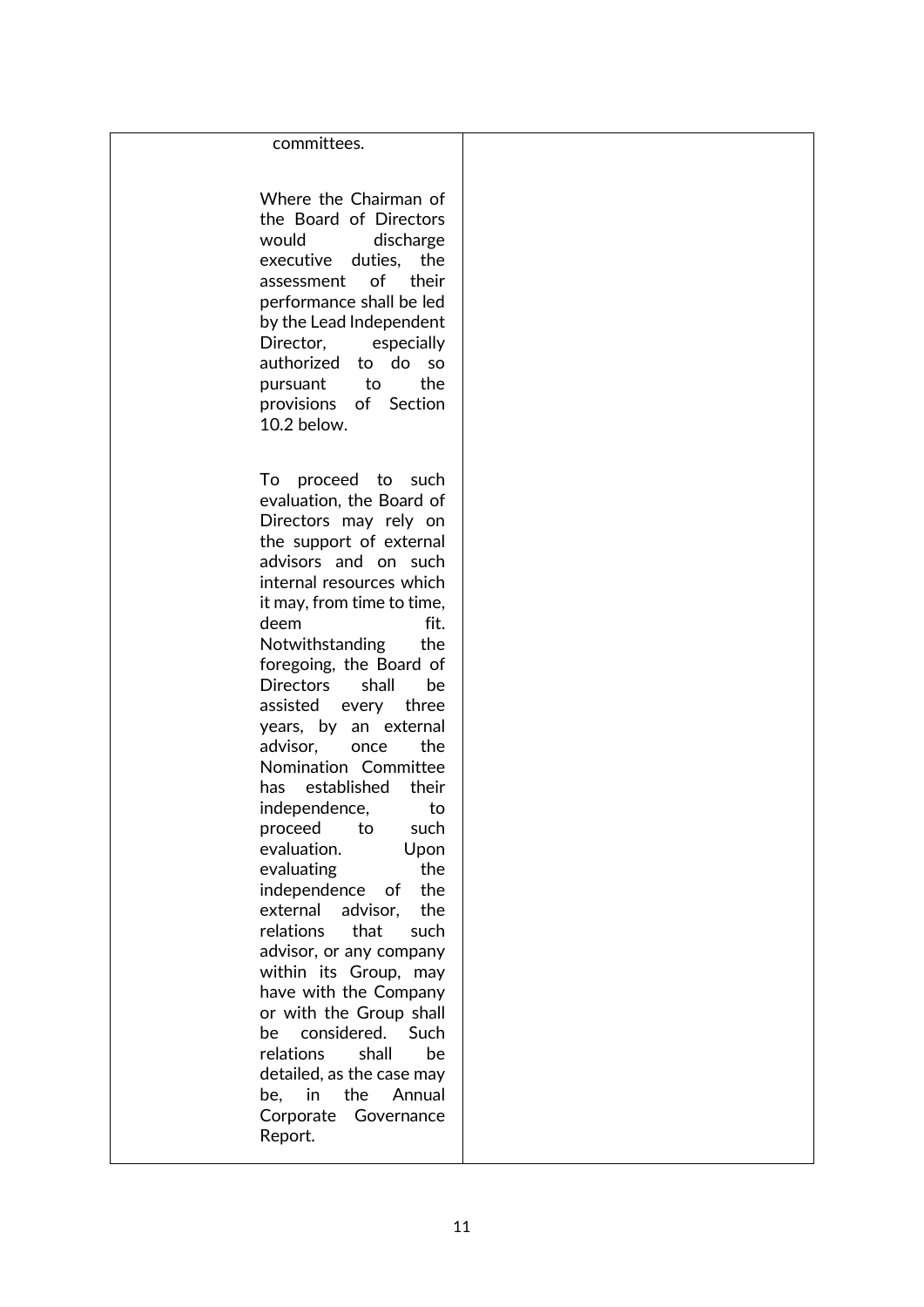| | |
|---|---|
| committees.<br><br>Where the Chairman of the Board of Directors would discharge executive duties, the assessment of their performance shall be led by the Lead Independent Director, especially authorized to do so pursuant to the provisions of Section 10.2 below.<br><br>To proceed to such evaluation, the Board of Directors may rely on the support of external advisors and on such internal resources which it may, from time to time, deem fit. Notwithstanding the foregoing, the Board of Directors shall be assisted every three years, by an external advisor, once the Nomination Committee has established their independence, to proceed to such evaluation. Upon evaluating the independence of the external advisor, the relations that such advisor, or any company within its Group, may have with the Company or with the Group shall be considered. Such relations shall be detailed, as the case may be, in the Annual Corporate Governance Report. | |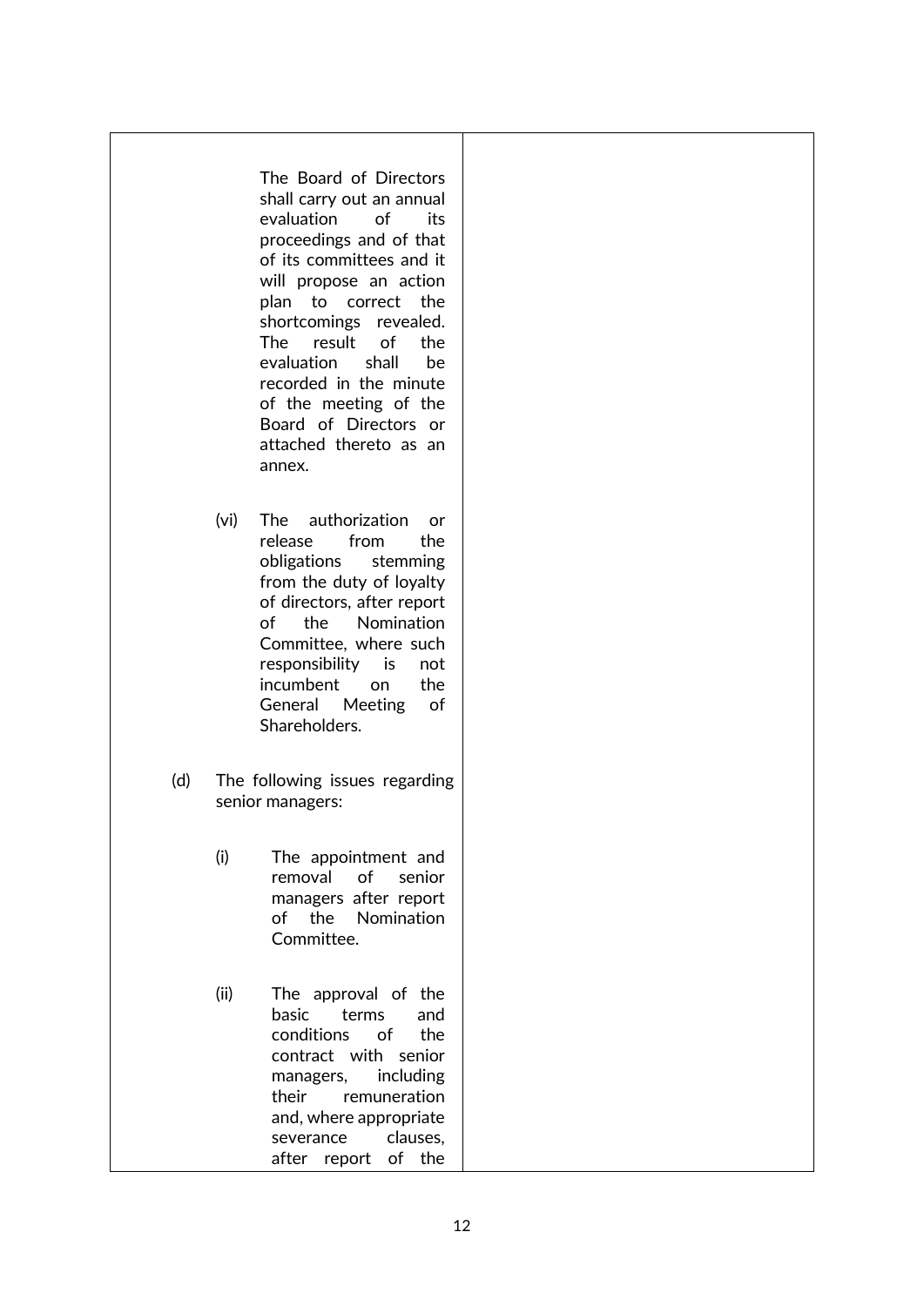| | |
|---|---|
| The Board of Directors shall carry out an annual evaluation of its proceedings and of that of its committees and it will propose an action plan to correct the shortcomings revealed. The result of the evaluation shall be recorded in the minute of the meeting of the Board of Directors or attached thereto as an annex.<br><br>(vi) The authorization or release from the obligations stemming from the duty of loyalty of directors, after report of the Nomination Committee, where such responsibility is not incumbent on the General Meeting of Shareholders.<br><br>(d) The following issues regarding senior managers:<br><br>(i) The appointment and removal of senior managers after report of the Nomination Committee.<br><br>(ii) The approval of the basic terms and conditions of the contract with senior managers, including their remuneration and, where appropriate severance clauses, after report of the | |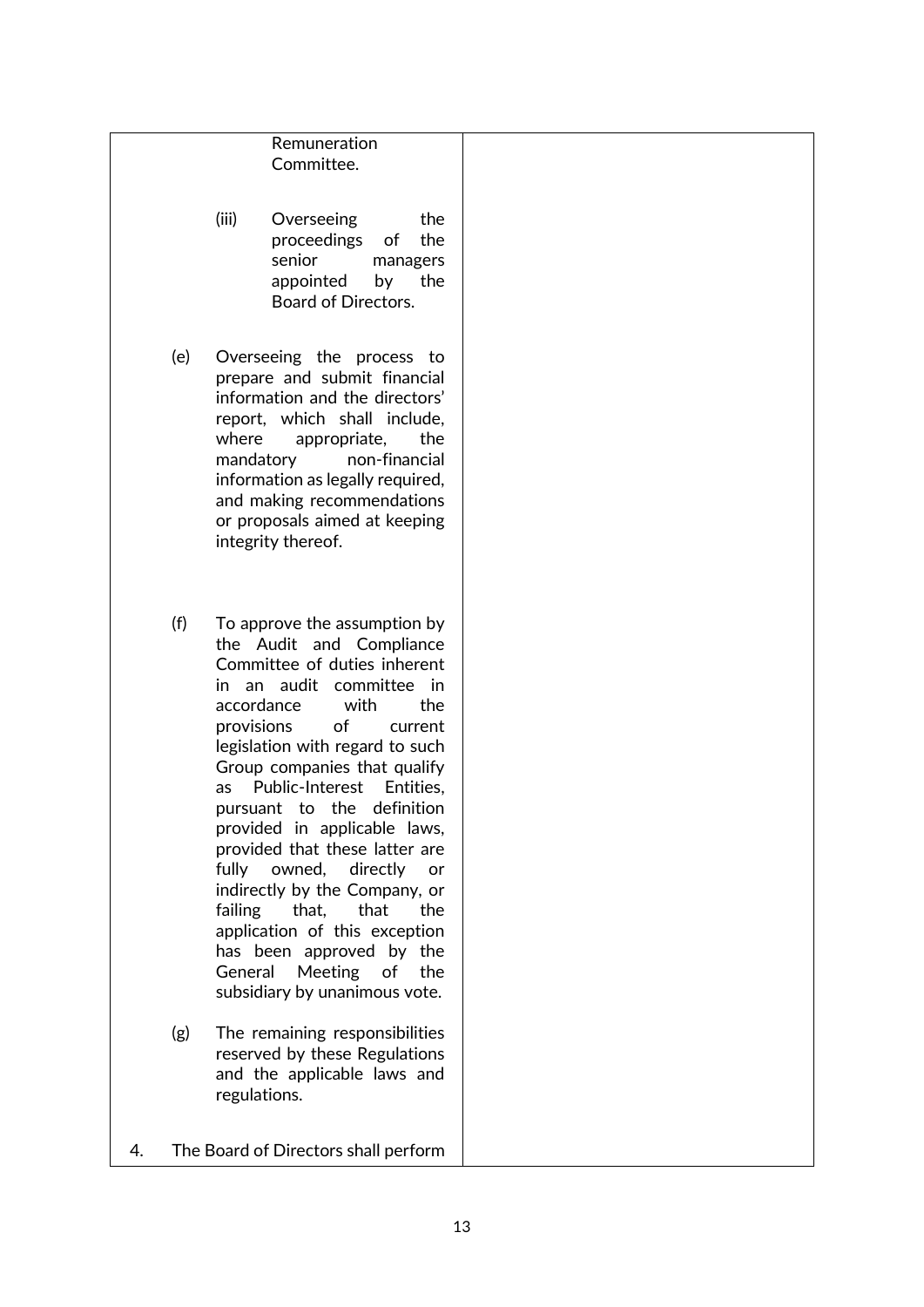| | |
|---|---|
| Remuneration Committee.<br><br>(iii) Overseeing the proceedings of the senior managers appointed by the Board of Directors.<br><br>(e) Overseeing the process to prepare and submit financial information and the directors' report, which shall include, where appropriate, the mandatory non-financial information as legally required, and making recommendations or proposals aimed at keeping integrity thereof.<br><br>(f) To approve the assumption by the Audit and Compliance Committee of duties inherent in an audit committee in accordance with the provisions of current legislation with regard to such Group companies that qualify as Public-Interest Entities, pursuant to the definition provided in applicable laws, provided that these latter are fully owned, directly or indirectly by the Company, or failing that, that the application of this exception has been approved by the General Meeting of the subsidiary by unanimous vote.<br><br>(g) The remaining responsibilities reserved by these Regulations and the applicable laws and regulations.<br><br>4. The Board of Directors shall perform | |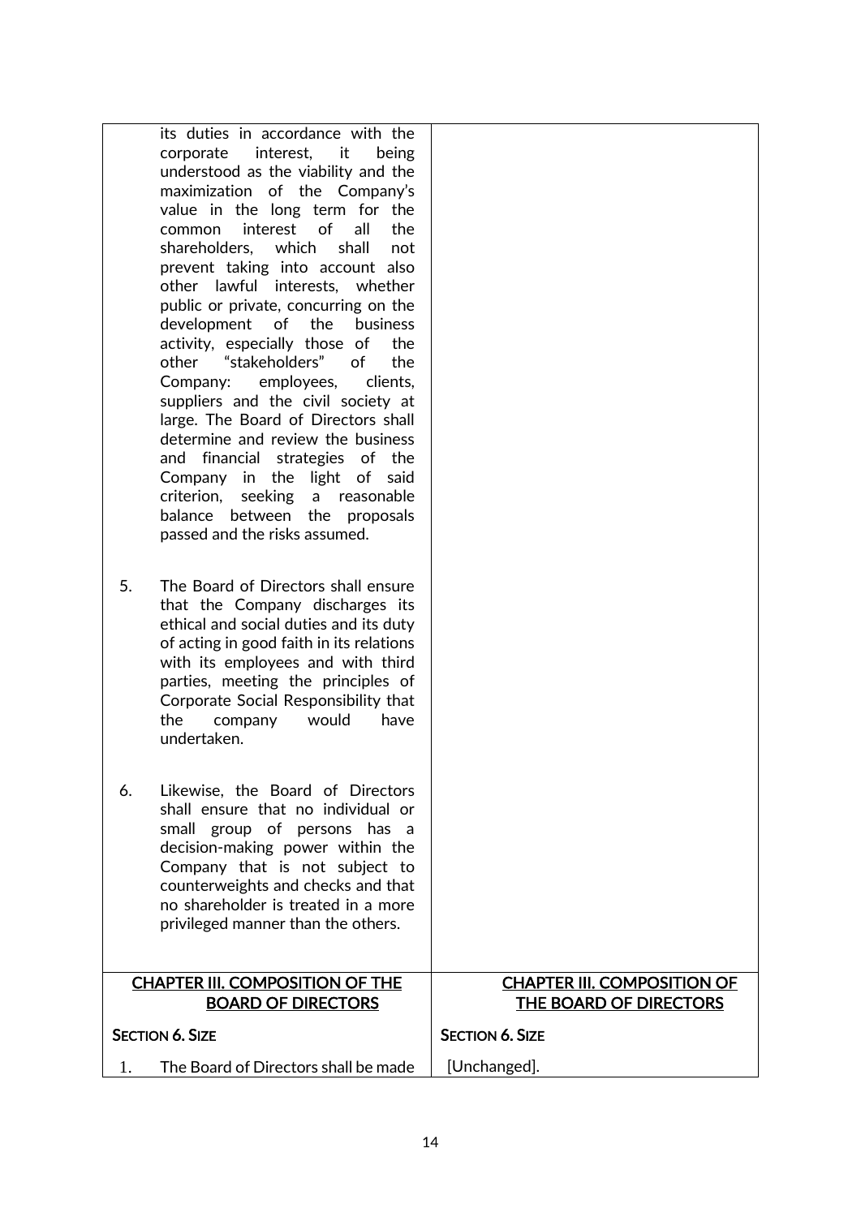| | |
|---|---|
| its duties in accordance with the corporate interest, it being understood as the viability and the maximization of the Company's value in the long term for the common interest of all the shareholders, which shall not prevent taking into account also other lawful interests, whether public or private, concurring on the development of the business activity, especially those of the other "stakeholders" of the Company: employees, clients, suppliers and the civil society at large. The Board of Directors shall determine and review the business and financial strategies of the Company in the light of said criterion, seeking a reasonable balance between the proposals passed and the risks assumed.<br><br>5. The Board of Directors shall ensure that the Company discharges its ethical and social duties and its duty of acting in good faith in its relations with its employees and with third parties, meeting the principles of Corporate Social Responsibility that the company would have undertaken.<br><br>6. Likewise, the Board of Directors shall ensure that no individual or small group of persons has a decision-making power within the Company that is not subject to counterweights and checks and that no shareholder is treated in a more privileged manner than the others. | |
| <u>CHAPTER III. COMPOSITION OF THE BOARD OF DIRECTORS</u> | <u>CHAPTER III. COMPOSITION OF THE BOARD OF DIRECTORS</u> |
| SECTION 6. SIZE | SECTION 6. SIZE |
| 1. The Board of Directors shall be made | [Unchanged]. |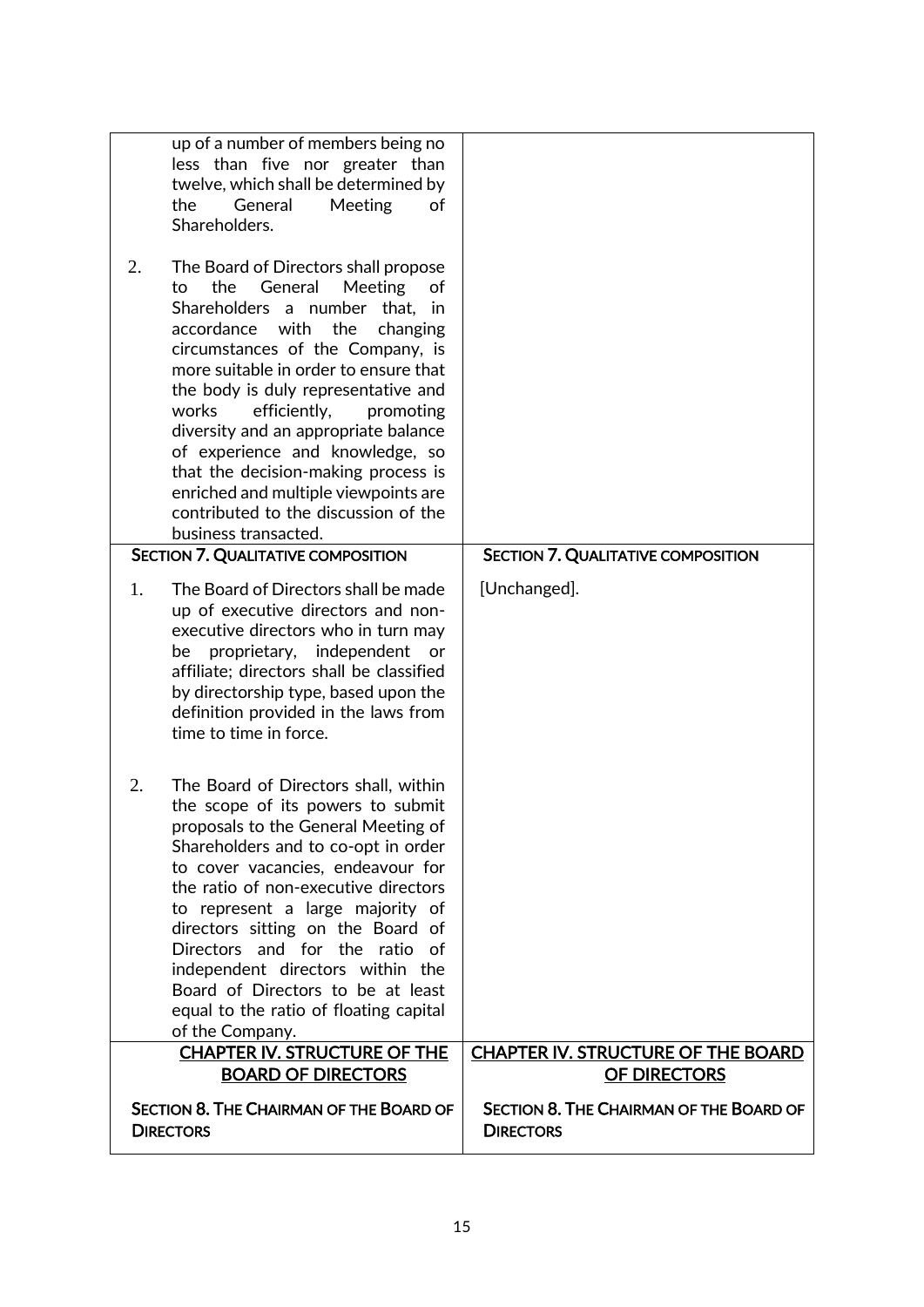| | |
|---|---|
| up of a number of members being no less than five nor greater than twelve, which shall be determined by the General Meeting of Shareholders.<br><br>2. The Board of Directors shall propose to the General Meeting of Shareholders a number that, in accordance with the changing circumstances of the Company, is more suitable in order to ensure that the body is duly representative and works efficiently, promoting diversity and an appropriate balance of experience and knowledge, so that the decision-making process is enriched and multiple viewpoints are contributed to the discussion of the business transacted. | |
| **SECTION 7. QUALITATIVE COMPOSITION** | **SECTION 7. QUALITATIVE COMPOSITION** |
| 1. The Board of Directors shall be made up of executive directors and non-executive directors who in turn may be proprietary, independent or affiliate; directors shall be classified by directorship type, based upon the definition provided in the laws from time to time in force.<br><br>2. The Board of Directors shall, within the scope of its powers to submit proposals to the General Meeting of Shareholders and to co-opt in order to cover vacancies, endeavour for the ratio of non-executive directors to represent a large majority of directors sitting on the Board of Directors and for the ratio of independent directors within the Board of Directors to be at least equal to the ratio of floating capital of the Company. | [Unchanged]. |
| **<u>CHAPTER IV. STRUCTURE OF THE BOARD OF DIRECTORS</u>**<br><br>**SECTION 8. THE CHAIRMAN OF THE BOARD OF DIRECTORS** | **<u>CHAPTER IV. STRUCTURE OF THE BOARD OF DIRECTORS</u>**<br><br>**SECTION 8. THE CHAIRMAN OF THE BOARD OF DIRECTORS** |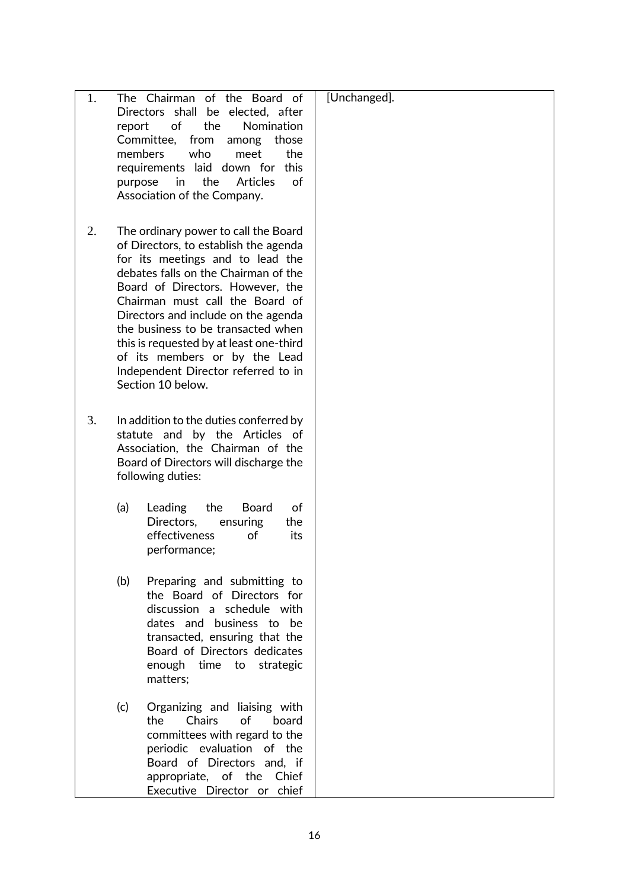| | |
|---|---|
| 1. The Chairman of the Board of Directors shall be elected, after report of the Nomination Committee, from among those members who meet the requirements laid down for this purpose in the Articles of Association of the Company.<br><br>2. The ordinary power to call the Board of Directors, to establish the agenda for its meetings and to lead the debates falls on the Chairman of the Board of Directors. However, the Chairman must call the Board of Directors and include on the agenda the business to be transacted when this is requested by at least one-third of its members or by the Lead Independent Director referred to in Section 10 below.<br><br>3. In addition to the duties conferred by statute and by the Articles of Association, the Chairman of the Board of Directors will discharge the following duties:<br><br>(a) Leading the Board of Directors, ensuring the effectiveness of its performance;<br><br>(b) Preparing and submitting to the Board of Directors for discussion a schedule with dates and business to be transacted, ensuring that the Board of Directors dedicates enough time to strategic matters;<br><br>(c) Organizing and liaising with the Chairs of board committees with regard to the periodic evaluation of the Board of Directors and, if appropriate, of the Chief Executive Director or chief | [Unchanged]. |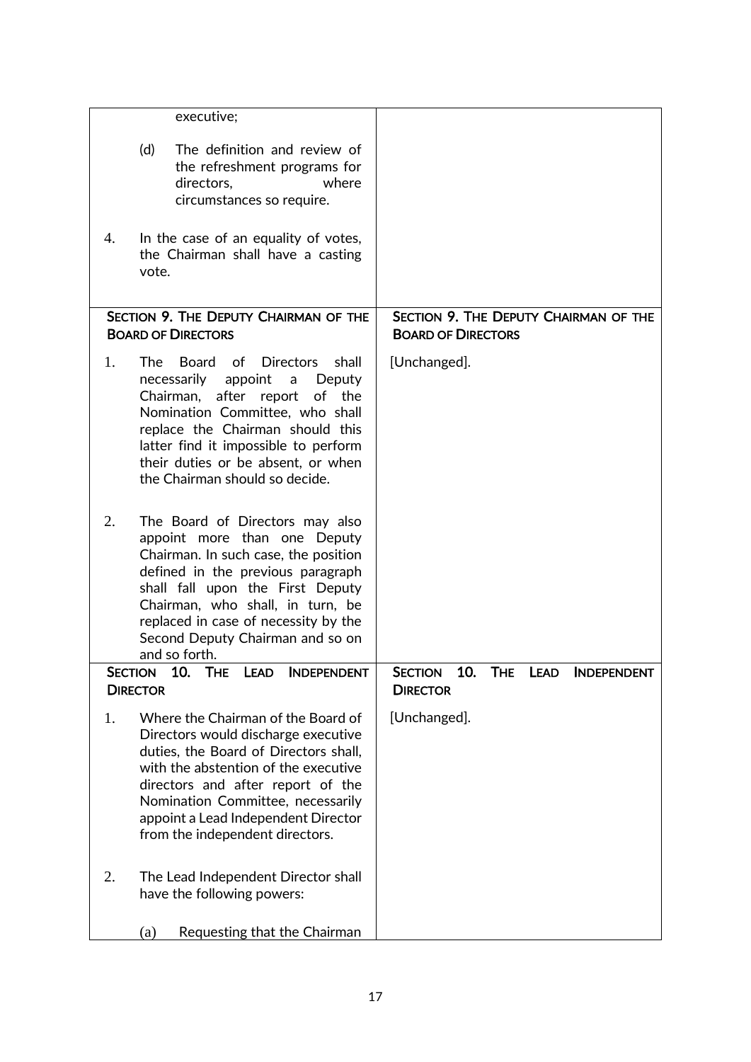| | |
|---|---|
| executive;<br><br>(d) The definition and review of the refreshment programs for directors, where circumstances so require.<br><br>4. In the case of an equality of votes, the Chairman shall have a casting vote. | |
| **SECTION 9. THE DEPUTY CHAIRMAN OF THE BOARD OF DIRECTORS**<br><br>1. The Board of Directors shall necessarily appoint a Deputy Chairman, after report of the Nomination Committee, who shall replace the Chairman should this latter find it impossible to perform their duties or be absent, or when the Chairman should so decide.<br><br>2. The Board of Directors may also appoint more than one Deputy Chairman. In such case, the position defined in the previous paragraph shall fall upon the First Deputy Chairman, who shall, in turn, be replaced in case of necessity by the Second Deputy Chairman and so on and so forth. | **SECTION 9. THE DEPUTY CHAIRMAN OF THE BOARD OF DIRECTORS**<br><br>[Unchanged]. |
| **SECTION 10. THE LEAD INDEPENDENT DIRECTOR**<br><br>1. Where the Chairman of the Board of Directors would discharge executive duties, the Board of Directors shall, with the abstention of the executive directors and after report of the Nomination Committee, necessarily appoint a Lead Independent Director from the independent directors.<br><br>2. The Lead Independent Director shall have the following powers:<br><br>(a) Requesting that the Chairman | **SECTION 10. THE LEAD INDEPENDENT DIRECTOR**<br><br>[Unchanged]. |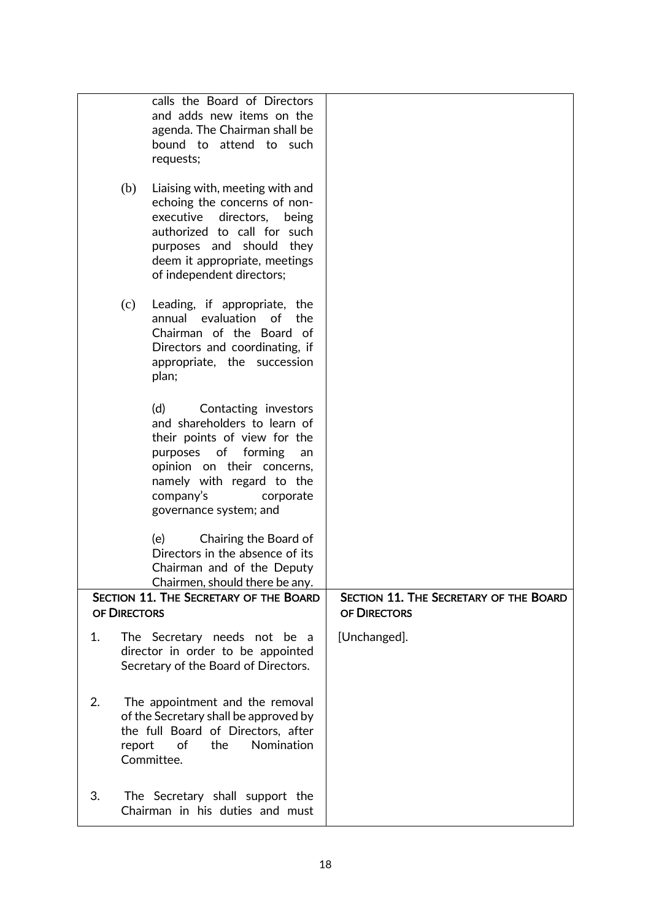| | |
|---|---|
| calls the Board of Directors and adds new items on the agenda. The Chairman shall be bound to attend to such requests;<br><br>(b) Liaising with, meeting with and echoing the concerns of non-executive directors, being authorized to call for such purposes and should they deem it appropriate, meetings of independent directors;<br><br>(c) Leading, if appropriate, the annual evaluation of the Chairman of the Board of Directors and coordinating, if appropriate, the succession plan;<br><br>(d) Contacting investors and shareholders to learn of their points of view for the purposes of forming an opinion on their concerns, namely with regard to the company's corporate governance system; and<br><br>(e) Chairing the Board of Directors in the absence of its Chairman and of the Deputy Chairmen, should there be any. | |
| **SECTION 11. THE SECRETARY OF THE BOARD OF DIRECTORS** | **SECTION 11. THE SECRETARY OF THE BOARD OF DIRECTORS** |
| 1. The Secretary needs not be a director in order to be appointed Secretary of the Board of Directors.<br><br>2. The appointment and the removal of the Secretary shall be approved by the full Board of Directors, after report of the Nomination Committee.<br><br>3. The Secretary shall support the Chairman in his duties and must | [Unchanged]. |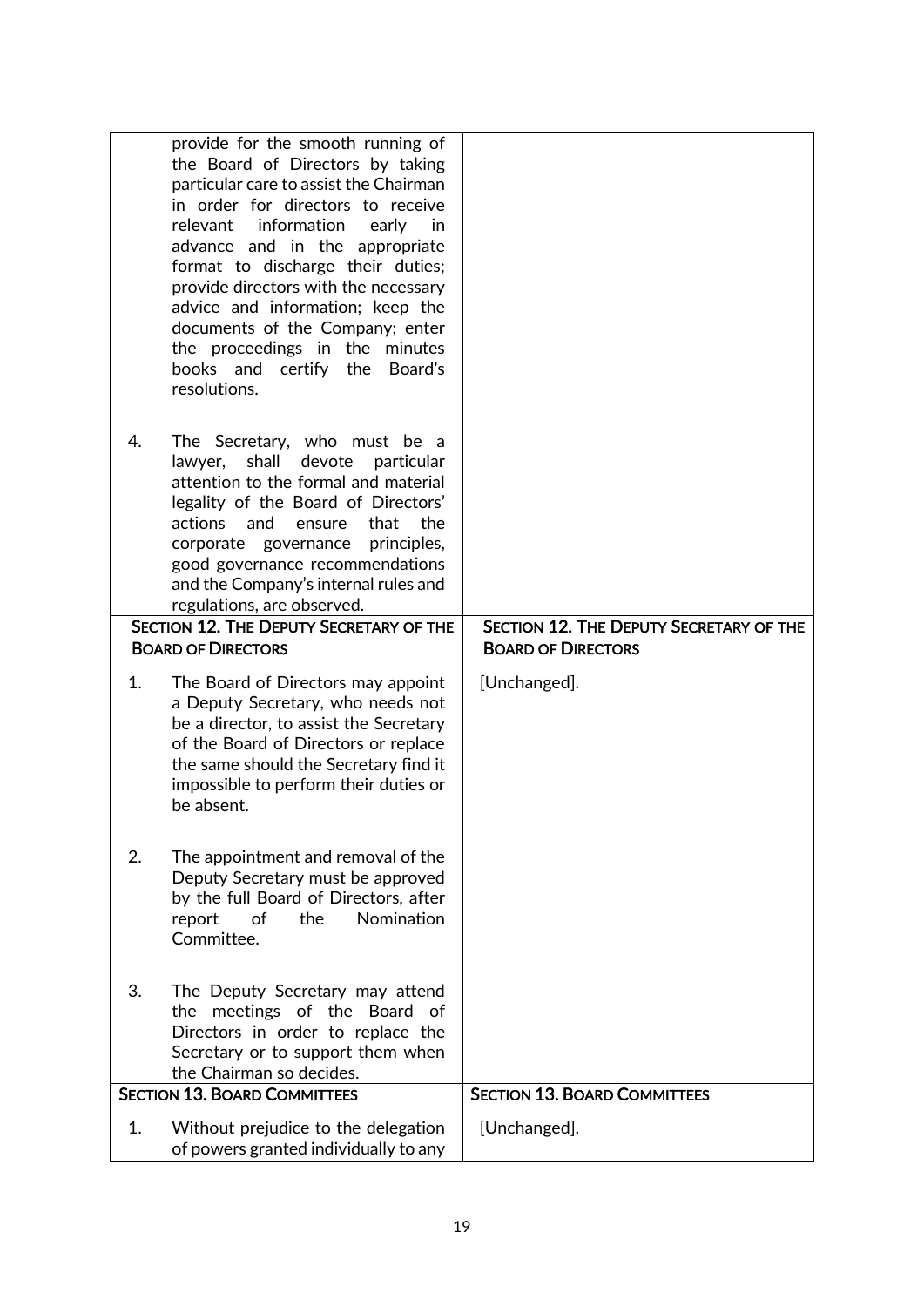| | |
|---|---|
| provide for the smooth running of the Board of Directors by taking particular care to assist the Chairman in order for directors to receive relevant information early in advance and in the appropriate format to discharge their duties; provide directors with the necessary advice and information; keep the documents of the Company; enter the proceedings in the minutes books and certify the Board's resolutions.<br><br>4. The Secretary, who must be a lawyer, shall devote particular attention to the formal and material legality of the Board of Directors' actions and ensure that the corporate governance principles, good governance recommendations and the Company's internal rules and regulations, are observed. | |
| **SECTION 12. THE DEPUTY SECRETARY OF THE BOARD OF DIRECTORS** | **SECTION 12. THE DEPUTY SECRETARY OF THE BOARD OF DIRECTORS** |
| 1. The Board of Directors may appoint a Deputy Secretary, who needs not be a director, to assist the Secretary of the Board of Directors or replace the same should the Secretary find it impossible to perform their duties or be absent.<br><br>2. The appointment and removal of the Deputy Secretary must be approved by the full Board of Directors, after report of the Nomination Committee.<br><br>3. The Deputy Secretary may attend the meetings of the Board of Directors in order to replace the Secretary or to support them when the Chairman so decides. | [Unchanged]. |
| **SECTION 13. BOARD COMMITTEES** | **SECTION 13. BOARD COMMITTEES** |
| 1. Without prejudice to the delegation of powers granted individually to any | [Unchanged]. |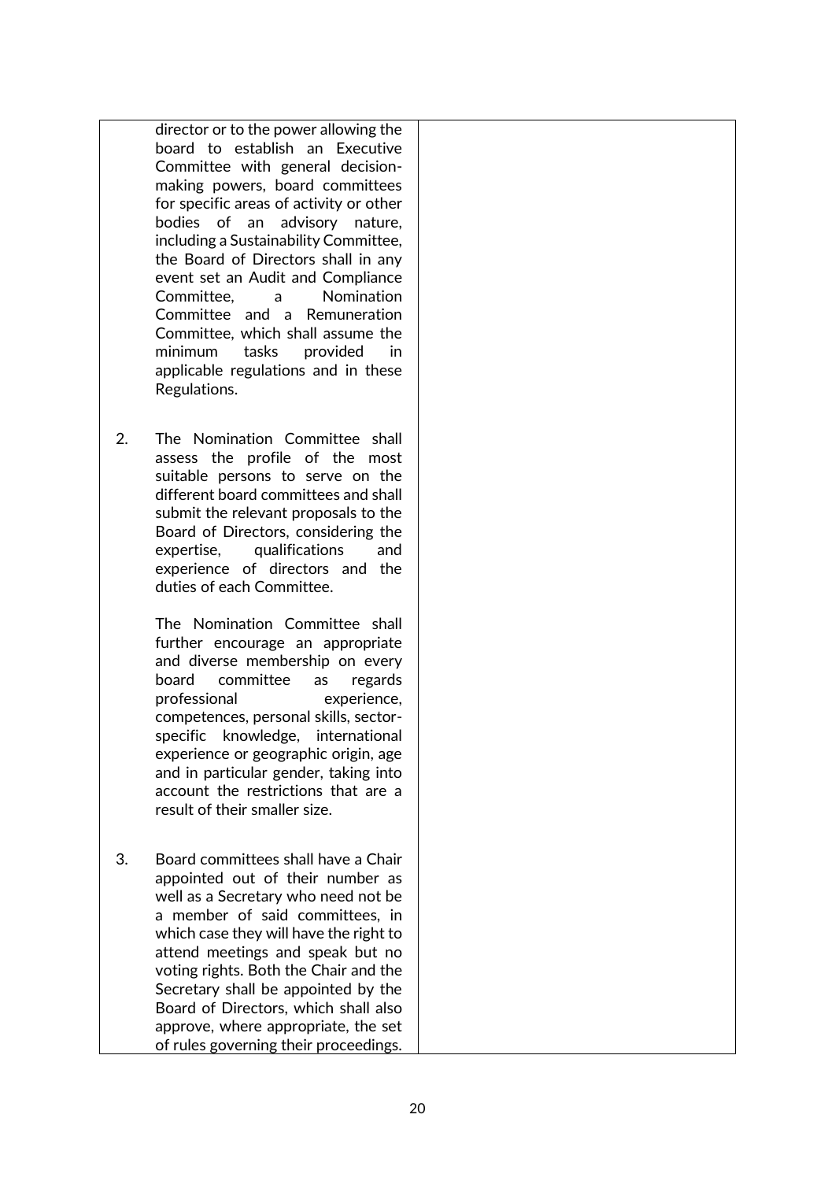| | |
|---|---|
| director or to the power allowing the board to establish an Executive Committee with general decision-making powers, board committees for specific areas of activity or other bodies of an advisory nature, including a Sustainability Committee, the Board of Directors shall in any event set an Audit and Compliance Committee, a Nomination Committee and a Remuneration Committee, which shall assume the minimum tasks provided in applicable regulations and in these Regulations.<br><br>2. The Nomination Committee shall assess the profile of the most suitable persons to serve on the different board committees and shall submit the relevant proposals to the Board of Directors, considering the expertise, qualifications and experience of directors and the duties of each Committee.<br><br>The Nomination Committee shall further encourage an appropriate and diverse membership on every board committee as regards professional experience, competences, personal skills, sector-specific knowledge, international experience or geographic origin, age and in particular gender, taking into account the restrictions that are a result of their smaller size.<br><br>3. Board committees shall have a Chair appointed out of their number as well as a Secretary who need not be a member of said committees, in which case they will have the right to attend meetings and speak but no voting rights. Both the Chair and the Secretary shall be appointed by the Board of Directors, which shall also approve, where appropriate, the set of rules governing their proceedings. | |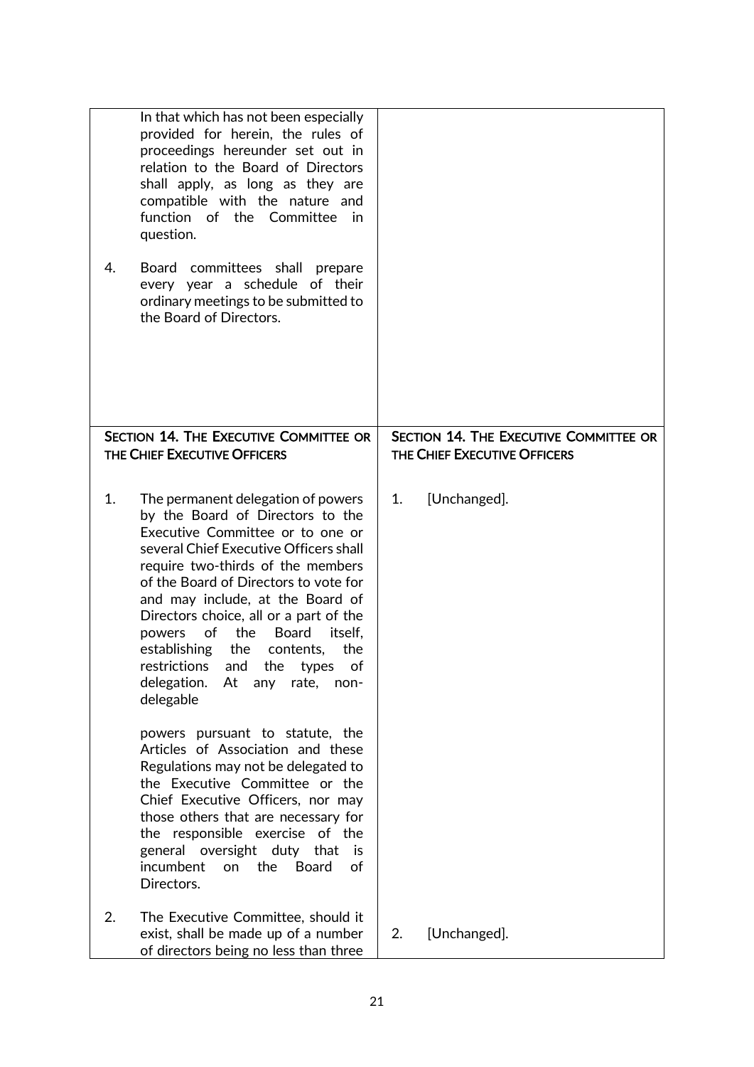| | |
|---|---|
| In that which has not been especially provided for herein, the rules of proceedings hereunder set out in relation to the Board of Directors shall apply, as long as they are compatible with the nature and function of the Committee in question.<br><br>4. Board committees shall prepare every year a schedule of their ordinary meetings to be submitted to the Board of Directors. | |
| **SECTION 14. THE EXECUTIVE COMMITTEE OR THE CHIEF EXECUTIVE OFFICERS** | **SECTION 14. THE EXECUTIVE COMMITTEE OR THE CHIEF EXECUTIVE OFFICERS** |
| 1. The permanent delegation of powers by the Board of Directors to the Executive Committee or to one or several Chief Executive Officers shall require two-thirds of the members of the Board of Directors to vote for and may include, at the Board of Directors choice, all or a part of the powers of the Board itself, establishing the contents, the restrictions and the types of delegation. At any rate, non-delegable<br><br>powers pursuant to statute, the Articles of Association and these Regulations may not be delegated to the Executive Committee or the Chief Executive Officers, nor may those others that are necessary for the responsible exercise of the general oversight duty that is incumbent on the Board of Directors. | 1. [Unchanged]. |
| 2. The Executive Committee, should it exist, shall be made up of a number of directors being no less than three | 2. [Unchanged]. |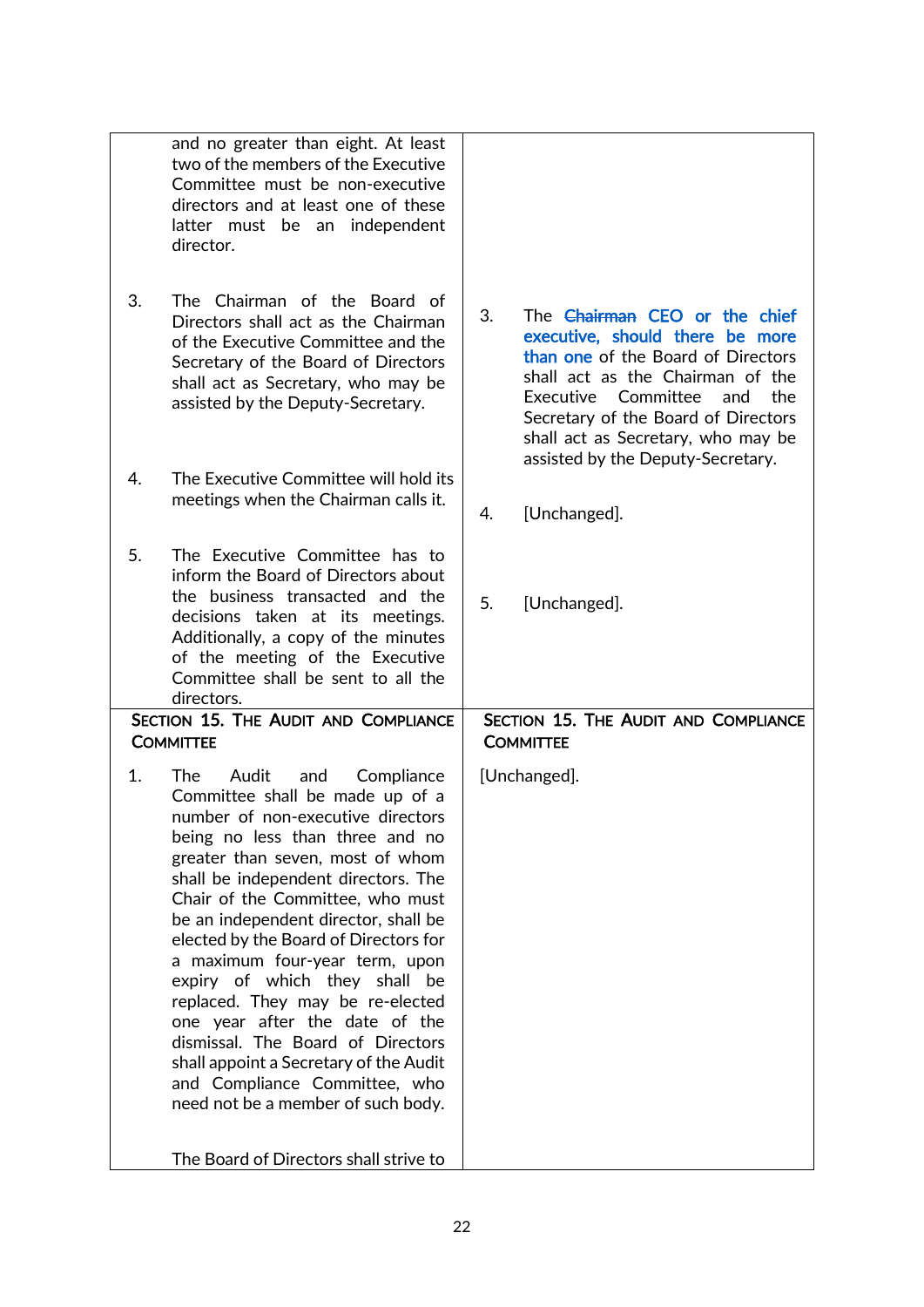| | |
|---|---|
| and no greater than eight. At least two of the members of the Executive Committee must be non-executive directors and at least one of these latter must be an independent director. | |
| 3. The Chairman of the Board of Directors shall act as the Chairman of the Executive Committee and the Secretary of the Board of Directors shall act as Secretary, who may be assisted by the Deputy-Secretary. | 3. The ~~Chairman~~ CEO or the chief executive, should there be more than one of the Board of Directors shall act as the Chairman of the Executive Committee and the Secretary of the Board of Directors shall act as Secretary, who may be assisted by the Deputy-Secretary. |
| 4. The Executive Committee will hold its meetings when the Chairman calls it. | 4. [Unchanged]. |
| 5. The Executive Committee has to inform the Board of Directors about the business transacted and the decisions taken at its meetings. Additionally, a copy of the minutes of the meeting of the Executive Committee shall be sent to all the directors. | 5. [Unchanged]. |
| **SECTION 15. THE AUDIT AND COMPLIANCE COMMITTEE** | **SECTION 15. THE AUDIT AND COMPLIANCE COMMITTEE** |
| 1. The Audit and Compliance Committee shall be made up of a number of non-executive directors being no less than three and no greater than seven, most of whom shall be independent directors. The Chair of the Committee, who must be an independent director, shall be elected by the Board of Directors for a maximum four-year term, upon expiry of which they shall be replaced. They may be re-elected one year after the date of the dismissal. The Board of Directors shall appoint a Secretary of the Audit and Compliance Committee, who need not be a member of such body.<br><br>The Board of Directors shall strive to | [Unchanged]. |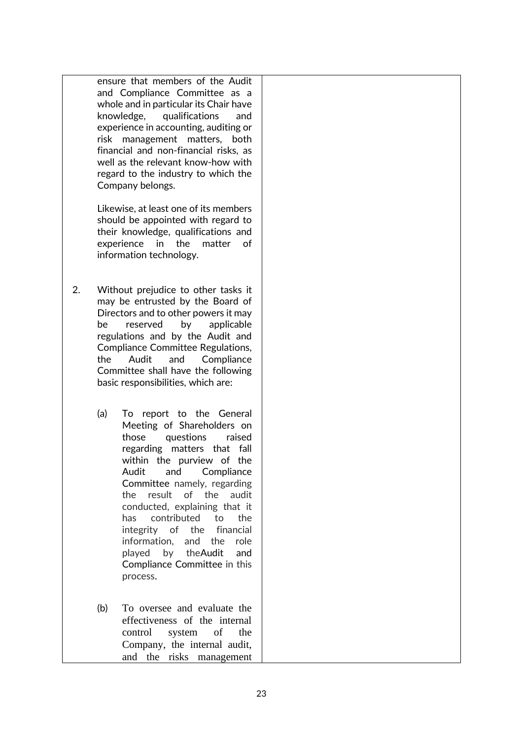| | |
|---|---|
| ensure that members of the Audit and Compliance Committee as a whole and in particular its Chair have knowledge, qualifications and experience in accounting, auditing or risk management matters, both financial and non-financial risks, as well as the relevant know-how with regard to the industry to which the Company belongs.<br><br>Likewise, at least one of its members should be appointed with regard to their knowledge, qualifications and experience in the matter of information technology.<br><br>2. Without prejudice to other tasks it may be entrusted by the Board of Directors and to other powers it may be reserved by applicable regulations and by the Audit and Compliance Committee Regulations, the Audit and Compliance Committee shall have the following basic responsibilities, which are:<br><br>(a) To report to the General Meeting of Shareholders on those questions raised regarding matters that fall within the purview of the Audit and Compliance Committee namely, regarding the result of the audit conducted, explaining that it has contributed to the integrity of the financial information, and the role played by theAudit and Compliance Committee in this process.<br><br>(b) To oversee and evaluate the effectiveness of the internal control system of the Company, the internal audit, and the risks management | |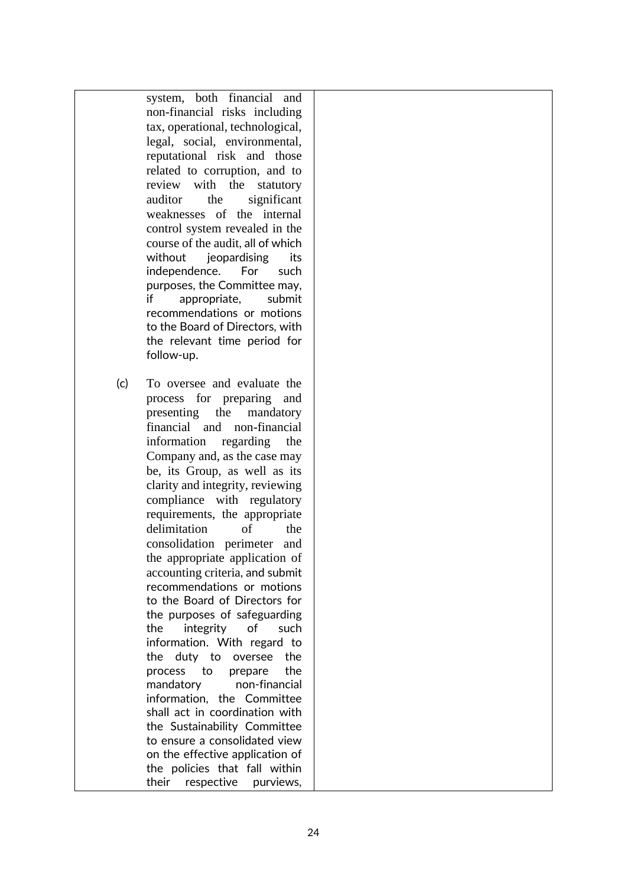| | |
|---|---|
| system, both financial and non-financial risks including tax, operational, technological, legal, social, environmental, reputational risk and those related to corruption, and to review with the statutory auditor the significant weaknesses of the internal control system revealed in the course of the audit, all of which without jeopardising its independence. For such purposes, the Committee may, if appropriate, submit recommendations or motions to the Board of Directors, with the relevant time period for follow-up.<br><br>(c) To oversee and evaluate the process for preparing and presenting the mandatory financial and non-financial information regarding the Company and, as the case may be, its Group, as well as its clarity and integrity, reviewing compliance with regulatory requirements, the appropriate delimitation of the consolidation perimeter and the appropriate application of accounting criteria, and submit recommendations or motions to the Board of Directors for the purposes of safeguarding the integrity of such information. With regard to the duty to oversee the process to prepare the mandatory non-financial information, the Committee shall act in coordination with the Sustainability Committee to ensure a consolidated view on the effective application of the policies that fall within their respective purviews, | |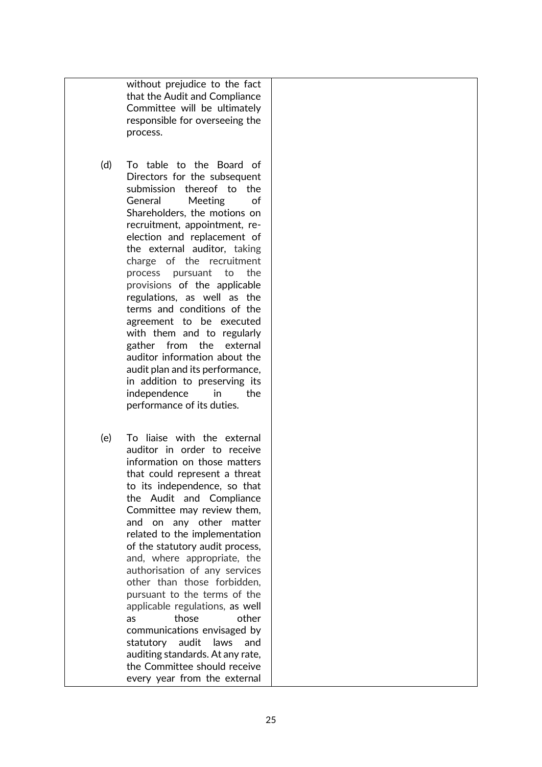| | |
|---|---|
| without prejudice to the fact that the Audit and Compliance Committee will be ultimately responsible for overseeing the process.<br><br>(d) To table to the Board of Directors for the subsequent submission thereof to the General Meeting of Shareholders, the motions on recruitment, appointment, re-election and replacement of the external auditor, taking charge of the recruitment process pursuant to the provisions of the applicable regulations, as well as the terms and conditions of the agreement to be executed with them and to regularly gather from the external auditor information about the audit plan and its performance, in addition to preserving its independence in the performance of its duties.<br><br>(e) To liaise with the external auditor in order to receive information on those matters that could represent a threat to its independence, so that the Audit and Compliance Committee may review them, and on any other matter related to the implementation of the statutory audit process, and, where appropriate, the authorisation of any services other than those forbidden, pursuant to the terms of the applicable regulations, as well as those other communications envisaged by statutory audit laws and auditing standards. At any rate, the Committee should receive every year from the external | |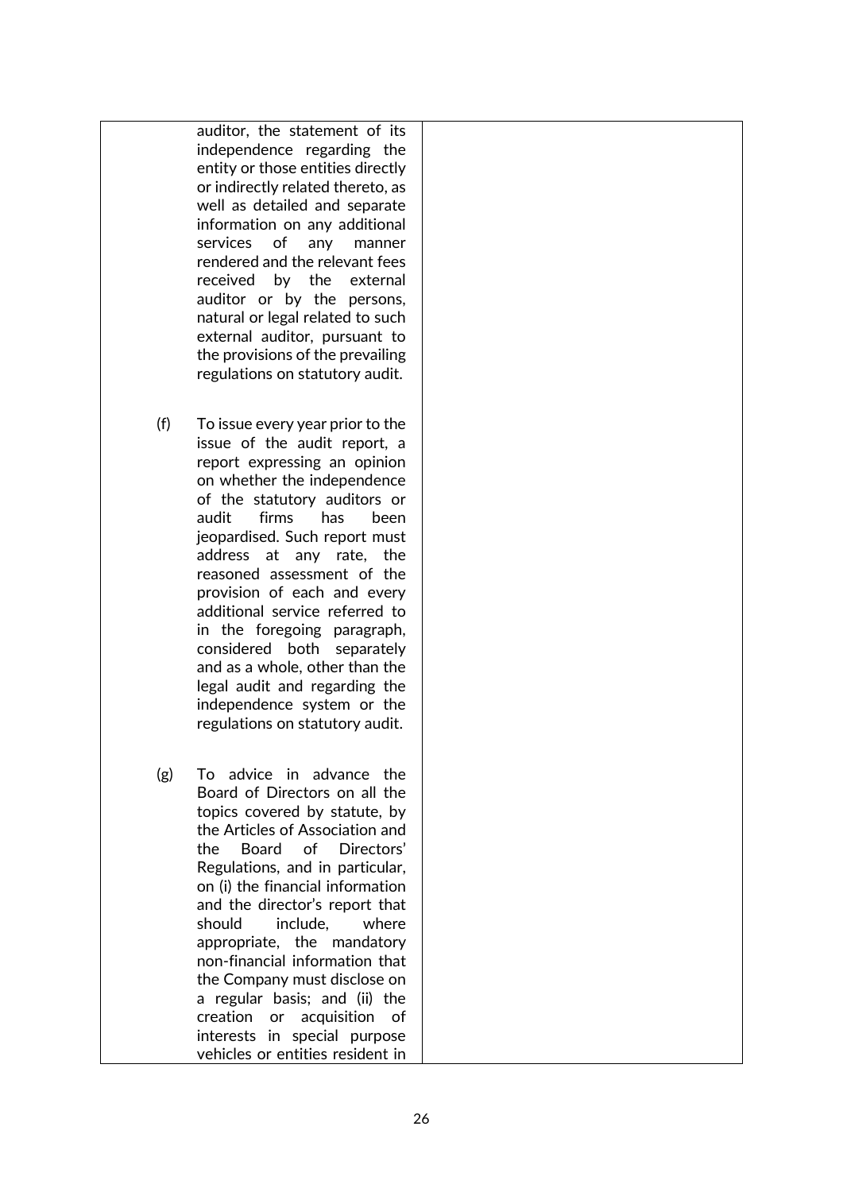| | |
|---|---|
| auditor, the statement of its independence regarding the entity or those entities directly or indirectly related thereto, as well as detailed and separate information on any additional services of any manner rendered and the relevant fees received by the external auditor or by the persons, natural or legal related to such external auditor, pursuant to the provisions of the prevailing regulations on statutory audit.<br><br>(f) To issue every year prior to the issue of the audit report, a report expressing an opinion on whether the independence of the statutory auditors or audit firms has been jeopardised. Such report must address at any rate, the reasoned assessment of the provision of each and every additional service referred to in the foregoing paragraph, considered both separately and as a whole, other than the legal audit and regarding the independence system or the regulations on statutory audit.<br><br>(g) To advice in advance the Board of Directors on all the topics covered by statute, by the Articles of Association and the Board of Directors' Regulations, and in particular, on (i) the financial information and the director's report that should include, where appropriate, the mandatory non-financial information that the Company must disclose on a regular basis; and (ii) the creation or acquisition of interests in special purpose vehicles or entities resident in | |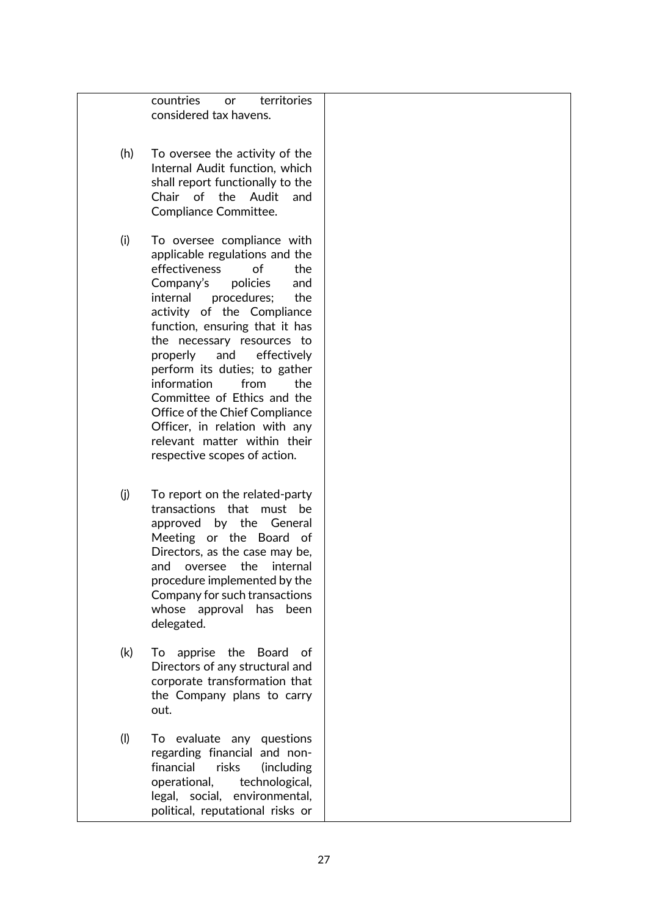| | |
|---|---|
| countries or territories considered tax havens.<br><br>(h) To oversee the activity of the Internal Audit function, which shall report functionally to the Chair of the Audit and Compliance Committee.<br><br>(i) To oversee compliance with applicable regulations and the effectiveness of the Company's policies and internal procedures; the activity of the Compliance function, ensuring that it has the necessary resources to properly and effectively perform its duties; to gather information from the Committee of Ethics and the Office of the Chief Compliance Officer, in relation with any relevant matter within their respective scopes of action.<br><br>(j) To report on the related-party transactions that must be approved by the General Meeting or the Board of Directors, as the case may be, and oversee the internal procedure implemented by the Company for such transactions whose approval has been delegated.<br><br>(k) To apprise the Board of Directors of any structural and corporate transformation that the Company plans to carry out.<br><br>(l) To evaluate any questions regarding financial and non-financial risks (including operational, technological, legal, social, environmental, political, reputational risks or | |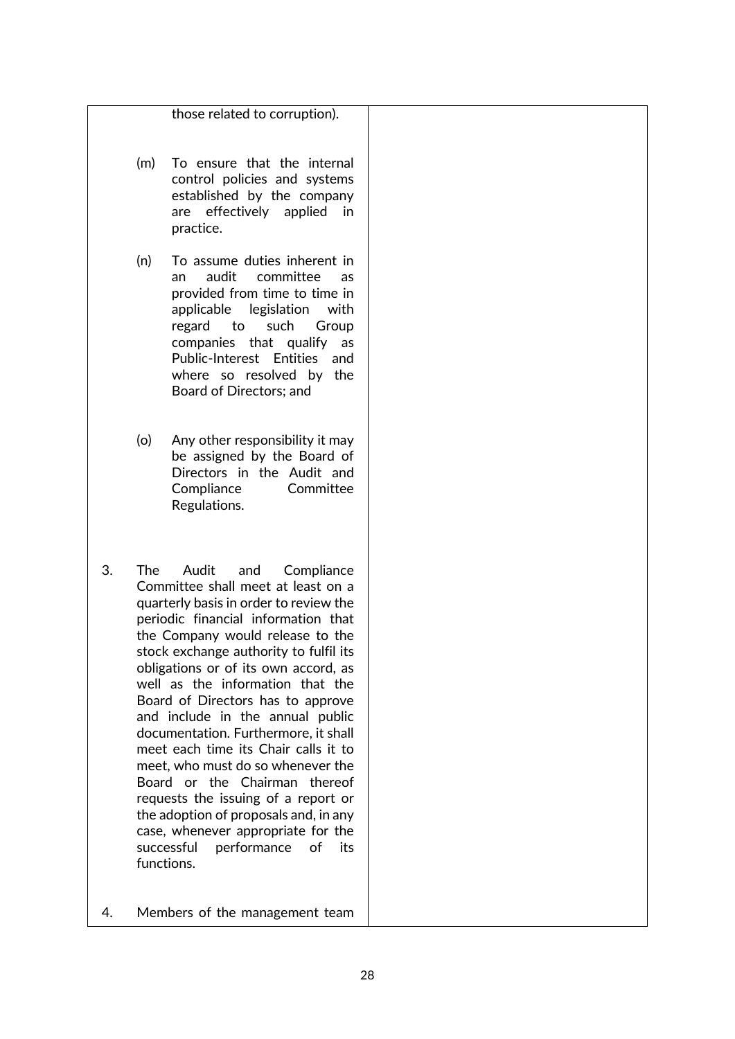| | |
|---|---|
| those related to corruption).<br><br>(m) To ensure that the internal control policies and systems established by the company are effectively applied in practice.<br><br>(n) To assume duties inherent in an audit committee as provided from time to time in applicable legislation with regard to such Group companies that qualify as Public-Interest Entities and where so resolved by the Board of Directors; and<br><br>(o) Any other responsibility it may be assigned by the Board of Directors in the Audit and Compliance Committee Regulations.<br><br>3. The Audit and Compliance Committee shall meet at least on a quarterly basis in order to review the periodic financial information that the Company would release to the stock exchange authority to fulfil its obligations or of its own accord, as well as the information that the Board of Directors has to approve and include in the annual public documentation. Furthermore, it shall meet each time its Chair calls it to meet, who must do so whenever the Board or the Chairman thereof requests the issuing of a report or the adoption of proposals and, in any case, whenever appropriate for the successful performance of its functions.<br><br>4. Members of the management team | |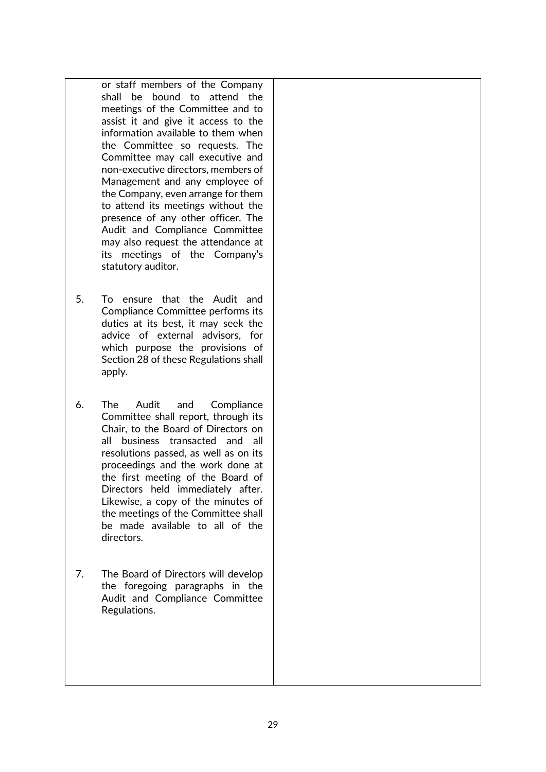| | |
|---|---|
| or staff members of the Company shall be bound to attend the meetings of the Committee and to assist it and give it access to the information available to them when the Committee so requests. The Committee may call executive and non-executive directors, members of Management and any employee of the Company, even arrange for them to attend its meetings without the presence of any other officer. The Audit and Compliance Committee may also request the attendance at its meetings of the Company's statutory auditor.<br><br>5. To ensure that the Audit and Compliance Committee performs its duties at its best, it may seek the advice of external advisors, for which purpose the provisions of Section 28 of these Regulations shall apply.<br><br>6. The Audit and Compliance Committee shall report, through its Chair, to the Board of Directors on all business transacted and all resolutions passed, as well as on its proceedings and the work done at the first meeting of the Board of Directors held immediately after. Likewise, a copy of the minutes of the meetings of the Committee shall be made available to all of the directors.<br><br>7. The Board of Directors will develop the foregoing paragraphs in the Audit and Compliance Committee Regulations. | |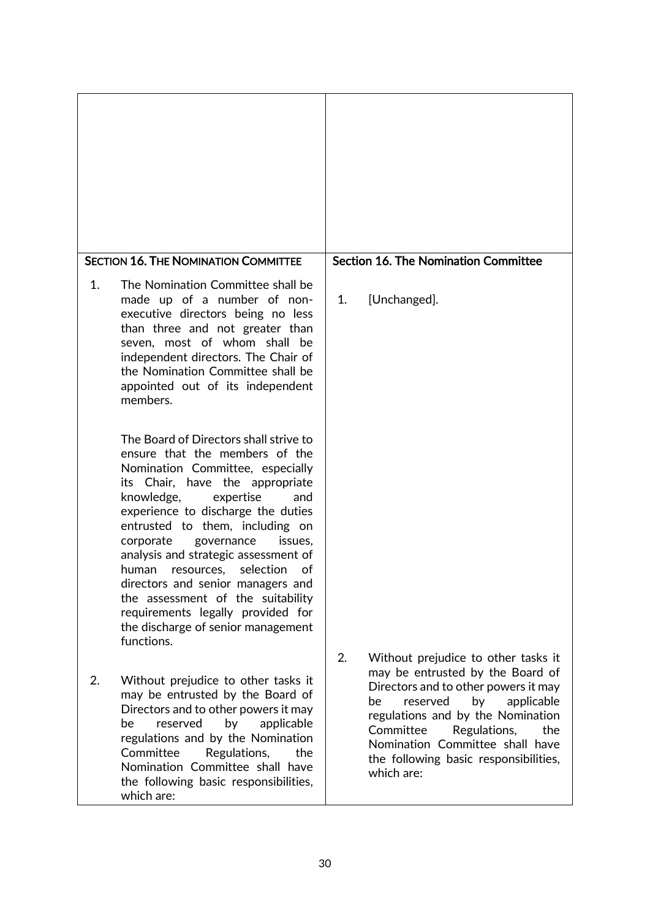| | |
|---|---|
| | |
| **SECTION 16. THE NOMINATION COMMITTEE** | **Section 16. The Nomination Committee** |
| 1. The Nomination Committee shall be made up of a number of non-executive directors being no less than three and not greater than seven, most of whom shall be independent directors. The Chair of the Nomination Committee shall be appointed out of its independent members.<br><br>The Board of Directors shall strive to ensure that the members of the Nomination Committee, especially its Chair, have the appropriate knowledge, expertise and experience to discharge the duties entrusted to them, including on corporate governance issues, analysis and strategic assessment of human resources, selection of directors and senior managers and the assessment of the suitability requirements legally provided for the discharge of senior management functions. | 1. [Unchanged]. |
| 2. Without prejudice to other tasks it may be entrusted by the Board of Directors and to other powers it may be reserved by applicable regulations and by the Nomination Committee Regulations, the Nomination Committee shall have the following basic responsibilities, which are: | 2. Without prejudice to other tasks it may be entrusted by the Board of Directors and to other powers it may be reserved by applicable regulations and by the Nomination Committee Regulations, the Nomination Committee shall have the following basic responsibilities, which are: |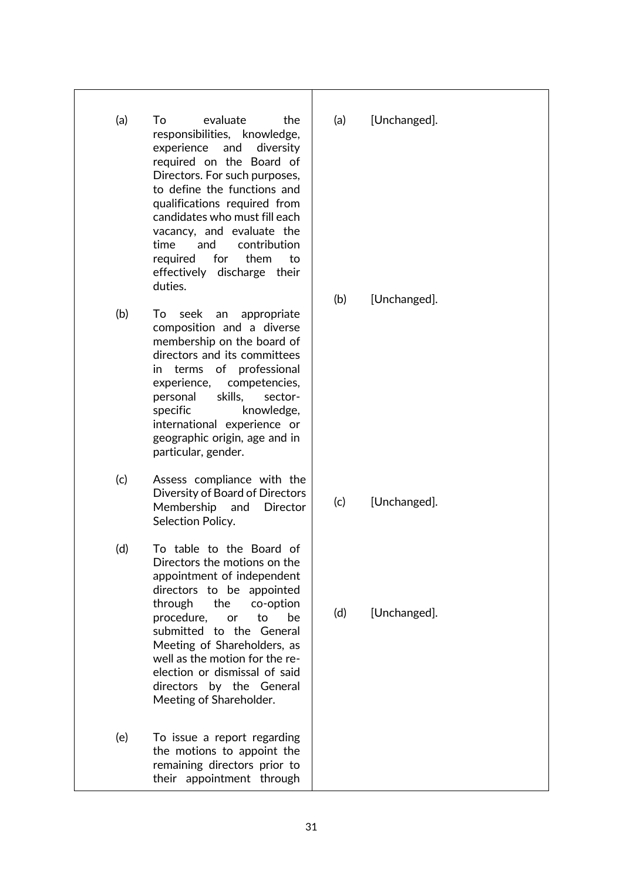| | |
|---|---|
| (a) To evaluate the responsibilities, knowledge, experience and diversity required on the Board of Directors. For such purposes, to define the functions and qualifications required from candidates who must fill each vacancy, and evaluate the time and contribution required for them to effectively discharge their duties. | (a) [Unchanged]. |
| (b) To seek an appropriate composition and a diverse membership on the board of directors and its committees in terms of professional experience, competencies, personal skills, sector-specific knowledge, international experience or geographic origin, age and in particular, gender. | (b) [Unchanged]. |
| (c) Assess compliance with the Diversity of Board of Directors Membership and Director Selection Policy. | (c) [Unchanged]. |
| (d) To table to the Board of Directors the motions on the appointment of independent directors to be appointed through the co-option procedure, or to be submitted to the General Meeting of Shareholders, as well as the motion for the re-election or dismissal of said directors by the General Meeting of Shareholder. | (d) [Unchanged]. |
| (e) To issue a report regarding the motions to appoint the remaining directors prior to their appointment through | |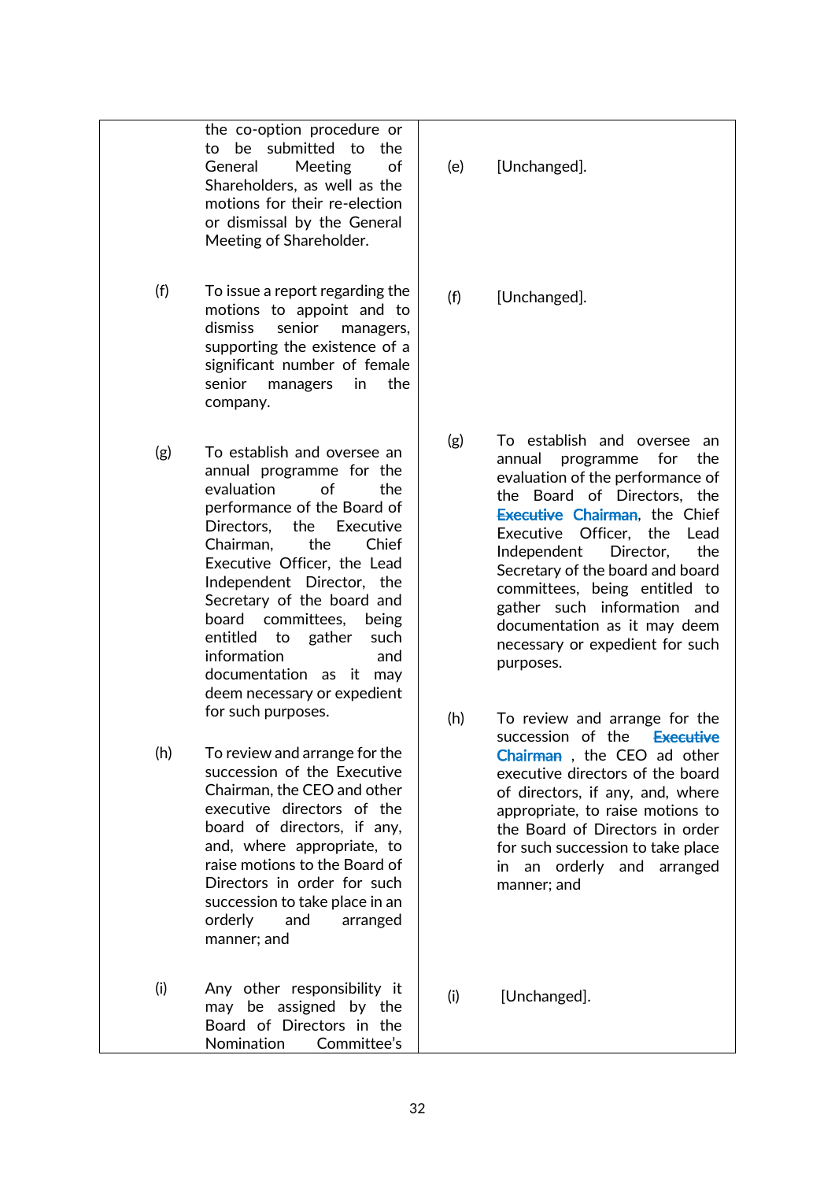| | |
|---|---|
| the co-option procedure or to be submitted to the General Meeting of Shareholders, as well as the motions for their re-election or dismissal by the General Meeting of Shareholder. | (e) [Unchanged]. |
| (f) To issue a report regarding the motions to appoint and to dismiss senior managers, supporting the existence of a significant number of female senior managers in the company. | (f) [Unchanged]. |
| (g) To establish and oversee an annual programme for the evaluation of the performance of the Board of Directors, the Executive Chairman, the Chief Executive Officer, the Lead Independent Director, the Secretary of the board and board committees, being entitled to gather such information and documentation as it may deem necessary or expedient for such purposes. | (g) To establish and oversee an annual programme for the evaluation of the performance of the Board of Directors, the ~~Executive~~ Chairman, the Chief Executive Officer, the Lead Independent Director, the Secretary of the board and board committees, being entitled to gather such information and documentation as it may deem necessary or expedient for such purposes. |
| (h) To review and arrange for the succession of the Executive Chairman, the CEO and other executive directors of the board of directors, if any, and, where appropriate, to raise motions to the Board of Directors in order for such succession to take place in an orderly and arranged manner; and | (h) To review and arrange for the succession of the ~~Executive~~ Chairman , the CEO ad other executive directors of the board of directors, if any, and, where appropriate, to raise motions to the Board of Directors in order for such succession to take place in an orderly and arranged manner; and |
| (i) Any other responsibility it may be assigned by the Board of Directors in the Nomination Committee's | (i) [Unchanged]. |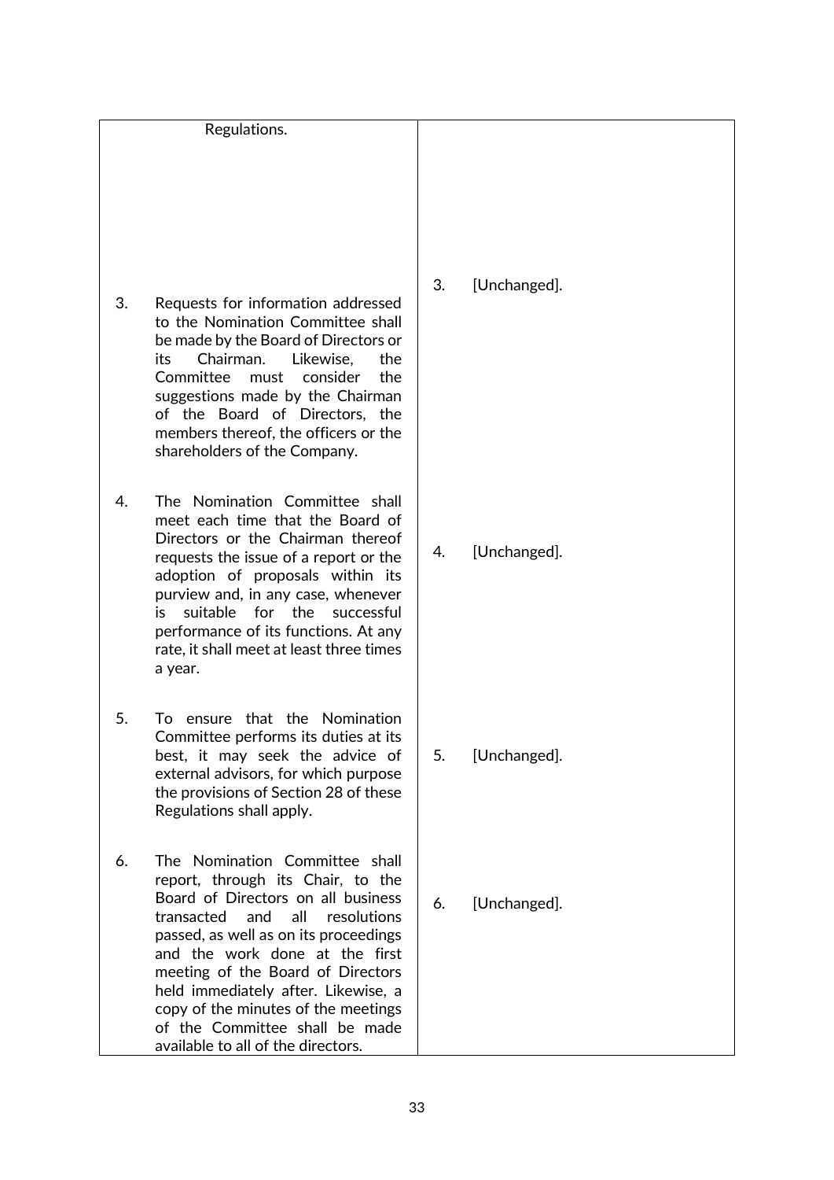| | |
|---|---|
| Regulations. | |
| 3. Requests for information addressed to the Nomination Committee shall be made by the Board of Directors or its Chairman. Likewise, the Committee must consider the suggestions made by the Chairman of the Board of Directors, the members thereof, the officers or the shareholders of the Company. | 3. [Unchanged]. |
| 4. The Nomination Committee shall meet each time that the Board of Directors or the Chairman thereof requests the issue of a report or the adoption of proposals within its purview and, in any case, whenever is suitable for the successful performance of its functions. At any rate, it shall meet at least three times a year. | 4. [Unchanged]. |
| 5. To ensure that the Nomination Committee performs its duties at its best, it may seek the advice of external advisors, for which purpose the provisions of Section 28 of these Regulations shall apply. | 5. [Unchanged]. |
| 6. The Nomination Committee shall report, through its Chair, to the Board of Directors on all business transacted and all resolutions passed, as well as on its proceedings and the work done at the first meeting of the Board of Directors held immediately after. Likewise, a copy of the minutes of the meetings of the Committee shall be made available to all of the directors. | 6. [Unchanged]. |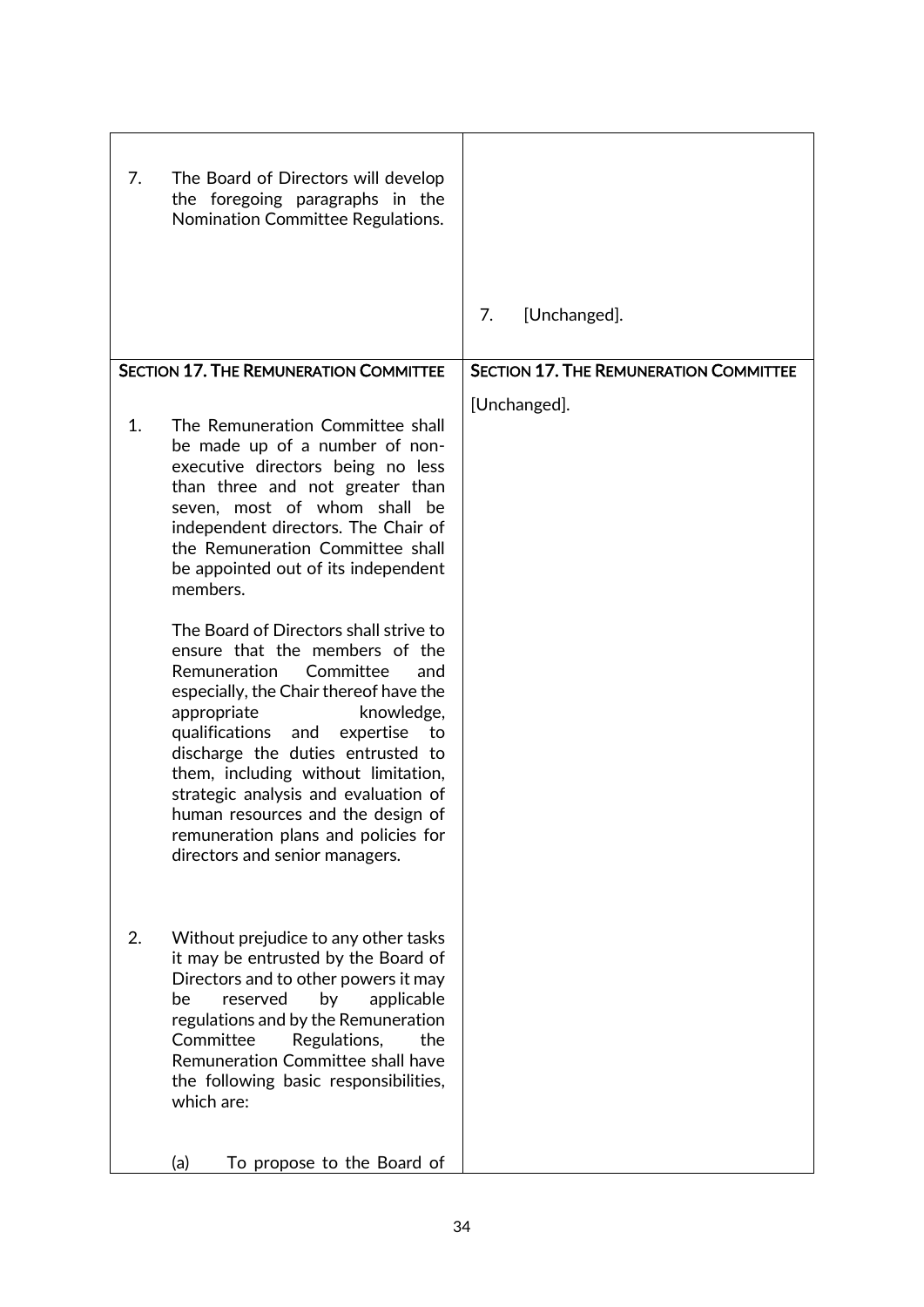| | |
|---|---|
| 7. The Board of Directors will develop the foregoing paragraphs in the Nomination Committee Regulations. | 7. [Unchanged]. |
| **SECTION 17. THE REMUNERATION COMMITTEE** | **SECTION 17. THE REMUNERATION COMMITTEE** |
| 1. The Remuneration Committee shall be made up of a number of non-executive directors being no less than three and not greater than seven, most of whom shall be independent directors. The Chair of the Remuneration Committee shall be appointed out of its independent members.<br><br>The Board of Directors shall strive to ensure that the members of the Remuneration Committee and especially, the Chair thereof have the appropriate knowledge, qualifications and expertise to discharge the duties entrusted to them, including without limitation, strategic analysis and evaluation of human resources and the design of remuneration plans and policies for directors and senior managers.<br><br>2. Without prejudice to any other tasks it may be entrusted by the Board of Directors and to other powers it may be reserved by applicable regulations and by the Remuneration Committee Regulations, the Remuneration Committee shall have the following basic responsibilities, which are:<br><br>(a) To propose to the Board of | [Unchanged]. |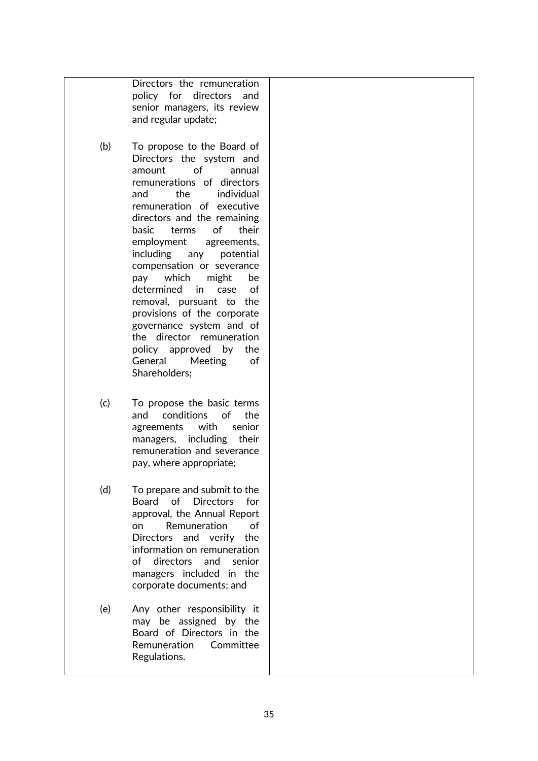| | |
|---|---|
| Directors the remuneration policy for directors and senior managers, its review and regular update;<br><br>(b) To propose to the Board of Directors the system and amount of annual remunerations of directors and the individual remuneration of executive directors and the remaining basic terms of their employment agreements, including any potential compensation or severance pay which might be determined in case of removal, pursuant to the provisions of the corporate governance system and of the director remuneration policy approved by the General Meeting of Shareholders;<br><br>(c) To propose the basic terms and conditions of the agreements with senior managers, including their remuneration and severance pay, where appropriate;<br><br>(d) To prepare and submit to the Board of Directors for approval, the Annual Report on Remuneration of Directors and verify the information on remuneration of directors and senior managers included in the corporate documents; and<br><br>(e) Any other responsibility it may be assigned by the Board of Directors in the Remuneration Committee Regulations. | |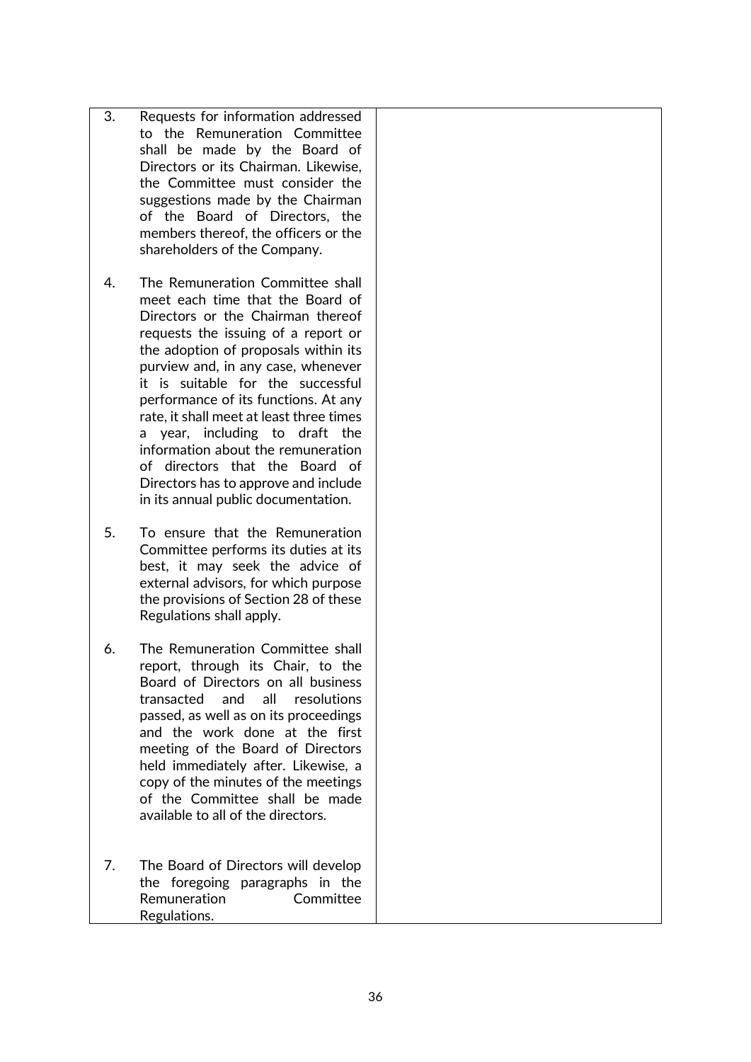| | |
|---|---|
| 3. Requests for information addressed to the Remuneration Committee shall be made by the Board of Directors or its Chairman. Likewise, the Committee must consider the suggestions made by the Chairman of the Board of Directors, the members thereof, the officers or the shareholders of the Company.<br><br>4. The Remuneration Committee shall meet each time that the Board of Directors or the Chairman thereof requests the issuing of a report or the adoption of proposals within its purview and, in any case, whenever it is suitable for the successful performance of its functions. At any rate, it shall meet at least three times a year, including to draft the information about the remuneration of directors that the Board of Directors has to approve and include in its annual public documentation.<br><br>5. To ensure that the Remuneration Committee performs its duties at its best, it may seek the advice of external advisors, for which purpose the provisions of Section 28 of these Regulations shall apply.<br><br>6. The Remuneration Committee shall report, through its Chair, to the Board of Directors on all business transacted and all resolutions passed, as well as on its proceedings and the work done at the first meeting of the Board of Directors held immediately after. Likewise, a copy of the minutes of the meetings of the Committee shall be made available to all of the directors.<br><br>7. The Board of Directors will develop the foregoing paragraphs in the Remuneration Committee Regulations. | |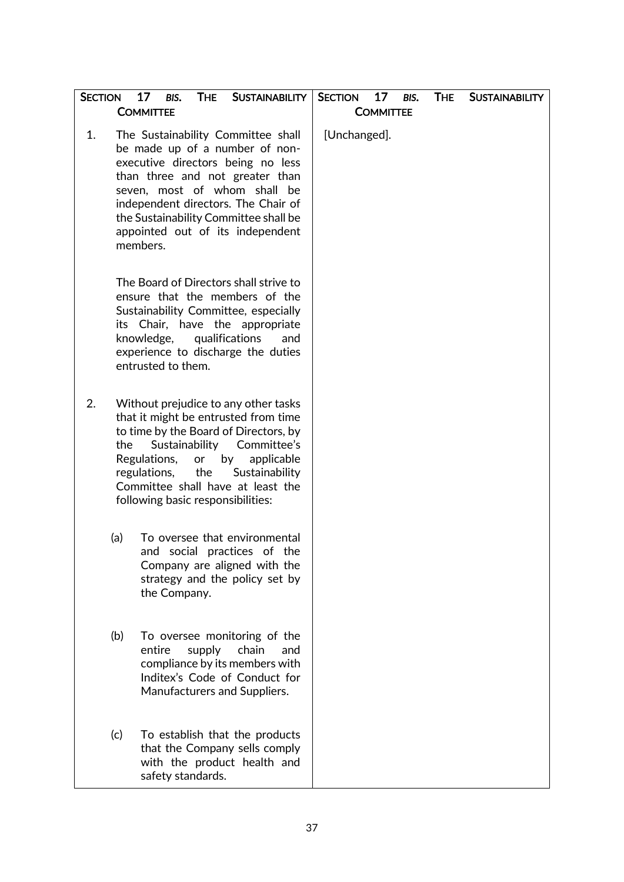| SECTION 17 *BIS*. THE SUSTAINABILITY COMMITTEE | SECTION 17 *BIS*. THE SUSTAINABILITY COMMITTEE |
|---|---|
| 1. The Sustainability Committee shall be made up of a number of non-executive directors being no less than three and not greater than seven, most of whom shall be independent directors. The Chair of the Sustainability Committee shall be appointed out of its independent members. | [Unchanged]. |
| The Board of Directors shall strive to ensure that the members of the Sustainability Committee, especially its Chair, have the appropriate knowledge, qualifications and experience to discharge the duties entrusted to them. | |
| 2. Without prejudice to any other tasks that it might be entrusted from time to time by the Board of Directors, by the Sustainability Committee's Regulations, or by applicable regulations, the Sustainability Committee shall have at least the following basic responsibilities: | |
| (a) To oversee that environmental and social practices of the Company are aligned with the strategy and the policy set by the Company. | |
| (b) To oversee monitoring of the entire supply chain and compliance by its members with Inditex's Code of Conduct for Manufacturers and Suppliers. | |
| (c) To establish that the products that the Company sells comply with the product health and safety standards. | |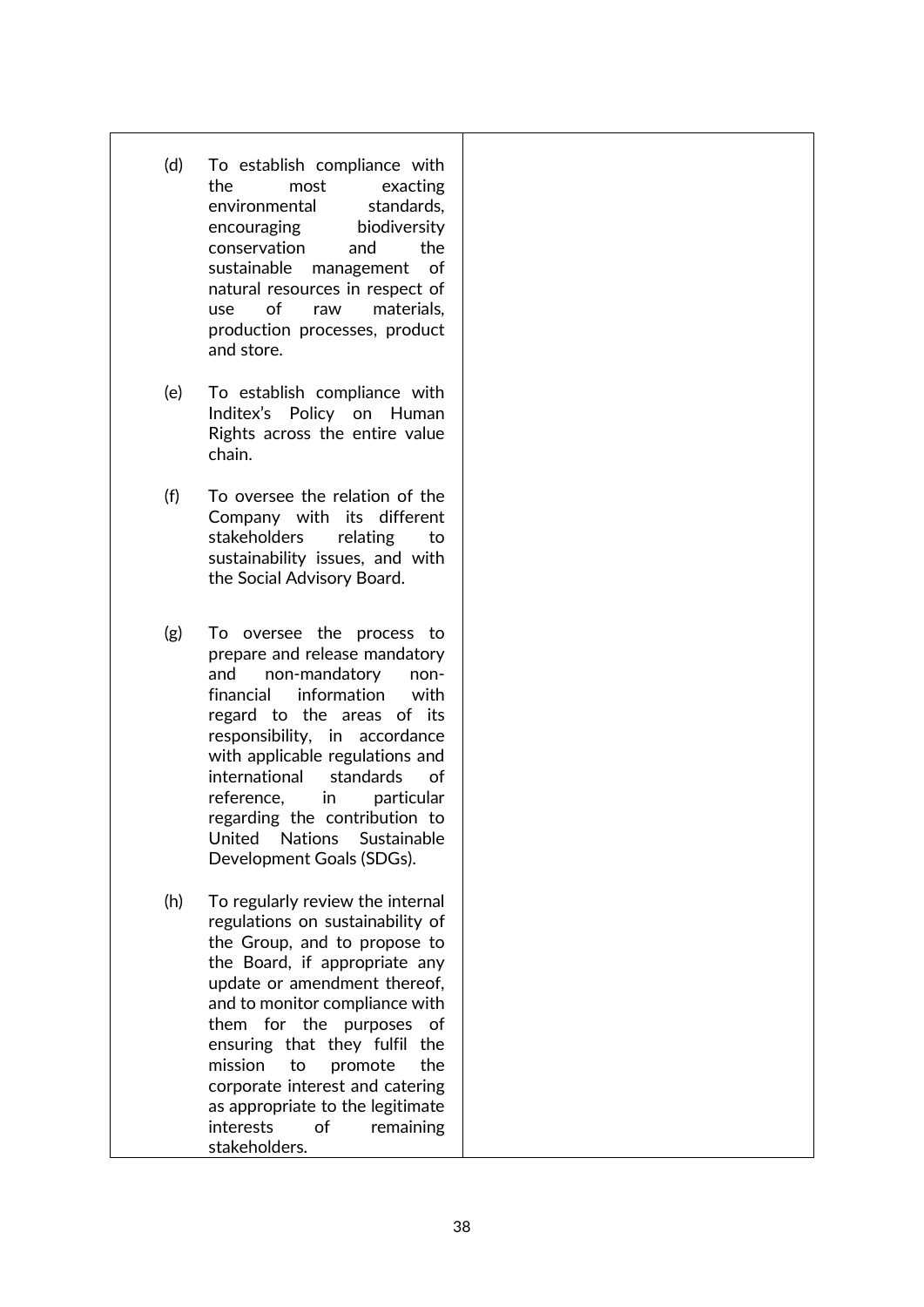| | |
|---|---|
| (d) To establish compliance with the most exacting environmental standards, encouraging biodiversity conservation and the sustainable management of natural resources in respect of use of raw materials, production processes, product and store.<br><br>(e) To establish compliance with Inditex's Policy on Human Rights across the entire value chain.<br><br>(f) To oversee the relation of the Company with its different stakeholders relating to sustainability issues, and with the Social Advisory Board.<br><br>(g) To oversee the process to prepare and release mandatory and non-mandatory non-financial information with regard to the areas of its responsibility, in accordance with applicable regulations and international standards of reference, in particular regarding the contribution to United Nations Sustainable Development Goals (SDGs).<br><br>(h) To regularly review the internal regulations on sustainability of the Group, and to propose to the Board, if appropriate any update or amendment thereof, and to monitor compliance with them for the purposes of ensuring that they fulfil the mission to promote the corporate interest and catering as appropriate to the legitimate interests of remaining stakeholders. | |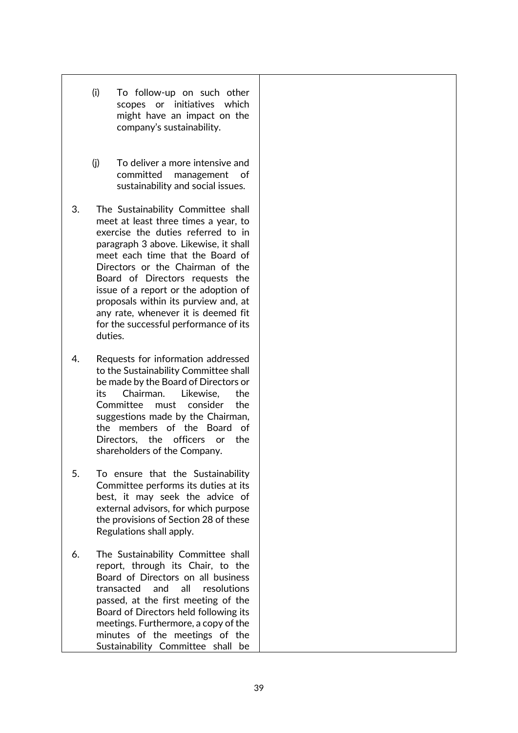| | |
|---|---|
| (i) To follow-up on such other scopes or initiatives which might have an impact on the company's sustainability.<br><br>(j) To deliver a more intensive and committed management of sustainability and social issues.<br><br>3. The Sustainability Committee shall meet at least three times a year, to exercise the duties referred to in paragraph 3 above. Likewise, it shall meet each time that the Board of Directors or the Chairman of the Board of Directors requests the issue of a report or the adoption of proposals within its purview and, at any rate, whenever it is deemed fit for the successful performance of its duties.<br><br>4. Requests for information addressed to the Sustainability Committee shall be made by the Board of Directors or its Chairman. Likewise, the Committee must consider the suggestions made by the Chairman, the members of the Board of Directors, the officers or the shareholders of the Company.<br><br>5. To ensure that the Sustainability Committee performs its duties at its best, it may seek the advice of external advisors, for which purpose the provisions of Section 28 of these Regulations shall apply.<br><br>6. The Sustainability Committee shall report, through its Chair, to the Board of Directors on all business transacted and all resolutions passed, at the first meeting of the Board of Directors held following its meetings. Furthermore, a copy of the minutes of the meetings of the Sustainability Committee shall be | |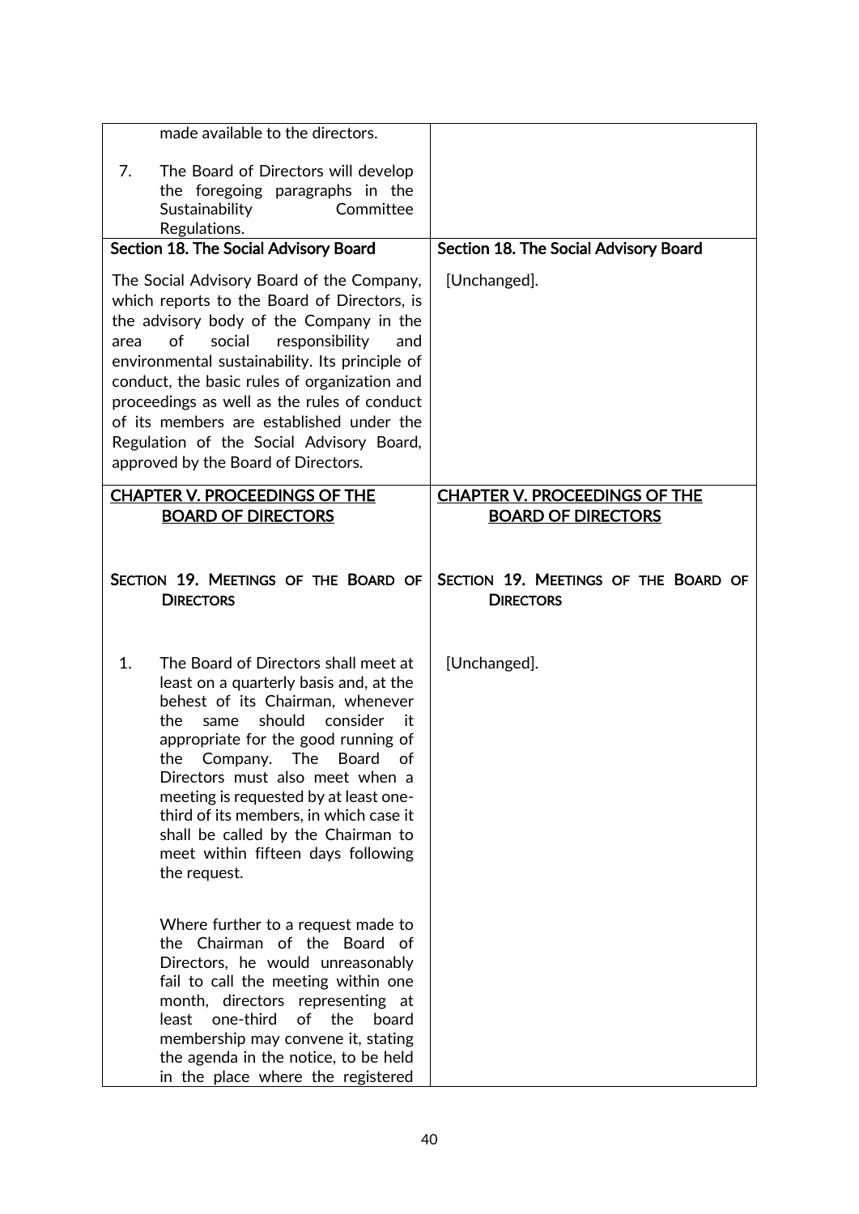| | |
|---|---|
| made available to the directors.<br><br>7. The Board of Directors will develop the foregoing paragraphs in the Sustainability Committee Regulations. | |
| **Section 18. The Social Advisory Board** | **Section 18. The Social Advisory Board** |
| The Social Advisory Board of the Company, which reports to the Board of Directors, is the advisory body of the Company in the area of social responsibility and environmental sustainability. Its principle of conduct, the basic rules of organization and proceedings as well as the rules of conduct of its members are established under the Regulation of the Social Advisory Board, approved by the Board of Directors. | [Unchanged]. |
| **CHAPTER V. PROCEEDINGS OF THE BOARD OF DIRECTORS**<br><br>**SECTION 19. MEETINGS OF THE BOARD OF DIRECTORS**<br><br>1. The Board of Directors shall meet at least on a quarterly basis and, at the behest of its Chairman, whenever the same should consider it appropriate for the good running of the Company. The Board of Directors must also meet when a meeting is requested by at least one-third of its members, in which case it shall be called by the Chairman to meet within fifteen days following the request.<br><br>Where further to a request made to the Chairman of the Board of Directors, he would unreasonably fail to call the meeting within one month, directors representing at least one-third of the board membership may convene it, stating the agenda in the notice, to be held in the place where the registered | **CHAPTER V. PROCEEDINGS OF THE BOARD OF DIRECTORS**<br><br>**SECTION 19. MEETINGS OF THE BOARD OF DIRECTORS**<br><br>[Unchanged]. |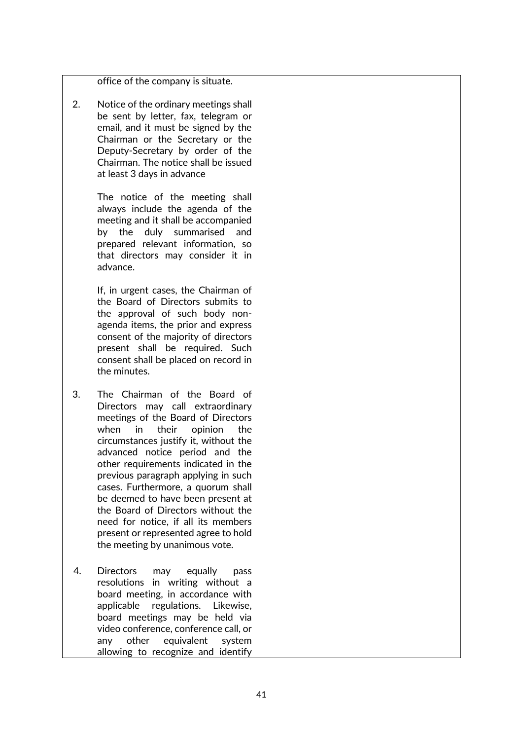| | |
|---|---|
| office of the company is situate.<br><br>2. Notice of the ordinary meetings shall be sent by letter, fax, telegram or email, and it must be signed by the Chairman or the Secretary or the Deputy-Secretary by order of the Chairman. The notice shall be issued at least 3 days in advance<br><br>The notice of the meeting shall always include the agenda of the meeting and it shall be accompanied by the duly summarised and prepared relevant information, so that directors may consider it in advance.<br><br>If, in urgent cases, the Chairman of the Board of Directors submits to the approval of such body non-agenda items, the prior and express consent of the majority of directors present shall be required. Such consent shall be placed on record in the minutes.<br><br>3. The Chairman of the Board of Directors may call extraordinary meetings of the Board of Directors when in their opinion the circumstances justify it, without the advanced notice period and the other requirements indicated in the previous paragraph applying in such cases. Furthermore, a quorum shall be deemed to have been present at the Board of Directors without the need for notice, if all its members present or represented agree to hold the meeting by unanimous vote.<br><br>4. Directors may equally pass resolutions in writing without a board meeting, in accordance with applicable regulations. Likewise, board meetings may be held via video conference, conference call, or any other equivalent system allowing to recognize and identify | |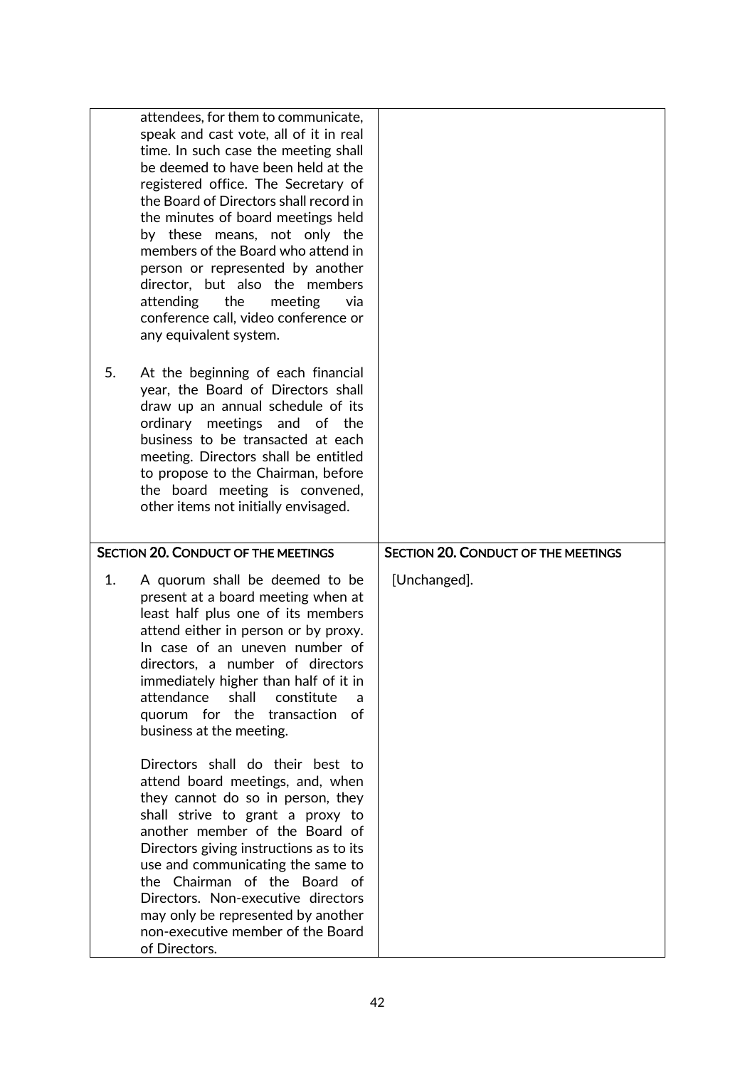| | |
|---|---|
| attendees, for them to communicate, speak and cast vote, all of it in real time. In such case the meeting shall be deemed to have been held at the registered office. The Secretary of the Board of Directors shall record in the minutes of board meetings held by these means, not only the members of the Board who attend in person or represented by another director, but also the members attending the meeting via conference call, video conference or any equivalent system.<br><br>5. At the beginning of each financial year, the Board of Directors shall draw up an annual schedule of its ordinary meetings and of the business to be transacted at each meeting. Directors shall be entitled to propose to the Chairman, before the board meeting is convened, other items not initially envisaged. | |
| **SECTION 20. CONDUCT OF THE MEETINGS** | **SECTION 20. CONDUCT OF THE MEETINGS** |
| 1. A quorum shall be deemed to be present at a board meeting when at least half plus one of its members attend either in person or by proxy. In case of an uneven number of directors, a number of directors immediately higher than half of it in attendance shall constitute a quorum for the transaction of business at the meeting.<br><br>Directors shall do their best to attend board meetings, and, when they cannot do so in person, they shall strive to grant a proxy to another member of the Board of Directors giving instructions as to its use and communicating the same to the Chairman of the Board of Directors. Non-executive directors may only be represented by another non-executive member of the Board of Directors. | [Unchanged]. |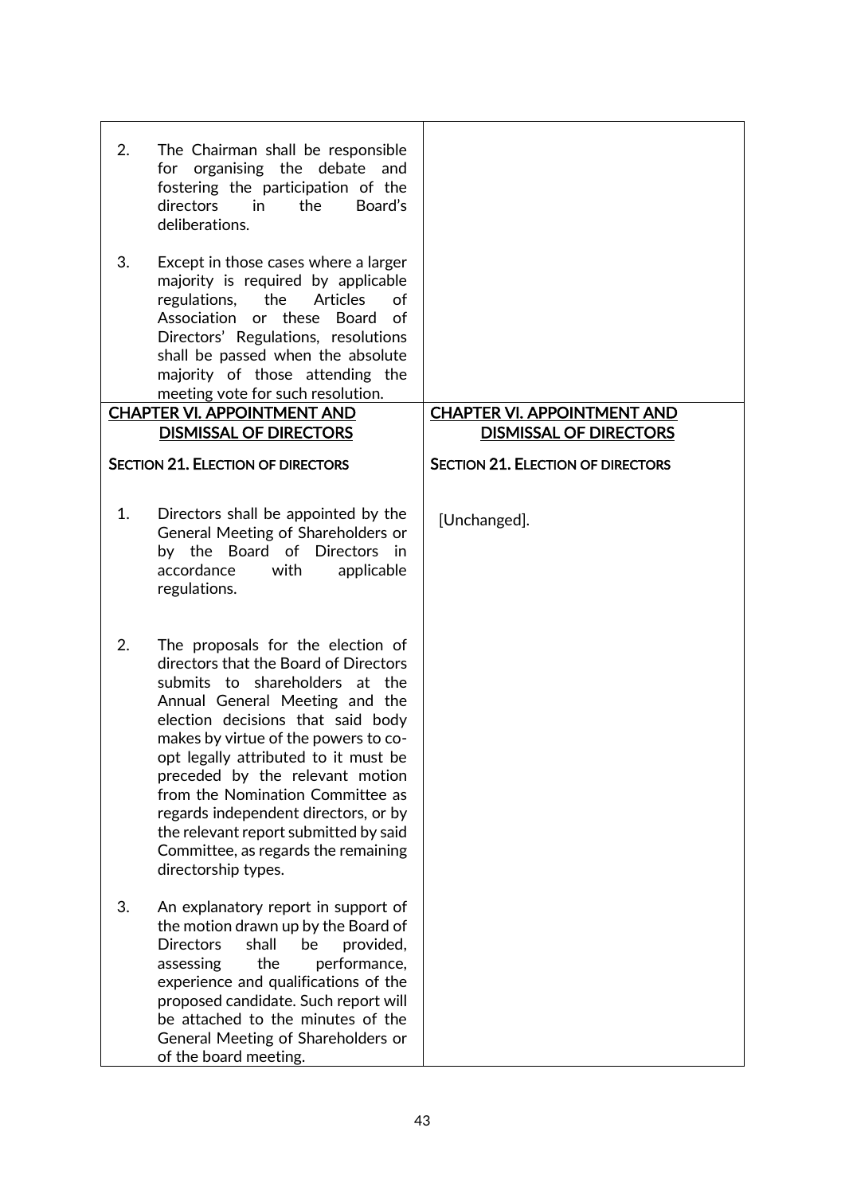| | |
|---|---|
| 2. The Chairman shall be responsible for organising the debate and fostering the participation of the directors in the Board's deliberations.<br><br>3. Except in those cases where a larger majority is required by applicable regulations, the Articles of Association or these Board of Directors' Regulations, resolutions shall be passed when the absolute majority of those attending the meeting vote for such resolution. | |
| <u>**CHAPTER VI. APPOINTMENT AND DISMISSAL OF DIRECTORS**</u><br><br>**SECTION 21. ELECTION OF DIRECTORS**<br><br>1. Directors shall be appointed by the General Meeting of Shareholders or by the Board of Directors in accordance with applicable regulations.<br><br>2. The proposals for the election of directors that the Board of Directors submits to shareholders at the Annual General Meeting and the election decisions that said body makes by virtue of the powers to co-opt legally attributed to it must be preceded by the relevant motion from the Nomination Committee as regards independent directors, or by the relevant report submitted by said Committee, as regards the remaining directorship types.<br><br>3. An explanatory report in support of the motion drawn up by the Board of Directors shall be provided, assessing the performance, experience and qualifications of the proposed candidate. Such report will be attached to the minutes of the General Meeting of Shareholders or of the board meeting. | <u>**CHAPTER VI. APPOINTMENT AND DISMISSAL OF DIRECTORS**</u><br><br>**SECTION 21. ELECTION OF DIRECTORS**<br><br>[Unchanged]. |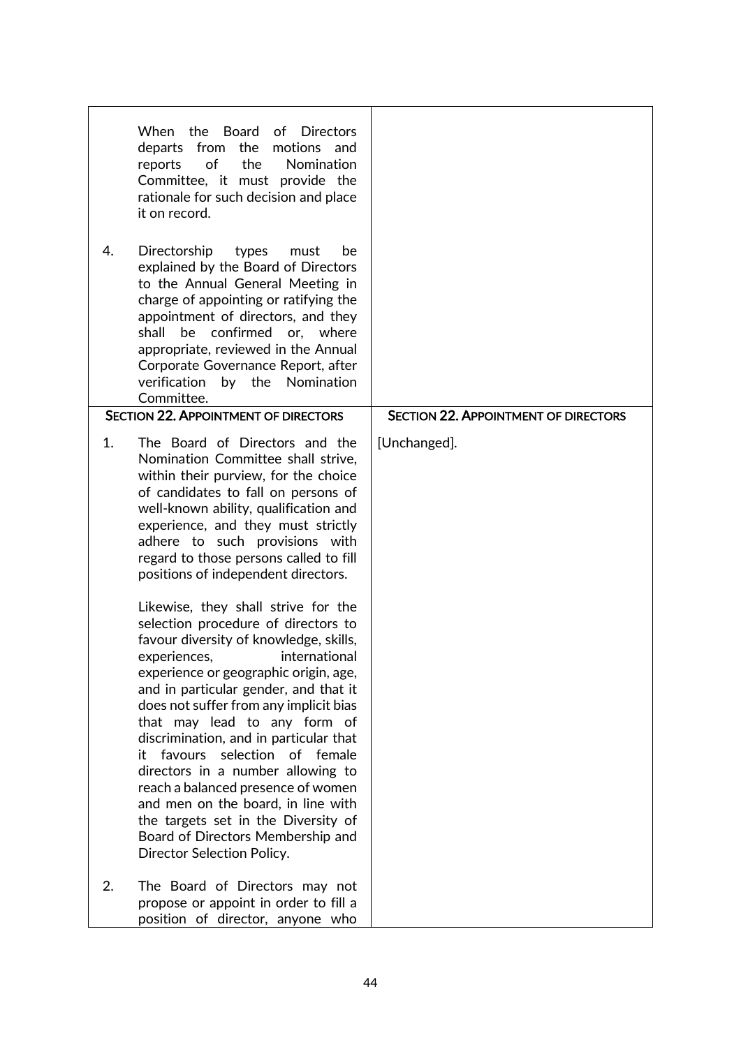| | |
|---|---|
| When the Board of Directors departs from the motions and reports of the Nomination Committee, it must provide the rationale for such decision and place it on record.<br><br>4. Directorship types must be explained by the Board of Directors to the Annual General Meeting in charge of appointing or ratifying the appointment of directors, and they shall be confirmed or, where appropriate, reviewed in the Annual Corporate Governance Report, after verification by the Nomination Committee. | |
| **SECTION 22. APPOINTMENT OF DIRECTORS** | **SECTION 22. APPOINTMENT OF DIRECTORS** |
| 1. The Board of Directors and the Nomination Committee shall strive, within their purview, for the choice of candidates to fall on persons of well-known ability, qualification and experience, and they must strictly adhere to such provisions with regard to those persons called to fill positions of independent directors.<br><br>Likewise, they shall strive for the selection procedure of directors to favour diversity of knowledge, skills, experiences, international experience or geographic origin, age, and in particular gender, and that it does not suffer from any implicit bias that may lead to any form of discrimination, and in particular that it favours selection of female directors in a number allowing to reach a balanced presence of women and men on the board, in line with the targets set in the Diversity of Board of Directors Membership and Director Selection Policy.<br><br>2. The Board of Directors may not propose or appoint in order to fill a position of director, anyone who | [Unchanged]. |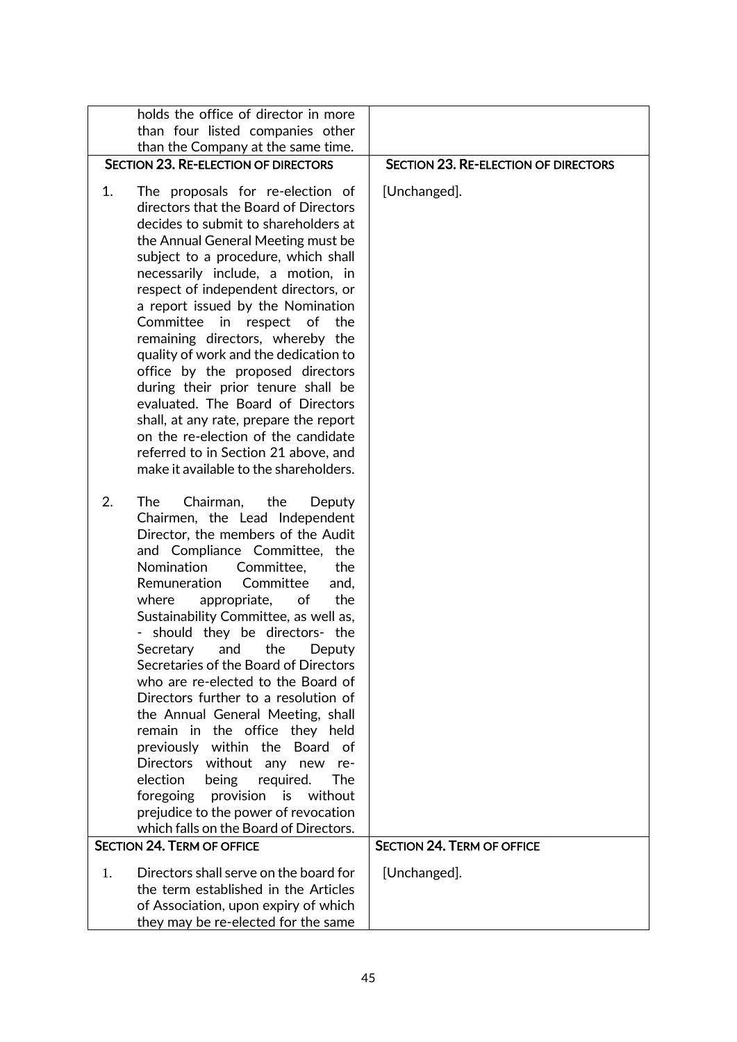| | |
|---|---|
| holds the office of director in more than four listed companies other than the Company at the same time. | |
| **SECTION 23. RE-ELECTION OF DIRECTORS** | **SECTION 23. RE-ELECTION OF DIRECTORS** |
| 1. The proposals for re-election of directors that the Board of Directors decides to submit to shareholders at the Annual General Meeting must be subject to a procedure, which shall necessarily include, a motion, in respect of independent directors, or a report issued by the Nomination Committee in respect of the remaining directors, whereby the quality of work and the dedication to office by the proposed directors during their prior tenure shall be evaluated. The Board of Directors shall, at any rate, prepare the report on the re-election of the candidate referred to in Section 21 above, and make it available to the shareholders.<br><br>2. The Chairman, the Deputy Chairmen, the Lead Independent Director, the members of the Audit and Compliance Committee, the Nomination Committee, the Remuneration Committee and, where appropriate, of the Sustainability Committee, as well as, - should they be directors- the Secretary and the Deputy Secretaries of the Board of Directors who are re-elected to the Board of Directors further to a resolution of the Annual General Meeting, shall remain in the office they held previously within the Board of Directors without any new re-election being required. The foregoing provision is without prejudice to the power of revocation which falls on the Board of Directors. | [Unchanged]. |
| **SECTION 24. TERM OF OFFICE** | **SECTION 24. TERM OF OFFICE** |
| 1. Directors shall serve on the board for the term established in the Articles of Association, upon expiry of which they may be re-elected for the same | [Unchanged]. |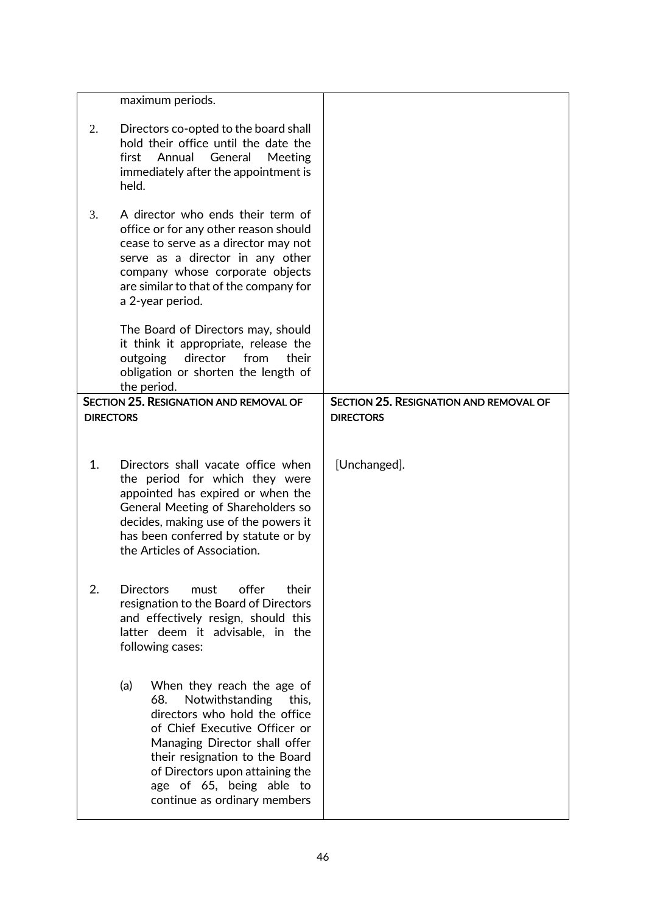| | |
|---|---|
| maximum periods.<br><br>2. Directors co-opted to the board shall hold their office until the date the first Annual General Meeting immediately after the appointment is held.<br><br>3. A director who ends their term of office or for any other reason should cease to serve as a director may not serve as a director in any other company whose corporate objects are similar to that of the company for a 2-year period.<br><br>The Board of Directors may, should it think it appropriate, release the outgoing director from their obligation or shorten the length of the period. | |
| **SECTION 25. RESIGNATION AND REMOVAL OF DIRECTORS** | **SECTION 25. RESIGNATION AND REMOVAL OF DIRECTORS** |
| 1. Directors shall vacate office when the period for which they were appointed has expired or when the General Meeting of Shareholders so decides, making use of the powers it has been conferred by statute or by the Articles of Association.<br><br>2. Directors must offer their resignation to the Board of Directors and effectively resign, should this latter deem it advisable, in the following cases:<br><br>(a) When they reach the age of 68. Notwithstanding this, directors who hold the office of Chief Executive Officer or Managing Director shall offer their resignation to the Board of Directors upon attaining the age of 65, being able to continue as ordinary members | [Unchanged]. |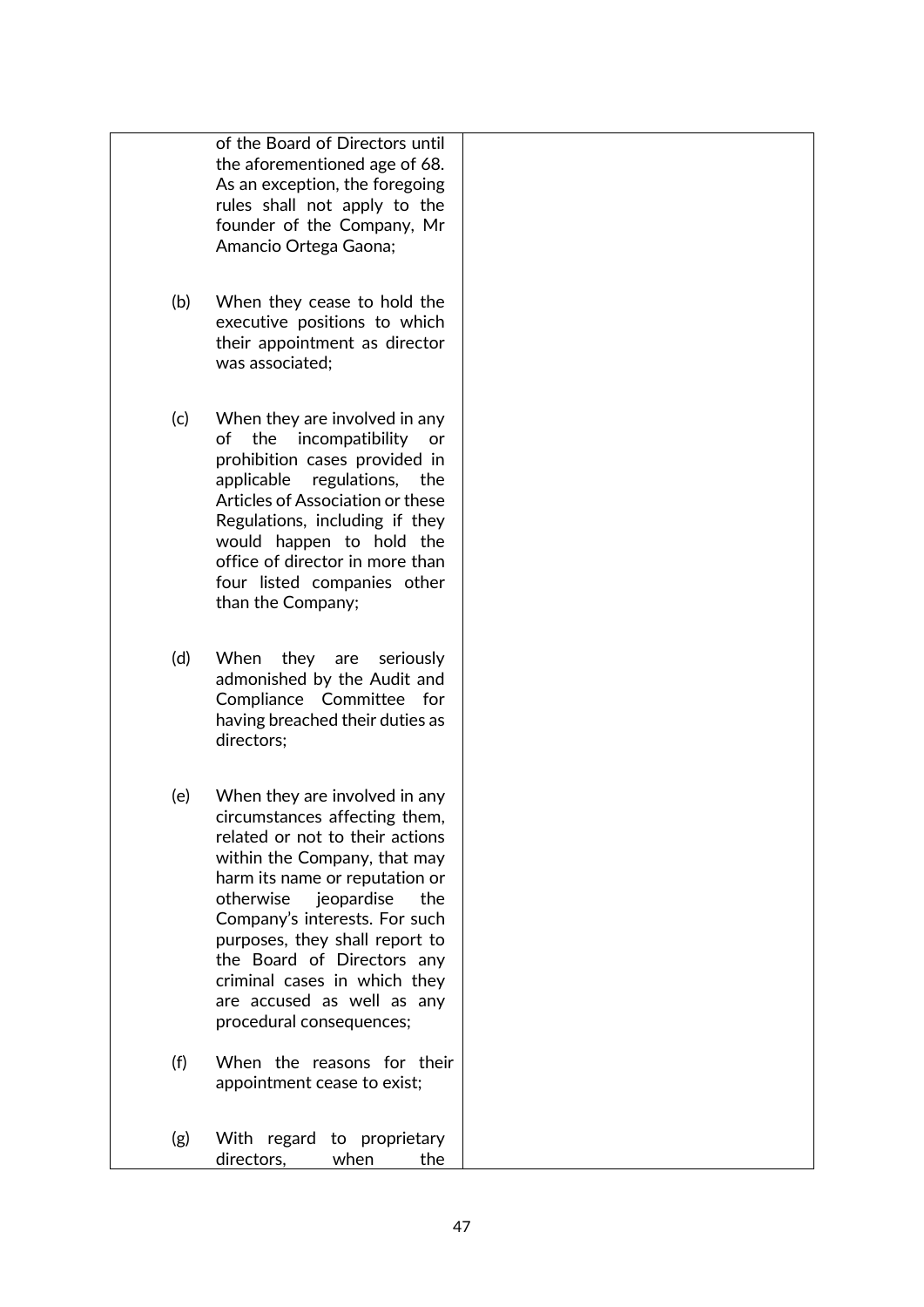| | |
|---|---|
| of the Board of Directors until the aforementioned age of 68. As an exception, the foregoing rules shall not apply to the founder of the Company, Mr Amancio Ortega Gaona;<br><br>(b) When they cease to hold the executive positions to which their appointment as director was associated;<br><br>(c) When they are involved in any of the incompatibility or prohibition cases provided in applicable regulations, the Articles of Association or these Regulations, including if they would happen to hold the office of director in more than four listed companies other than the Company;<br><br>(d) When they are seriously admonished by the Audit and Compliance Committee for having breached their duties as directors;<br><br>(e) When they are involved in any circumstances affecting them, related or not to their actions within the Company, that may harm its name or reputation or otherwise jeopardise the Company's interests. For such purposes, they shall report to the Board of Directors any criminal cases in which they are accused as well as any procedural consequences;<br><br>(f) When the reasons for their appointment cease to exist;<br><br>(g) With regard to proprietary directors, when the | |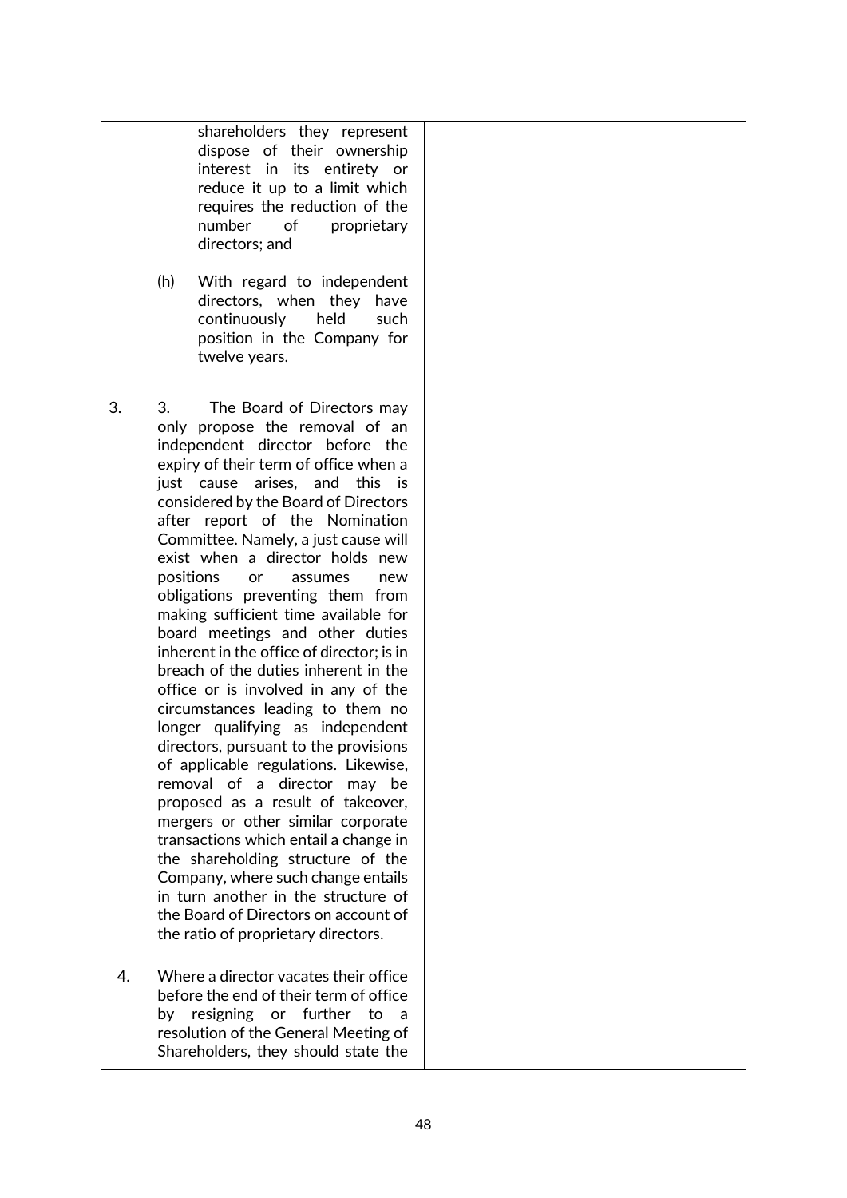| | |
|---|---|
| shareholders they represent dispose of their ownership interest in its entirety or reduce it up to a limit which requires the reduction of the number of proprietary directors; and<br><br>(h) With regard to independent directors, when they have continuously held such position in the Company for twelve years.<br><br>3. 3. The Board of Directors may only propose the removal of an independent director before the expiry of their term of office when a just cause arises, and this is considered by the Board of Directors after report of the Nomination Committee. Namely, a just cause will exist when a director holds new positions or assumes new obligations preventing them from making sufficient time available for board meetings and other duties inherent in the office of director; is in breach of the duties inherent in the office or is involved in any of the circumstances leading to them no longer qualifying as independent directors, pursuant to the provisions of applicable regulations. Likewise, removal of a director may be proposed as a result of takeover, mergers or other similar corporate transactions which entail a change in the shareholding structure of the Company, where such change entails in turn another in the structure of the Board of Directors on account of the ratio of proprietary directors.<br><br>4. Where a director vacates their office before the end of their term of office by resigning or further to a resolution of the General Meeting of Shareholders, they should state the | |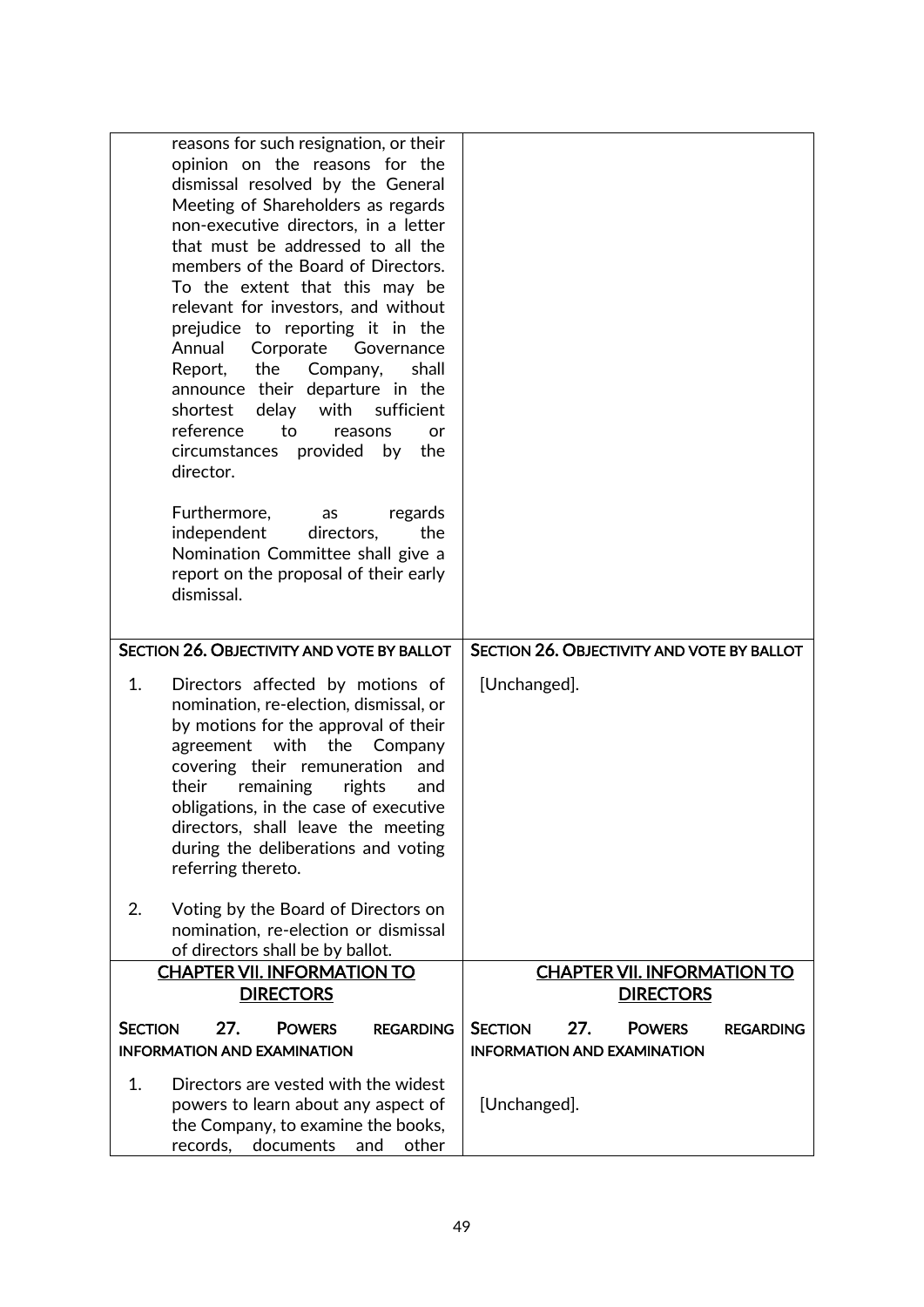| | |
|---|---|
| reasons for such resignation, or their opinion on the reasons for the dismissal resolved by the General Meeting of Shareholders as regards non-executive directors, in a letter that must be addressed to all the members of the Board of Directors. To the extent that this may be relevant for investors, and without prejudice to reporting it in the Annual Corporate Governance Report, the Company, shall announce their departure in the shortest delay with sufficient reference to reasons or circumstances provided by the director.<br><br>Furthermore, as regards independent directors, the Nomination Committee shall give a report on the proposal of their early dismissal. | |
| **SECTION 26. OBJECTIVITY AND VOTE BY BALLOT** | **SECTION 26. OBJECTIVITY AND VOTE BY BALLOT** |
| 1. Directors affected by motions of nomination, re-election, dismissal, or by motions for the approval of their agreement with the Company covering their remuneration and their remaining rights and obligations, in the case of executive directors, shall leave the meeting during the deliberations and voting referring thereto.<br><br>2. Voting by the Board of Directors on nomination, re-election or dismissal of directors shall be by ballot. | [Unchanged]. |
| **<u>CHAPTER VII. INFORMATION TO DIRECTORS</u>**<br><br>**SECTION 27. POWERS REGARDING INFORMATION AND EXAMINATION** | **<u>CHAPTER VII. INFORMATION TO DIRECTORS</u>**<br><br>**SECTION 27. POWERS REGARDING INFORMATION AND EXAMINATION** |
| 1. Directors are vested with the widest powers to learn about any aspect of the Company, to examine the books, records, documents and other | [Unchanged]. |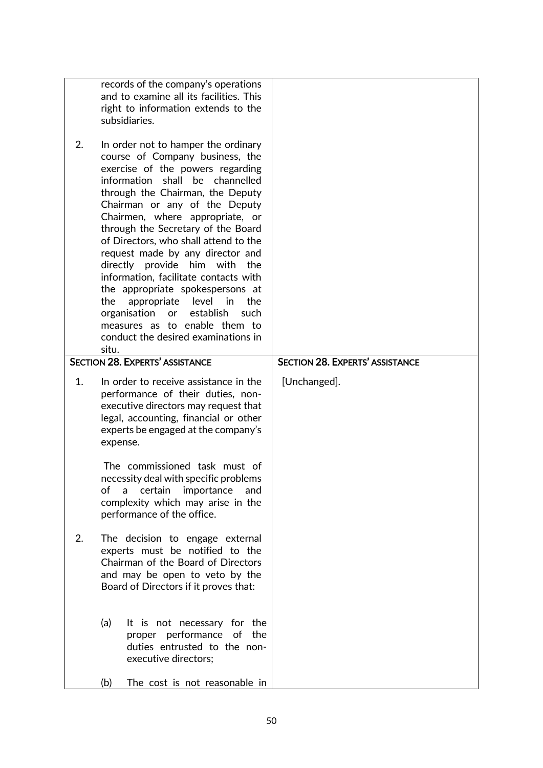| | |
|---|---|
| records of the company's operations and to examine all its facilities. This right to information extends to the subsidiaries.<br><br>2. In order not to hamper the ordinary course of Company business, the exercise of the powers regarding information shall be channelled through the Chairman, the Deputy Chairman or any of the Deputy Chairmen, where appropriate, or through the Secretary of the Board of Directors, who shall attend to the request made by any director and directly provide him with the information, facilitate contacts with the appropriate spokespersons at the appropriate level in the organisation or establish such measures as to enable them to conduct the desired examinations in situ. | |
| **SECTION 28. EXPERTS' ASSISTANCE** | **SECTION 28. EXPERTS' ASSISTANCE** |
| 1. In order to receive assistance in the performance of their duties, non-executive directors may request that legal, accounting, financial or other experts be engaged at the company's expense.<br><br>The commissioned task must of necessity deal with specific problems of a certain importance and complexity which may arise in the performance of the office.<br><br>2. The decision to engage external experts must be notified to the Chairman of the Board of Directors and may be open to veto by the Board of Directors if it proves that:<br><br>(a) It is not necessary for the proper performance of the duties entrusted to the non-executive directors;<br><br>(b) The cost is not reasonable in | [Unchanged]. |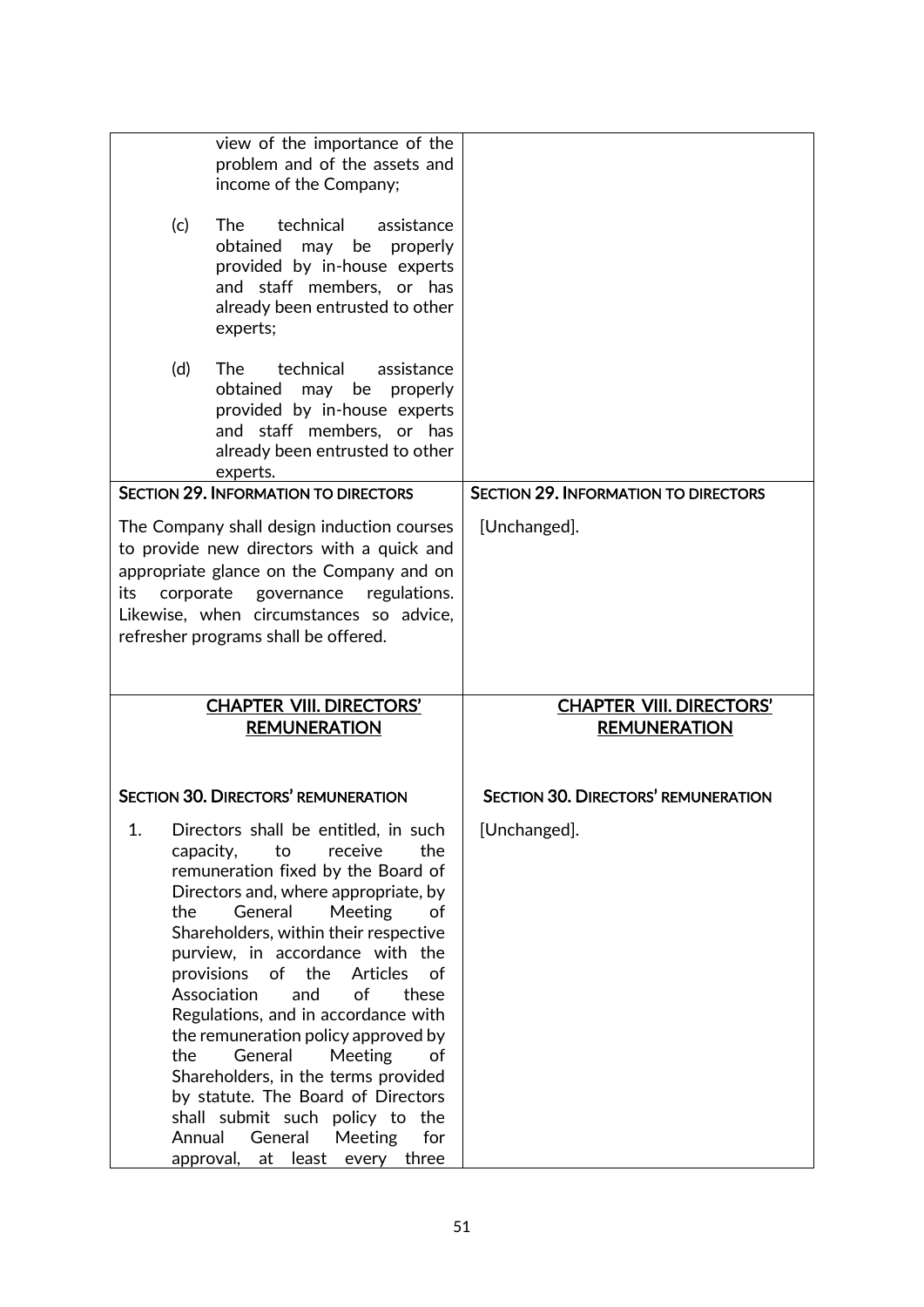| | |
|---|---|
| view of the importance of the problem and of the assets and income of the Company;<br><br>(c) The technical assistance obtained may be properly provided by in-house experts and staff members, or has already been entrusted to other experts;<br><br>(d) The technical assistance obtained may be properly provided by in-house experts and staff members, or has already been entrusted to other experts. | |
| **SECTION 29. INFORMATION TO DIRECTORS**<br><br>The Company shall design induction courses to provide new directors with a quick and appropriate glance on the Company and on its corporate governance regulations. Likewise, when circumstances so advice, refresher programs shall be offered. | **SECTION 29. INFORMATION TO DIRECTORS**<br><br>[Unchanged]. |
| **CHAPTER VIII. DIRECTORS' REMUNERATION**<br><br>**SECTION 30. DIRECTORS' REMUNERATION**<br><br>1. Directors shall be entitled, in such capacity, to receive the remuneration fixed by the Board of Directors and, where appropriate, by the General Meeting of Shareholders, within their respective purview, in accordance with the provisions of the Articles of Association and of these Regulations, and in accordance with the remuneration policy approved by the General Meeting of Shareholders, in the terms provided by statute. The Board of Directors shall submit such policy to the Annual General Meeting for approval, at least every three | **CHAPTER VIII. DIRECTORS' REMUNERATION**<br><br>**SECTION 30. DIRECTORS' REMUNERATION**<br><br>[Unchanged]. |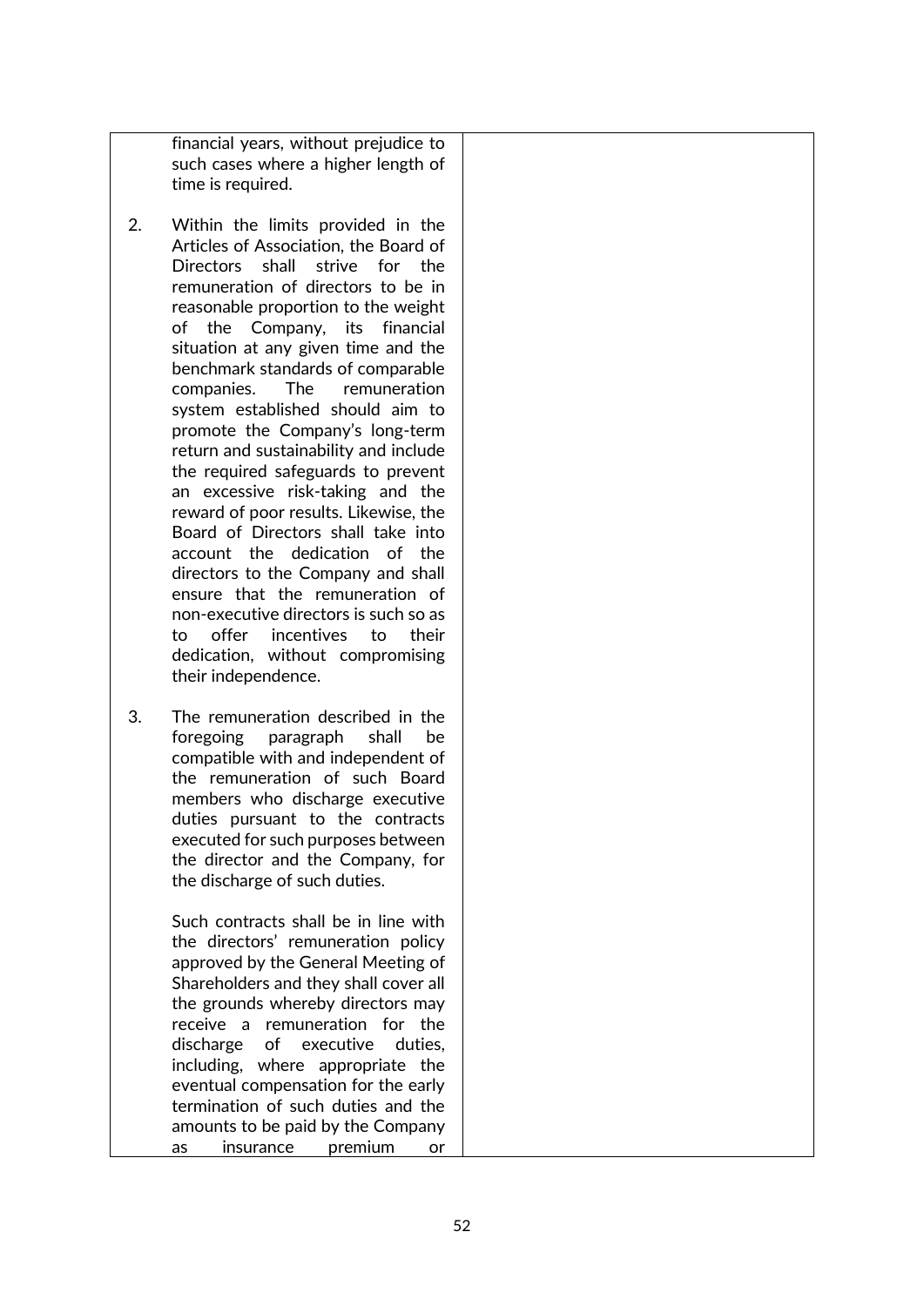| | |
|---|---|
| financial years, without prejudice to such cases where a higher length of time is required.<br><br>2. Within the limits provided in the Articles of Association, the Board of Directors shall strive for the remuneration of directors to be in reasonable proportion to the weight of the Company, its financial situation at any given time and the benchmark standards of comparable companies. The remuneration system established should aim to promote the Company's long-term return and sustainability and include the required safeguards to prevent an excessive risk-taking and the reward of poor results. Likewise, the Board of Directors shall take into account the dedication of the directors to the Company and shall ensure that the remuneration of non-executive directors is such so as to offer incentives to their dedication, without compromising their independence.<br><br>3. The remuneration described in the foregoing paragraph shall be compatible with and independent of the remuneration of such Board members who discharge executive duties pursuant to the contracts executed for such purposes between the director and the Company, for the discharge of such duties.<br><br>Such contracts shall be in line with the directors' remuneration policy approved by the General Meeting of Shareholders and they shall cover all the grounds whereby directors may receive a remuneration for the discharge of executive duties, including, where appropriate the eventual compensation for the early termination of such duties and the amounts to be paid by the Company as insurance premium or | |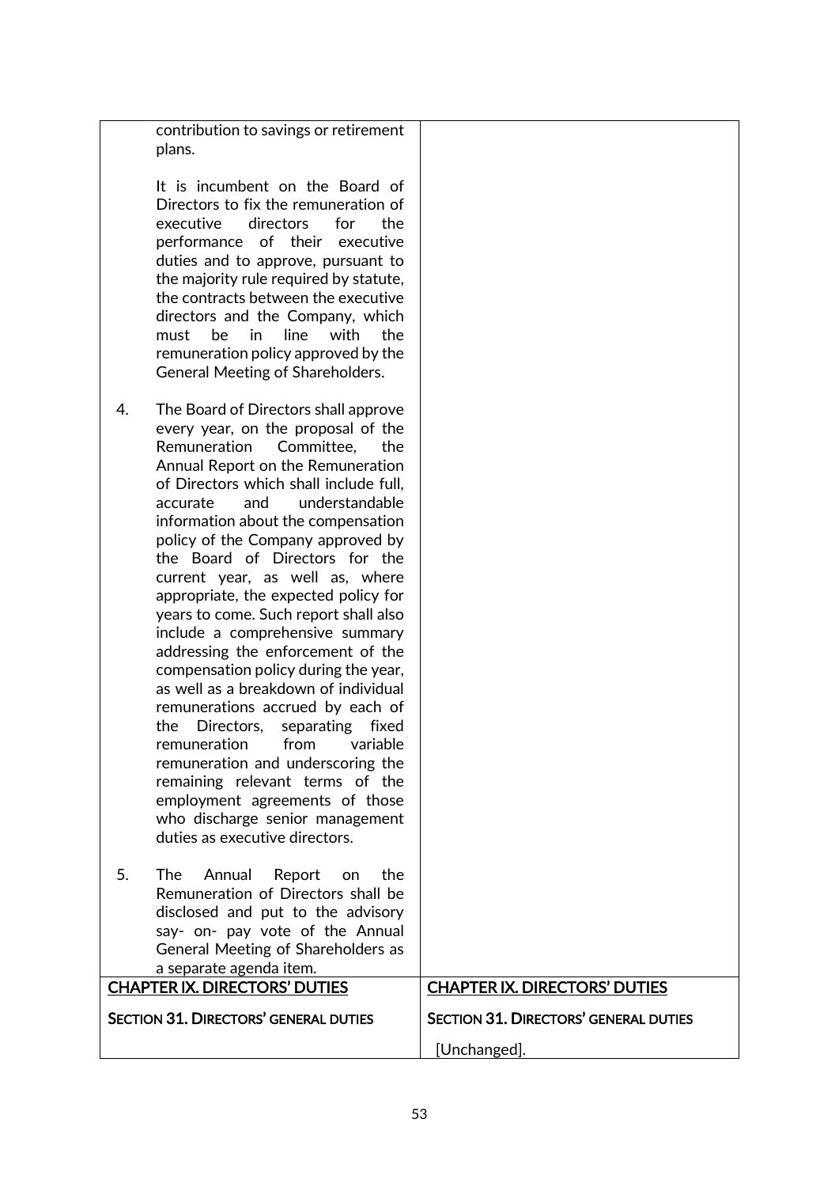| | |
|---|---|
| contribution to savings or retirement plans.<br><br>It is incumbent on the Board of Directors to fix the remuneration of executive directors for the performance of their executive duties and to approve, pursuant to the majority rule required by statute, the contracts between the executive directors and the Company, which must be in line with the remuneration policy approved by the General Meeting of Shareholders.<br><br>4. The Board of Directors shall approve every year, on the proposal of the Remuneration Committee, the Annual Report on the Remuneration of Directors which shall include full, accurate and understandable information about the compensation policy of the Company approved by the Board of Directors for the current year, as well as, where appropriate, the expected policy for years to come. Such report shall also include a comprehensive summary addressing the enforcement of the compensation policy during the year, as well as a breakdown of individual remunerations accrued by each of the Directors, separating fixed remuneration from variable remuneration and underscoring the remaining relevant terms of the employment agreements of those who discharge senior management duties as executive directors.<br><br>5. The Annual Report on the Remuneration of Directors shall be disclosed and put to the advisory say- on- pay vote of the Annual General Meeting of Shareholders as a separate agenda item. | |
| <u>**CHAPTER IX. DIRECTORS' DUTIES**</u><br><br>**SECTION 31. DIRECTORS' GENERAL DUTIES** | <u>**CHAPTER IX. DIRECTORS' DUTIES**</u><br><br>**SECTION 31. DIRECTORS' GENERAL DUTIES**<br><br>[Unchanged]. |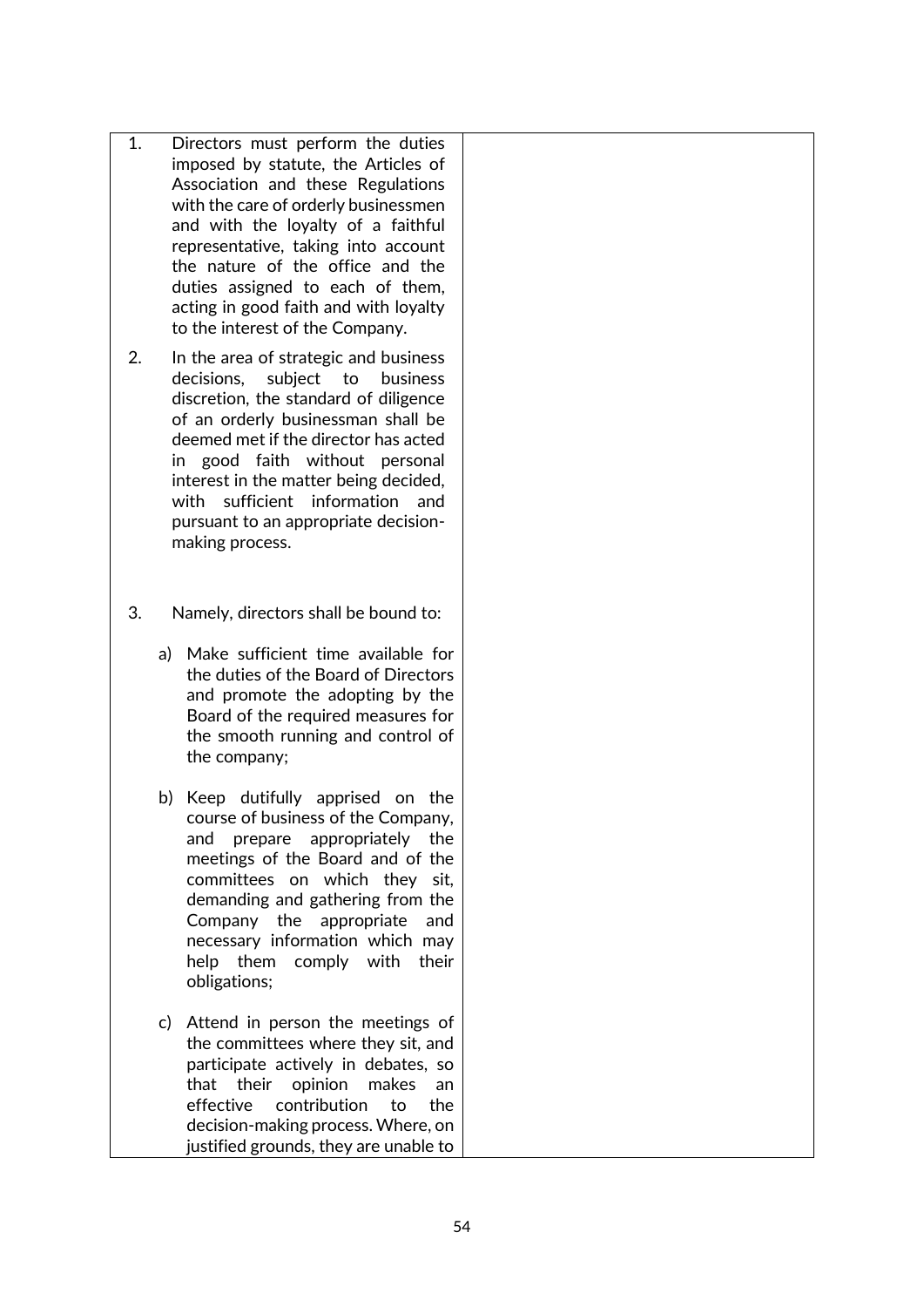| | |
|---|---|
| 1. Directors must perform the duties imposed by statute, the Articles of Association and these Regulations with the care of orderly businessmen and with the loyalty of a faithful representative, taking into account the nature of the office and the duties assigned to each of them, acting in good faith and with loyalty to the interest of the Company.<br><br>2. In the area of strategic and business decisions, subject to business discretion, the standard of diligence of an orderly businessman shall be deemed met if the director has acted in good faith without personal interest in the matter being decided, with sufficient information and pursuant to an appropriate decision-making process.<br><br>3. Namely, directors shall be bound to:<br><br>a) Make sufficient time available for the duties of the Board of Directors and promote the adopting by the Board of the required measures for the smooth running and control of the company;<br><br>b) Keep dutifully apprised on the course of business of the Company, and prepare appropriately the meetings of the Board and of the committees on which they sit, demanding and gathering from the Company the appropriate and necessary information which may help them comply with their obligations;<br><br>c) Attend in person the meetings of the committees where they sit, and participate actively in debates, so that their opinion makes an effective contribution to the decision-making process. Where, on justified grounds, they are unable to | |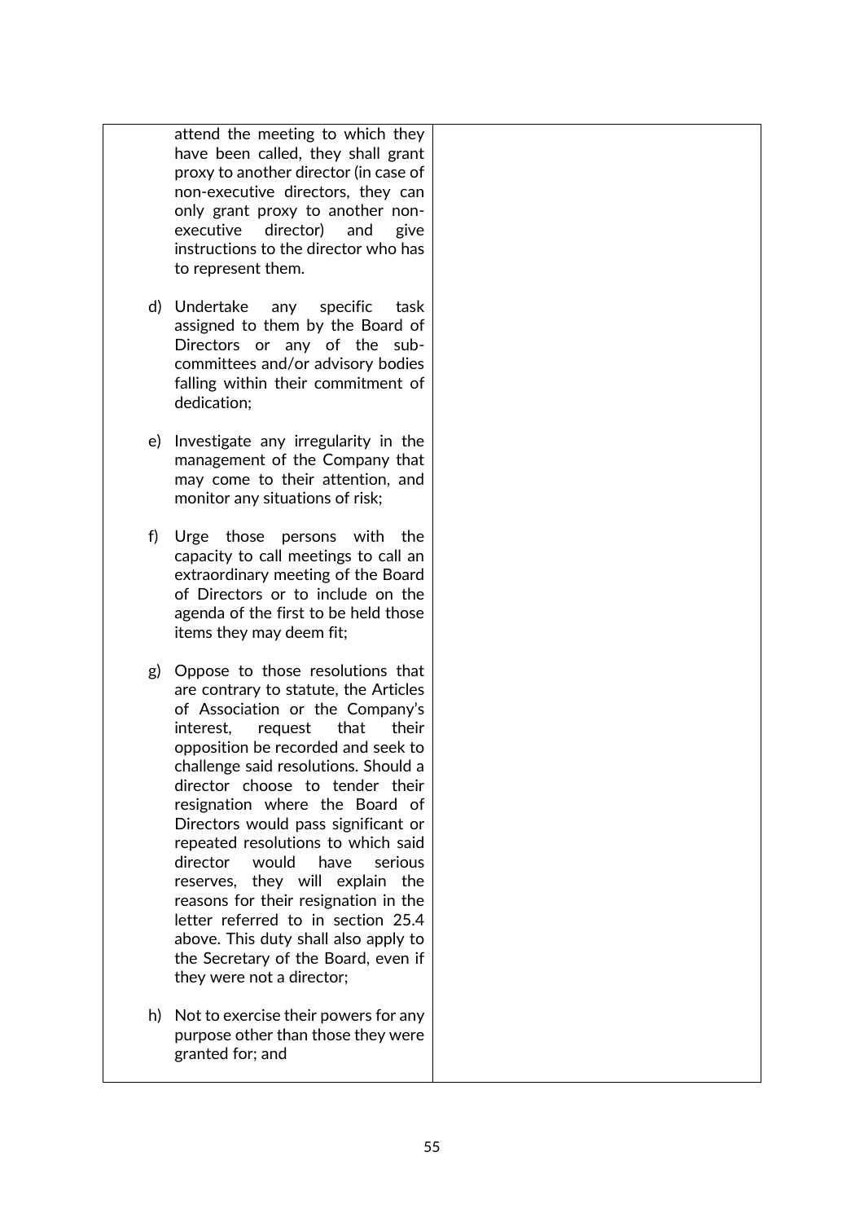| | |
|---|---|
| attend the meeting to which they have been called, they shall grant proxy to another director (in case of non-executive directors, they can only grant proxy to another non-executive director) and give instructions to the director who has to represent them.<br><br>d) Undertake any specific task assigned to them by the Board of Directors or any of the sub-committees and/or advisory bodies falling within their commitment of dedication;<br><br>e) Investigate any irregularity in the management of the Company that may come to their attention, and monitor any situations of risk;<br><br>f) Urge those persons with the capacity to call meetings to call an extraordinary meeting of the Board of Directors or to include on the agenda of the first to be held those items they may deem fit;<br><br>g) Oppose to those resolutions that are contrary to statute, the Articles of Association or the Company's interest, request that their opposition be recorded and seek to challenge said resolutions. Should a director choose to tender their resignation where the Board of Directors would pass significant or repeated resolutions to which said director would have serious reserves, they will explain the reasons for their resignation in the letter referred to in section 25.4 above. This duty shall also apply to the Secretary of the Board, even if they were not a director;<br><br>h) Not to exercise their powers for any purpose other than those they were granted for; and | |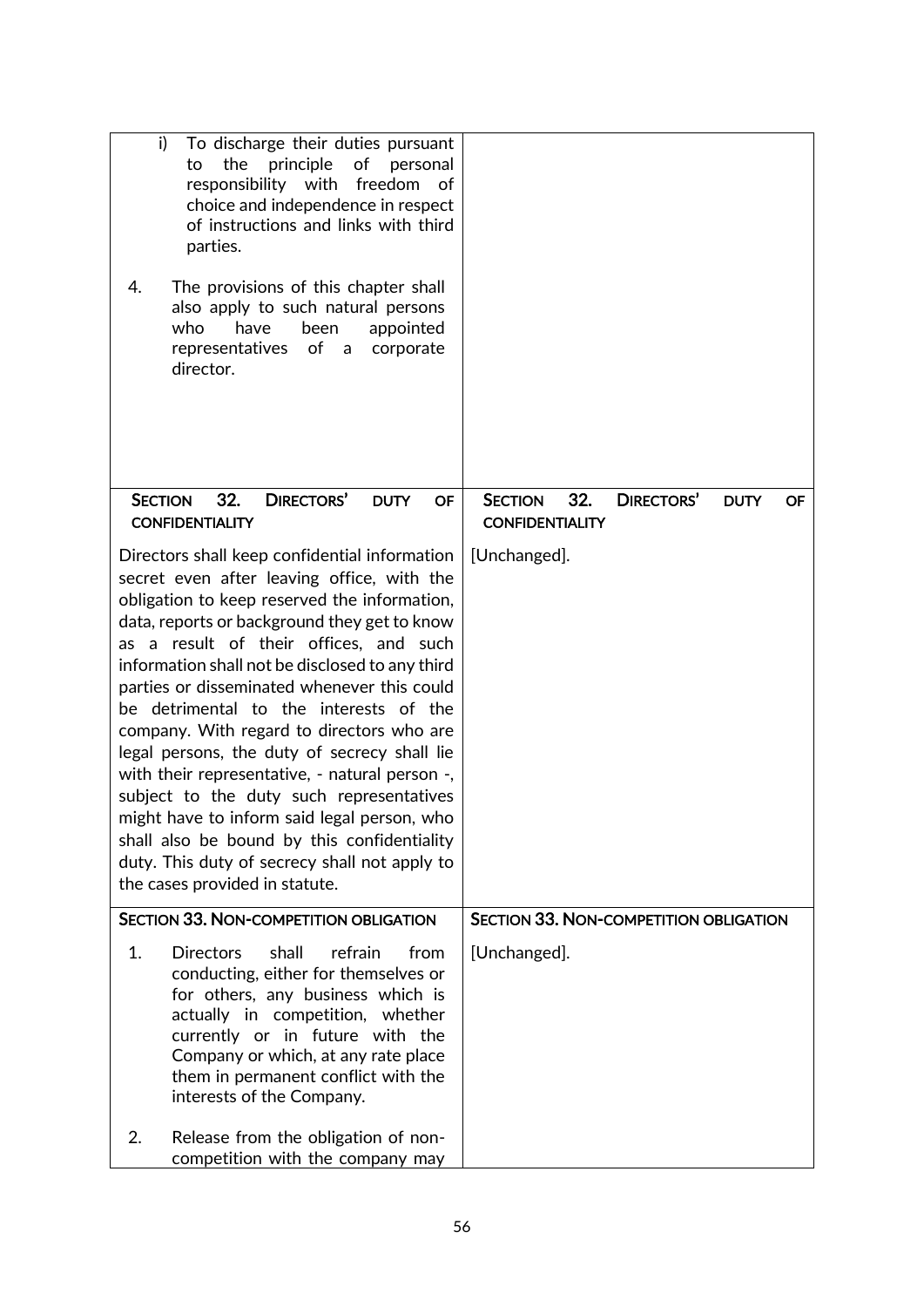| | |
|---|---|
| i) To discharge their duties pursuant to the principle of personal responsibility with freedom of choice and independence in respect of instructions and links with third parties.<br><br>4. The provisions of this chapter shall also apply to such natural persons who have been appointed representatives of a corporate director. | |
| **SECTION 32. DIRECTORS' DUTY OF CONFIDENTIALITY** | **SECTION 32. DIRECTORS' DUTY OF CONFIDENTIALITY** |
| Directors shall keep confidential information secret even after leaving office, with the obligation to keep reserved the information, data, reports or background they get to know as a result of their offices, and such information shall not be disclosed to any third parties or disseminated whenever this could be detrimental to the interests of the company. With regard to directors who are legal persons, the duty of secrecy shall lie with their representative, - natural person -, subject to the duty such representatives might have to inform said legal person, who shall also be bound by this confidentiality duty. This duty of secrecy shall not apply to the cases provided in statute. | [Unchanged]. |
| **SECTION 33. NON-COMPETITION OBLIGATION** | **SECTION 33. NON-COMPETITION OBLIGATION** |
| 1. Directors shall refrain from conducting, either for themselves or for others, any business which is actually in competition, whether currently or in future with the Company or which, at any rate place them in permanent conflict with the interests of the Company.<br><br>2. Release from the obligation of non-competition with the company may | [Unchanged]. |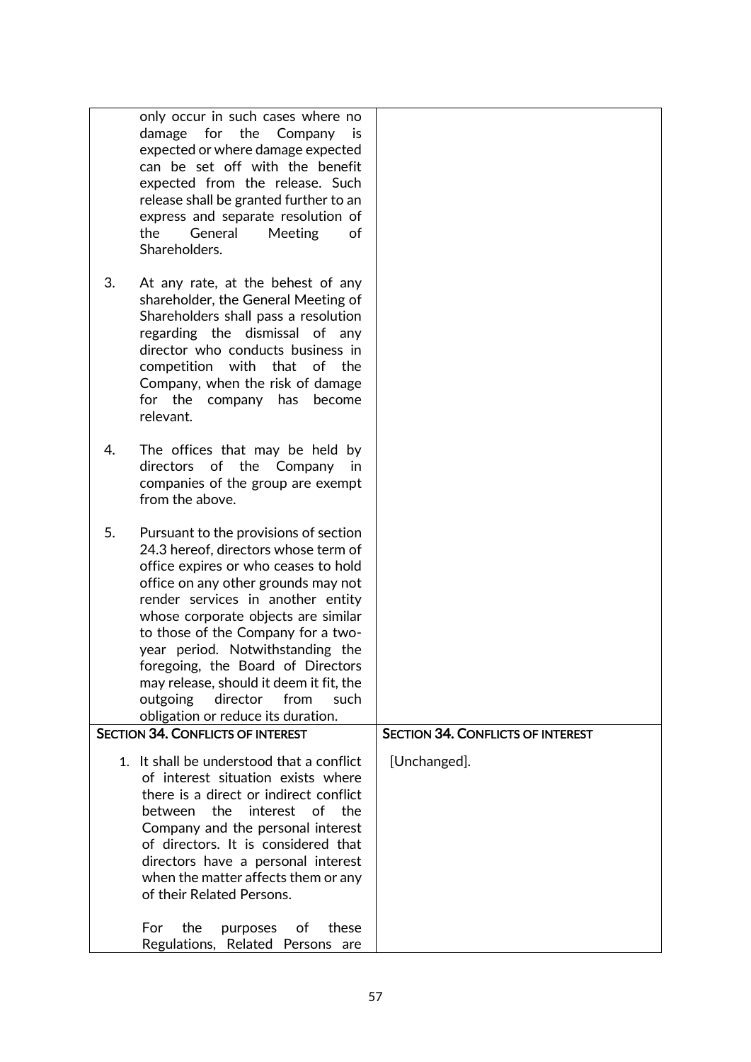| | |
|---|---|
| only occur in such cases where no damage for the Company is expected or where damage expected can be set off with the benefit expected from the release. Such release shall be granted further to an express and separate resolution of the General Meeting of Shareholders.<br><br>3. At any rate, at the behest of any shareholder, the General Meeting of Shareholders shall pass a resolution regarding the dismissal of any director who conducts business in competition with that of the Company, when the risk of damage for the company has become relevant.<br><br>4. The offices that may be held by directors of the Company in companies of the group are exempt from the above.<br><br>5. Pursuant to the provisions of section 24.3 hereof, directors whose term of office expires or who ceases to hold office on any other grounds may not render services in another entity whose corporate objects are similar to those of the Company for a two-year period. Notwithstanding the foregoing, the Board of Directors may release, should it deem it fit, the outgoing director from such obligation or reduce its duration. | |
| **SECTION 34. CONFLICTS OF INTEREST** | **SECTION 34. CONFLICTS OF INTEREST** |
| 1. It shall be understood that a conflict of interest situation exists where there is a direct or indirect conflict between the interest of the Company and the personal interest of directors. It is considered that directors have a personal interest when the matter affects them or any of their Related Persons.<br><br>For the purposes of these Regulations, Related Persons are | [Unchanged]. |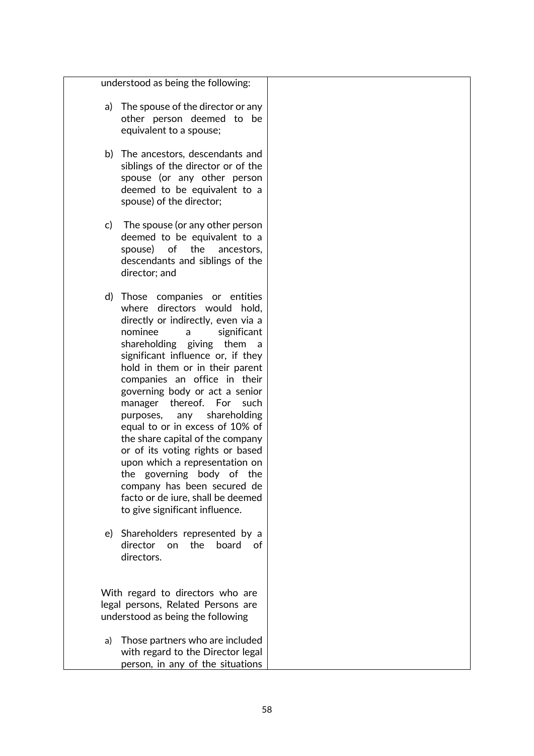| | |
|---|---|
| understood as being the following:<br><br>a) The spouse of the director or any other person deemed to be equivalent to a spouse;<br><br>b) The ancestors, descendants and siblings of the director or of the spouse (or any other person deemed to be equivalent to a spouse) of the director;<br><br>c) The spouse (or any other person deemed to be equivalent to a spouse) of the ancestors, descendants and siblings of the director; and<br><br>d) Those companies or entities where directors would hold, directly or indirectly, even via a nominee a significant shareholding giving them a significant influence or, if they hold in them or in their parent companies an office in their governing body or act a senior manager thereof. For such purposes, any shareholding equal to or in excess of 10% of the share capital of the company or of its voting rights or based upon which a representation on the governing body of the company has been secured de facto or de iure, shall be deemed to give significant influence.<br><br>e) Shareholders represented by a director on the board of directors.<br><br>With regard to directors who are legal persons, Related Persons are understood as being the following<br><br>a) Those partners who are included with regard to the Director legal person, in any of the situations | |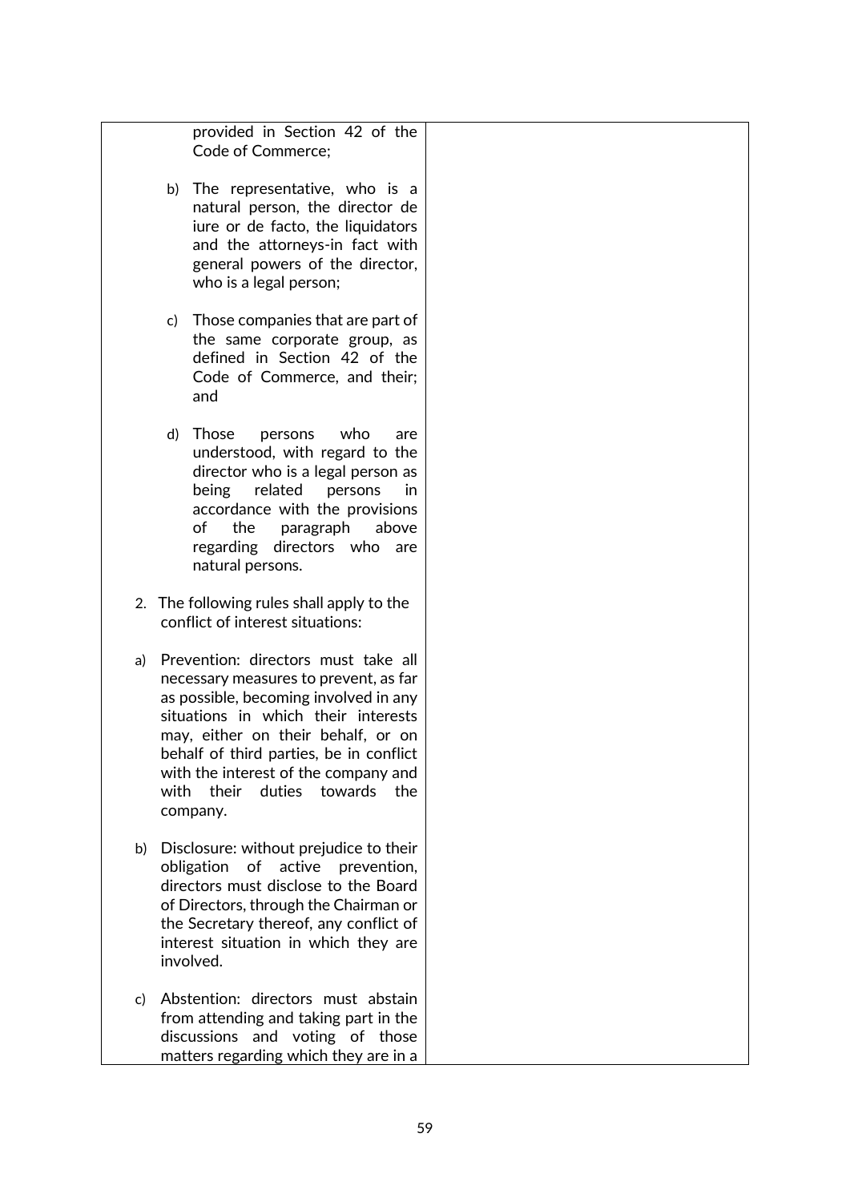| | |
|---|---|
| provided in Section 42 of the Code of Commerce;<br><br>b) The representative, who is a natural person, the director de iure or de facto, the liquidators and the attorneys-in fact with general powers of the director, who is a legal person;<br><br>c) Those companies that are part of the same corporate group, as defined in Section 42 of the Code of Commerce, and their; and<br><br>d) Those persons who are understood, with regard to the director who is a legal person as being related persons in accordance with the provisions of the paragraph above regarding directors who are natural persons.<br><br>2. The following rules shall apply to the conflict of interest situations:<br><br>a) Prevention: directors must take all necessary measures to prevent, as far as possible, becoming involved in any situations in which their interests may, either on their behalf, or on behalf of third parties, be in conflict with the interest of the company and with their duties towards the company.<br><br>b) Disclosure: without prejudice to their obligation of active prevention, directors must disclose to the Board of Directors, through the Chairman or the Secretary thereof, any conflict of interest situation in which they are involved.<br><br>c) Abstention: directors must abstain from attending and taking part in the discussions and voting of those matters regarding which they are in a | |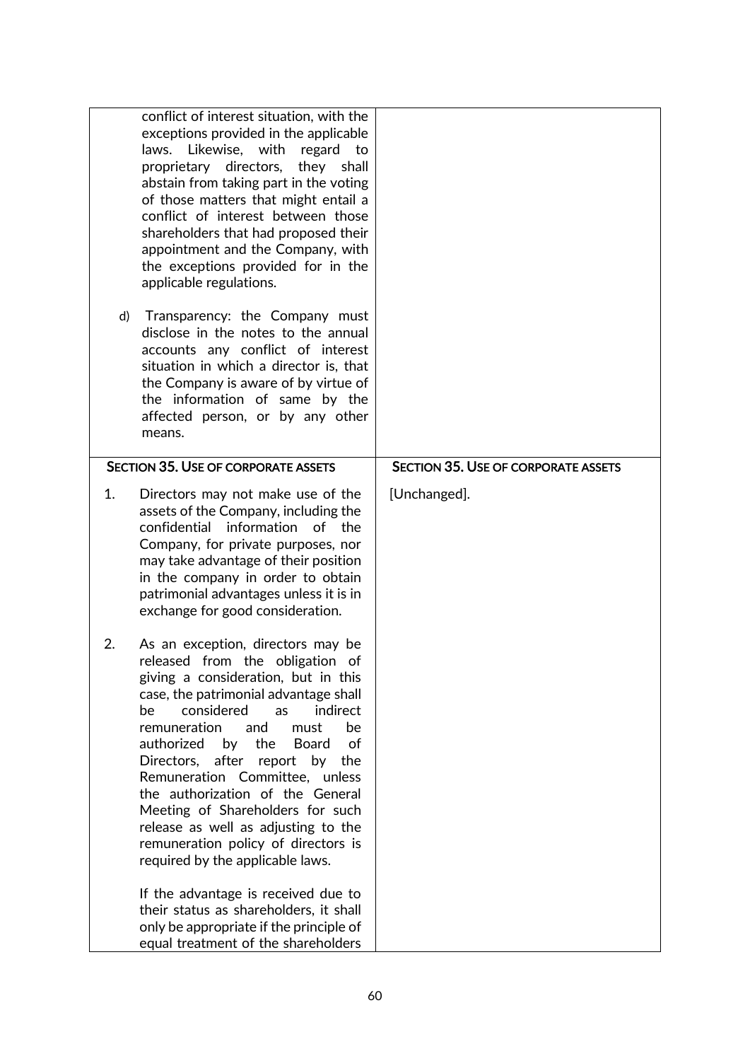| | |
|---|---|
| conflict of interest situation, with the exceptions provided in the applicable laws. Likewise, with regard to proprietary directors, they shall abstain from taking part in the voting of those matters that might entail a conflict of interest between those shareholders that had proposed their appointment and the Company, with the exceptions provided for in the applicable regulations.<br><br>d) Transparency: the Company must disclose in the notes to the annual accounts any conflict of interest situation in which a director is, that the Company is aware of by virtue of the information of same by the affected person, or by any other means. | |
| **SECTION 35. USE OF CORPORATE ASSETS** | **SECTION 35. USE OF CORPORATE ASSETS** |
| 1. Directors may not make use of the assets of the Company, including the confidential information of the Company, for private purposes, nor may take advantage of their position in the company in order to obtain patrimonial advantages unless it is in exchange for good consideration.<br><br>2. As an exception, directors may be released from the obligation of giving a consideration, but in this case, the patrimonial advantage shall be considered as indirect remuneration and must be authorized by the Board of Directors, after report by the Remuneration Committee, unless the authorization of the General Meeting of Shareholders for such release as well as adjusting to the remuneration policy of directors is required by the applicable laws.<br><br>If the advantage is received due to their status as shareholders, it shall only be appropriate if the principle of equal treatment of the shareholders | [Unchanged]. |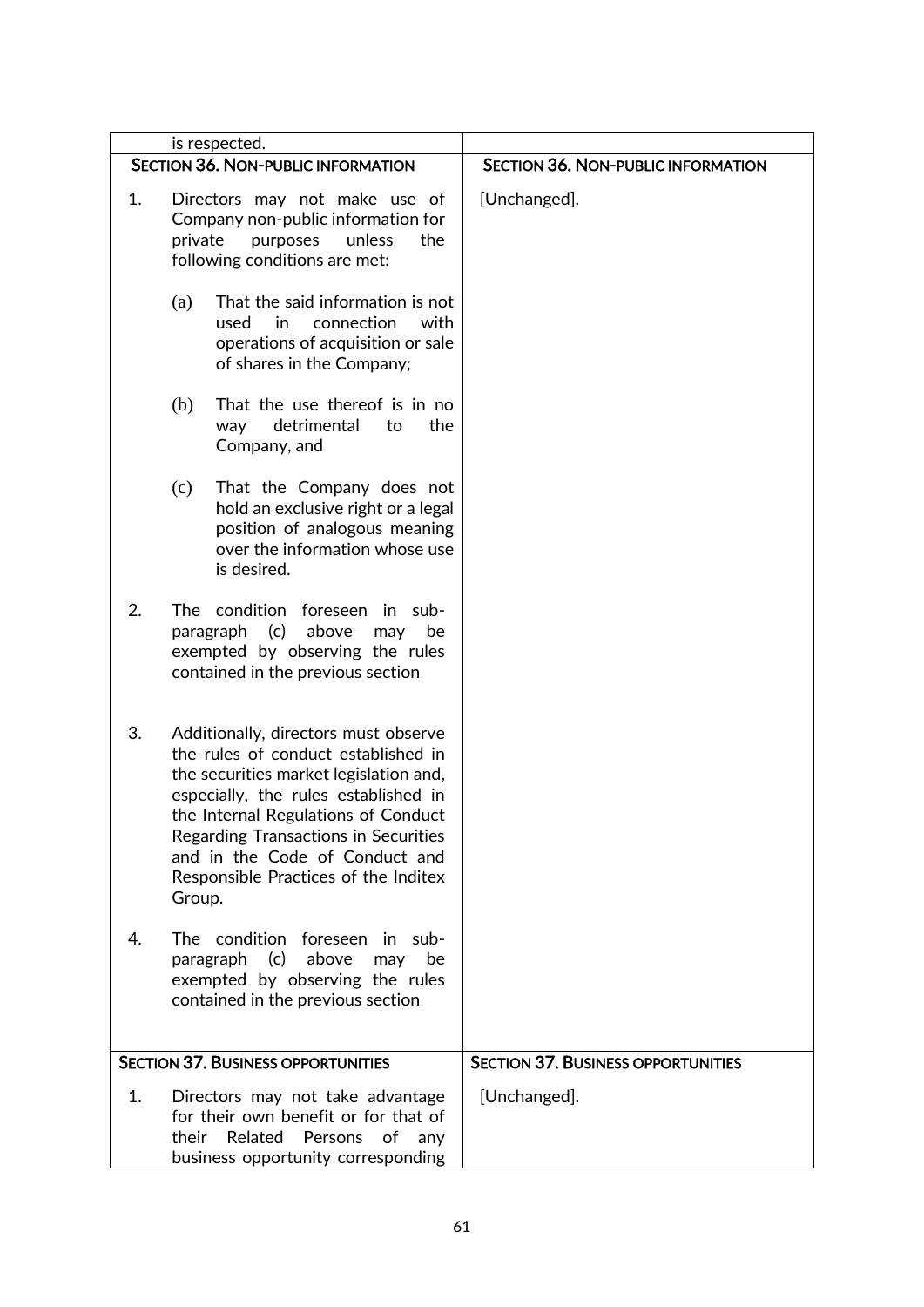| is respected. | |
|---|---|
| **SECTION 36. NON-PUBLIC INFORMATION** | **SECTION 36. NON-PUBLIC INFORMATION** |
| 1. Directors may not make use of Company non-public information for private purposes unless the following conditions are met:<br><br>(a) That the said information is not used in connection with operations of acquisition or sale of shares in the Company;<br><br>(b) That the use thereof is in no way detrimental to the Company, and<br><br>(c) That the Company does not hold an exclusive right or a legal position of analogous meaning over the information whose use is desired.<br><br>2. The condition foreseen in sub-paragraph (c) above may be exempted by observing the rules contained in the previous section<br><br>3. Additionally, directors must observe the rules of conduct established in the securities market legislation and, especially, the rules established in the Internal Regulations of Conduct Regarding Transactions in Securities and in the Code of Conduct and Responsible Practices of the Inditex Group.<br><br>4. The condition foreseen in sub-paragraph (c) above may be exempted by observing the rules contained in the previous section | [Unchanged]. |
| **SECTION 37. BUSINESS OPPORTUNITIES** | **SECTION 37. BUSINESS OPPORTUNITIES** |
| 1. Directors may not take advantage for their own benefit or for that of their Related Persons of any business opportunity corresponding | [Unchanged]. |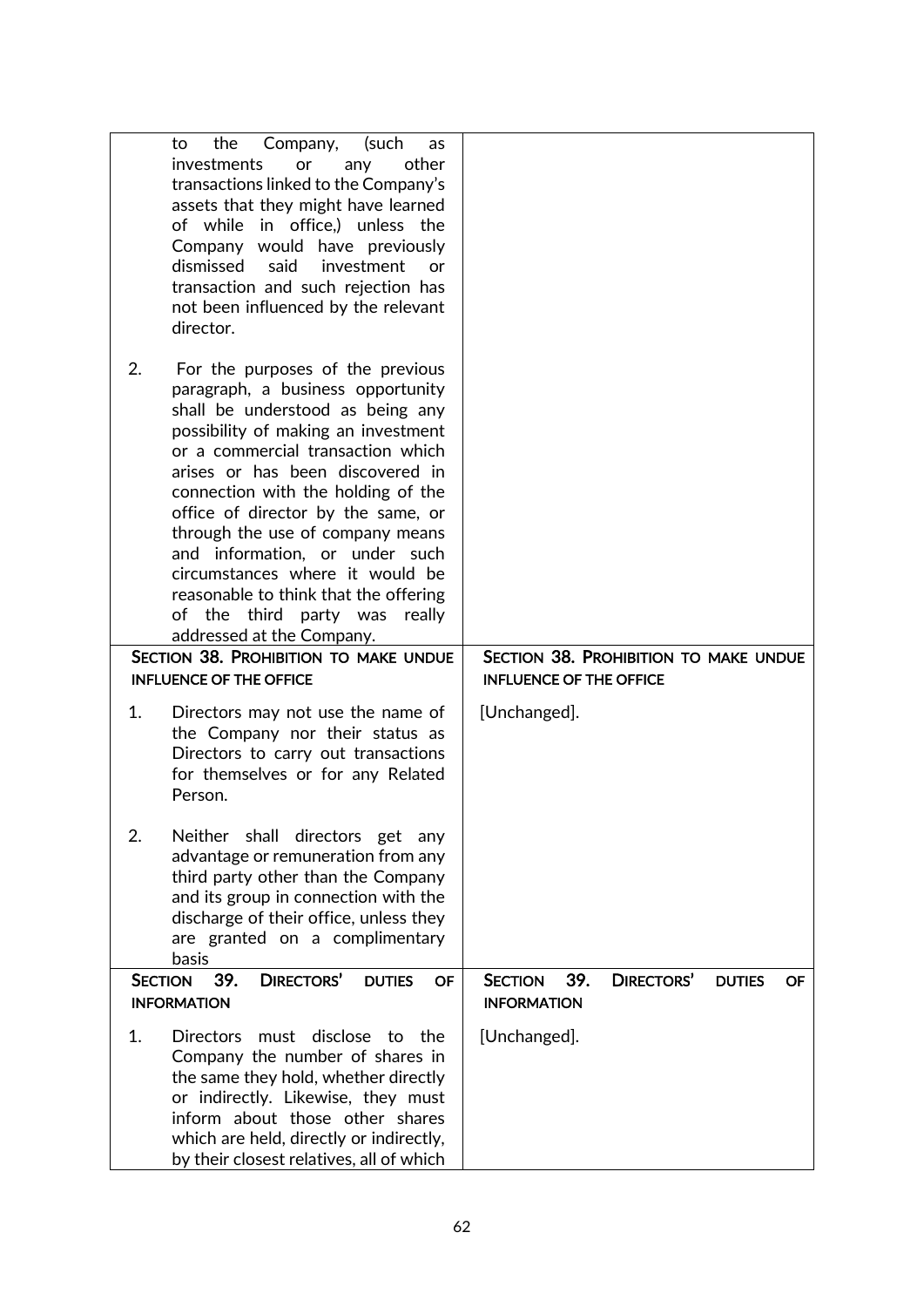| | |
|---|---|
| to the Company, (such as investments or any other transactions linked to the Company's assets that they might have learned of while in office,) unless the Company would have previously dismissed said investment or transaction and such rejection has not been influenced by the relevant director.<br><br>2. For the purposes of the previous paragraph, a business opportunity shall be understood as being any possibility of making an investment or a commercial transaction which arises or has been discovered in connection with the holding of the office of director by the same, or through the use of company means and information, or under such circumstances where it would be reasonable to think that the offering of the third party was really addressed at the Company. | |
| **SECTION 38. PROHIBITION TO MAKE UNDUE INFLUENCE OF THE OFFICE**<br><br>1. Directors may not use the name of the Company nor their status as Directors to carry out transactions for themselves or for any Related Person.<br><br>2. Neither shall directors get any advantage or remuneration from any third party other than the Company and its group in connection with the discharge of their office, unless they are granted on a complimentary basis | **SECTION 38. PROHIBITION TO MAKE UNDUE INFLUENCE OF THE OFFICE**<br><br>[Unchanged]. |
| **SECTION 39. DIRECTORS' DUTIES OF INFORMATION**<br><br>1. Directors must disclose to the Company the number of shares in the same they hold, whether directly or indirectly. Likewise, they must inform about those other shares which are held, directly or indirectly, by their closest relatives, all of which | **SECTION 39. DIRECTORS' DUTIES OF INFORMATION**<br><br>[Unchanged]. |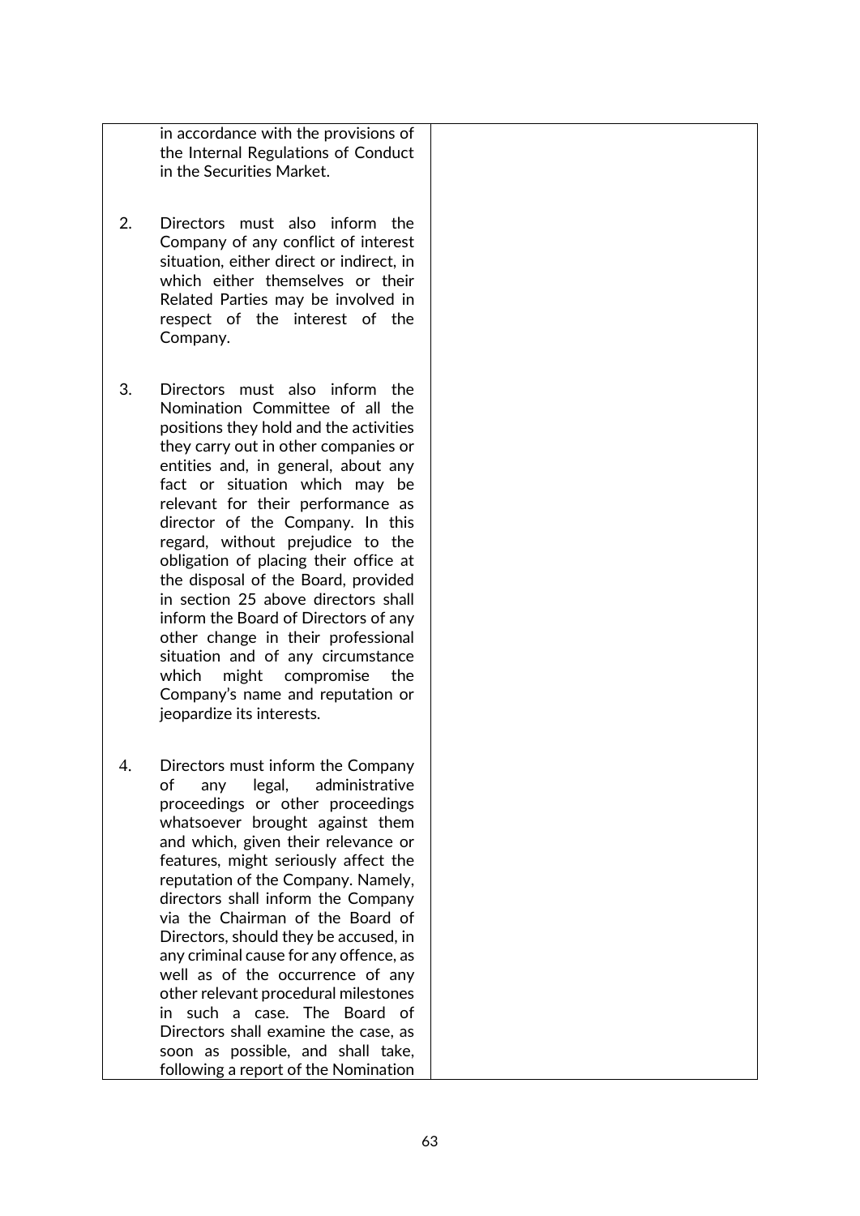| | |
|---|---|
| in accordance with the provisions of the Internal Regulations of Conduct in the Securities Market.<br><br>2. Directors must also inform the Company of any conflict of interest situation, either direct or indirect, in which either themselves or their Related Parties may be involved in respect of the interest of the Company.<br><br>3. Directors must also inform the Nomination Committee of all the positions they hold and the activities they carry out in other companies or entities and, in general, about any fact or situation which may be relevant for their performance as director of the Company. In this regard, without prejudice to the obligation of placing their office at the disposal of the Board, provided in section 25 above directors shall inform the Board of Directors of any other change in their professional situation and of any circumstance which might compromise the Company's name and reputation or jeopardize its interests.<br><br>4. Directors must inform the Company of any legal, administrative proceedings or other proceedings whatsoever brought against them and which, given their relevance or features, might seriously affect the reputation of the Company. Namely, directors shall inform the Company via the Chairman of the Board of Directors, should they be accused, in any criminal cause for any offence, as well as of the occurrence of any other relevant procedural milestones in such a case. The Board of Directors shall examine the case, as soon as possible, and shall take, following a report of the Nomination | |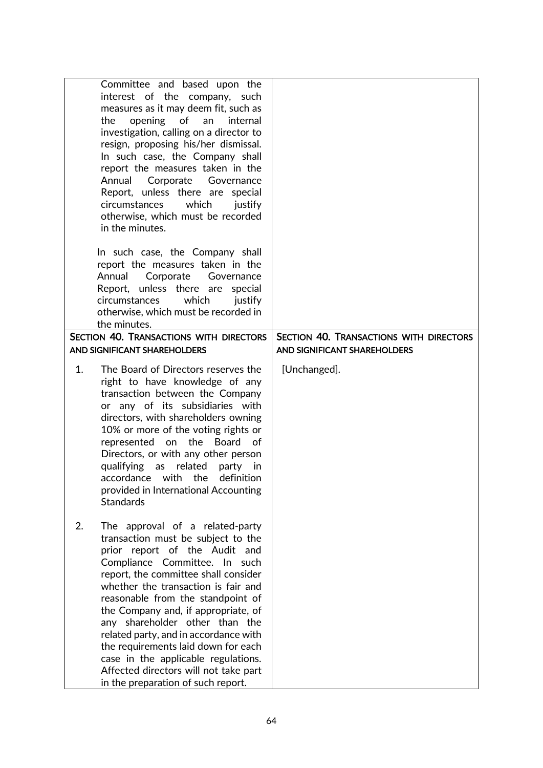| | |
|---|---|
| Committee and based upon the interest of the company, such measures as it may deem fit, such as the opening of an internal investigation, calling on a director to resign, proposing his/her dismissal. In such case, the Company shall report the measures taken in the Annual Corporate Governance Report, unless there are special circumstances which justify otherwise, which must be recorded in the minutes.<br><br>In such case, the Company shall report the measures taken in the Annual Corporate Governance Report, unless there are special circumstances which justify otherwise, which must be recorded in the minutes. | |
| **SECTION 40. TRANSACTIONS WITH DIRECTORS AND SIGNIFICANT SHAREHOLDERS** | **SECTION 40. TRANSACTIONS WITH DIRECTORS AND SIGNIFICANT SHAREHOLDERS** |
| 1. The Board of Directors reserves the right to have knowledge of any transaction between the Company or any of its subsidiaries with directors, with shareholders owning 10% or more of the voting rights or represented on the Board of Directors, or with any other person qualifying as related party in accordance with the definition provided in International Accounting Standards<br><br>2. The approval of a related-party transaction must be subject to the prior report of the Audit and Compliance Committee. In such report, the committee shall consider whether the transaction is fair and reasonable from the standpoint of the Company and, if appropriate, of any shareholder other than the related party, and in accordance with the requirements laid down for each case in the applicable regulations. Affected directors will not take part in the preparation of such report. | [Unchanged]. |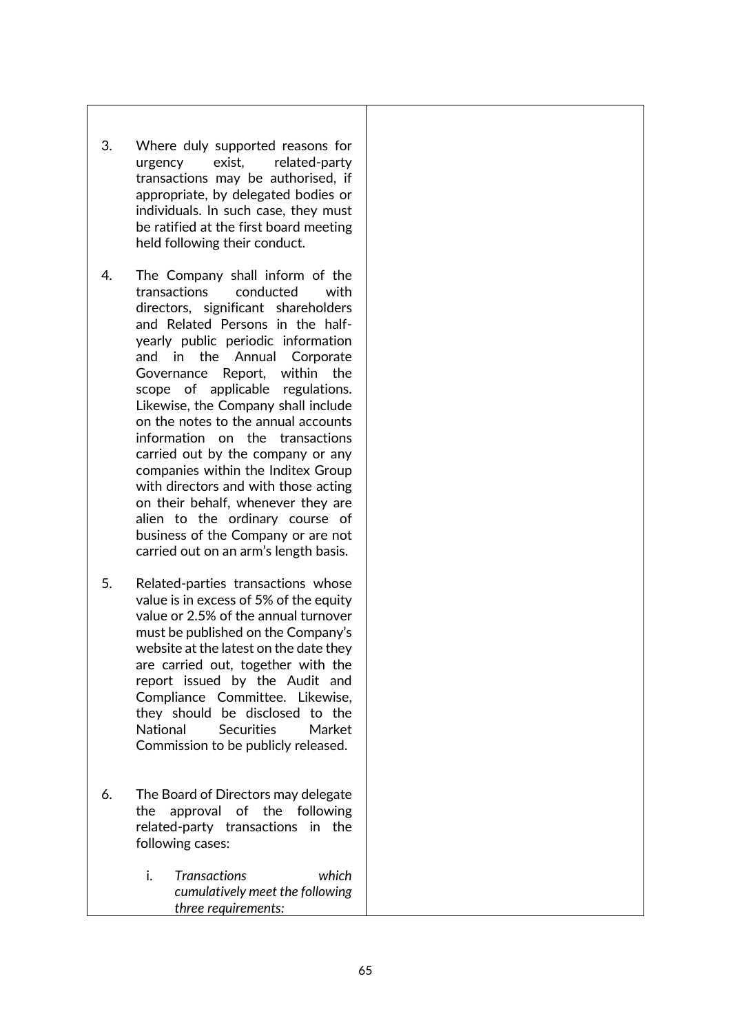| | |
|---|---|
| 3. Where duly supported reasons for urgency exist, related-party transactions may be authorised, if appropriate, by delegated bodies or individuals. In such case, they must be ratified at the first board meeting held following their conduct.<br><br>4. The Company shall inform of the transactions conducted with directors, significant shareholders and Related Persons in the half-yearly public periodic information and in the Annual Corporate Governance Report, within the scope of applicable regulations. Likewise, the Company shall include on the notes to the annual accounts information on the transactions carried out by the company or any companies within the Inditex Group with directors and with those acting on their behalf, whenever they are alien to the ordinary course of business of the Company or are not carried out on an arm's length basis.<br><br>5. Related-parties transactions whose value is in excess of 5% of the equity value or 2.5% of the annual turnover must be published on the Company's website at the latest on the date they are carried out, together with the report issued by the Audit and Compliance Committee. Likewise, they should be disclosed to the National Securities Market Commission to be publicly released.<br><br>6. The Board of Directors may delegate the approval of the following related-party transactions in the following cases:<br><br>i. *Transactions which cumulatively meet the following three requirements:* | |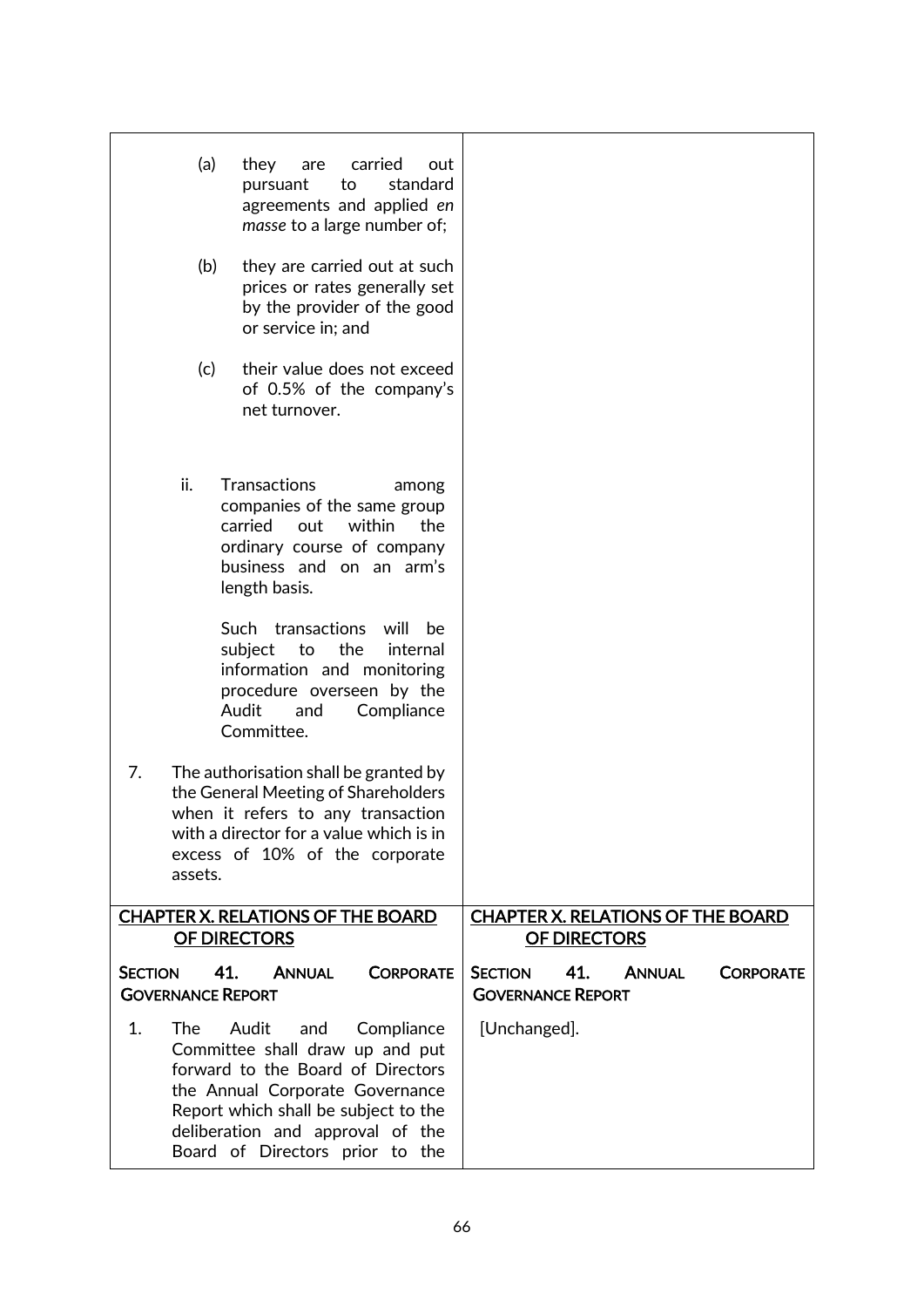| | |
|---|---|
| (a) they are carried out pursuant to standard agreements and applied *en masse* to a large number of;<br><br>(b) they are carried out at such prices or rates generally set by the provider of the good or service in; and<br><br>(c) their value does not exceed of 0.5% of the company's net turnover.<br><br>ii. Transactions among companies of the same group carried out within the ordinary course of company business and on an arm's length basis.<br><br>Such transactions will be subject to the internal information and monitoring procedure overseen by the Audit and Compliance Committee.<br><br>7. The authorisation shall be granted by the General Meeting of Shareholders when it refers to any transaction with a director for a value which is in excess of 10% of the corporate assets. | |
| <u>**CHAPTER X. RELATIONS OF THE BOARD OF DIRECTORS**</u> | <u>**CHAPTER X. RELATIONS OF THE BOARD OF DIRECTORS**</u> |
| **SECTION 41. ANNUAL CORPORATE GOVERNANCE REPORT** | **SECTION 41. ANNUAL CORPORATE GOVERNANCE REPORT** |
| 1. The Audit and Compliance Committee shall draw up and put forward to the Board of Directors the Annual Corporate Governance Report which shall be subject to the deliberation and approval of the Board of Directors prior to the | [Unchanged]. |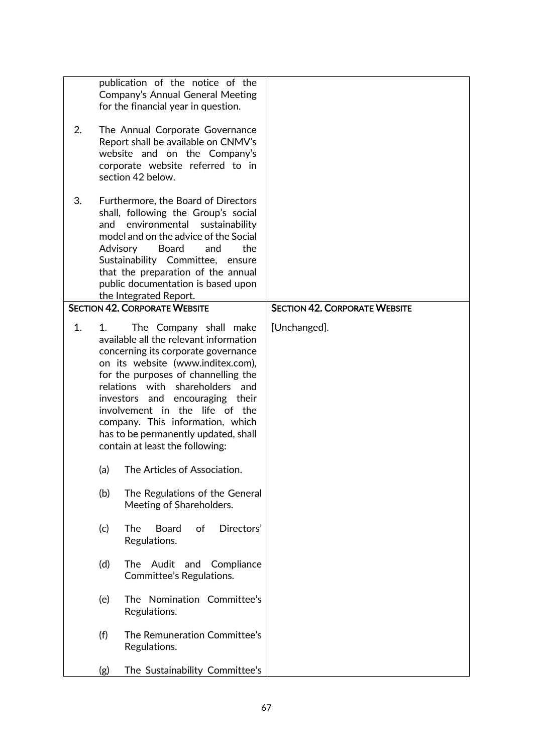| | |
|---|---|
| publication of the notice of the Company's Annual General Meeting for the financial year in question.<br><br>2. The Annual Corporate Governance Report shall be available on CNMV's website and on the Company's corporate website referred to in section 42 below.<br><br>3. Furthermore, the Board of Directors shall, following the Group's social and environmental sustainability model and on the advice of the Social Advisory Board and the Sustainability Committee, ensure that the preparation of the annual public documentation is based upon the Integrated Report. | |
| **SECTION 42. CORPORATE WEBSITE** | **SECTION 42. CORPORATE WEBSITE** |
| 1. 1. The Company shall make available all the relevant information concerning its corporate governance on its website (www.inditex.com), for the purposes of channelling the relations with shareholders and investors and encouraging their involvement in the life of the company. This information, which has to be permanently updated, shall contain at least the following:<br><br>(a) The Articles of Association.<br><br>(b) The Regulations of the General Meeting of Shareholders.<br><br>(c) The Board of Directors' Regulations.<br><br>(d) The Audit and Compliance Committee's Regulations.<br><br>(e) The Nomination Committee's Regulations.<br><br>(f) The Remuneration Committee's Regulations.<br><br>(g) The Sustainability Committee's | [Unchanged]. |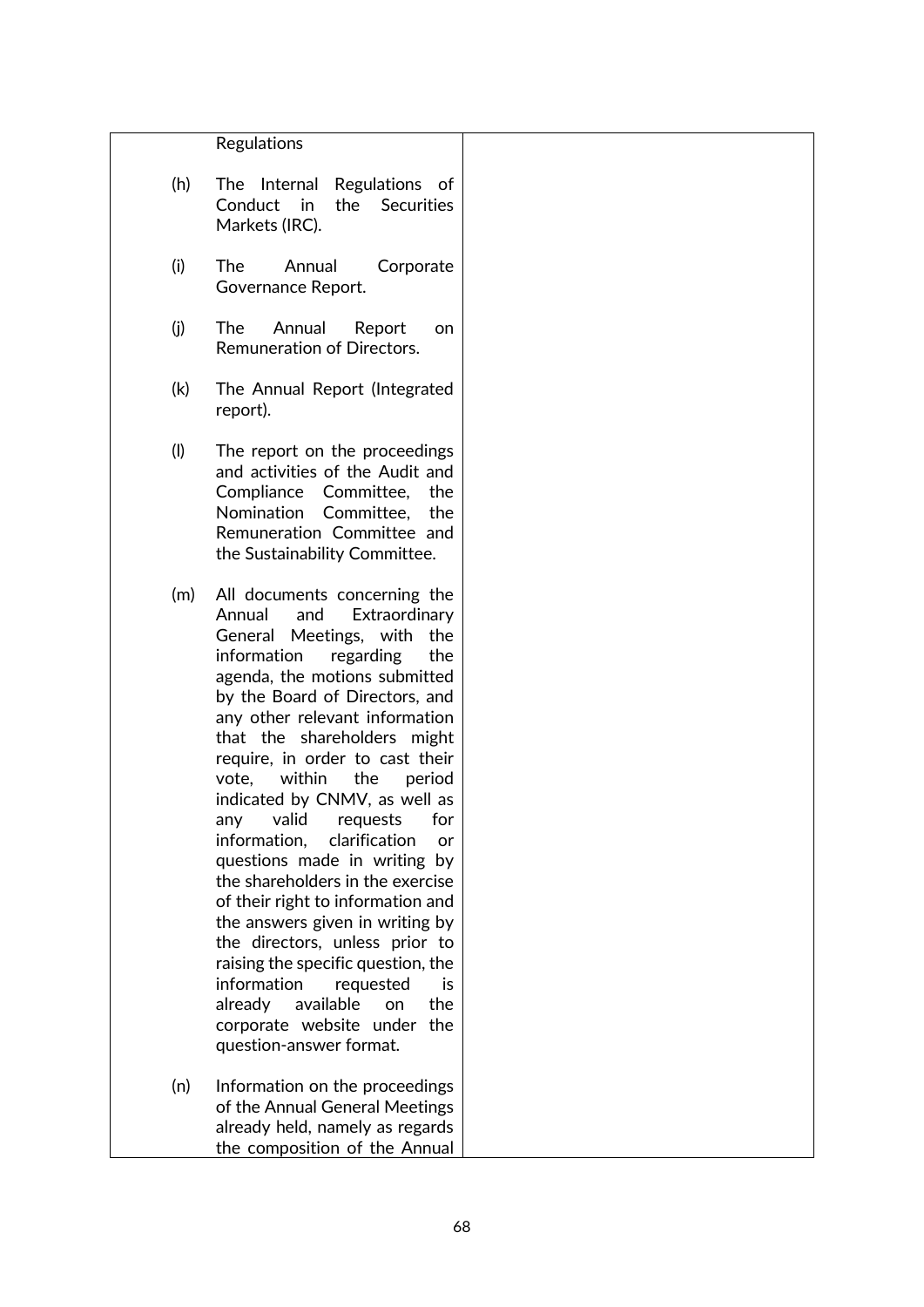| Regulations<br><br>(h) The Internal Regulations of Conduct in the Securities Markets (IRC).<br><br>(i) The Annual Corporate Governance Report.<br><br>(j) The Annual Report on Remuneration of Directors.<br><br>(k) The Annual Report (Integrated report).<br><br>(l) The report on the proceedings and activities of the Audit and Compliance Committee, the Nomination Committee, the Remuneration Committee and the Sustainability Committee.<br><br>(m) All documents concerning the Annual and Extraordinary General Meetings, with the information regarding the agenda, the motions submitted by the Board of Directors, and any other relevant information that the shareholders might require, in order to cast their vote, within the period indicated by CNMV, as well as any valid requests for information, clarification or questions made in writing by the shareholders in the exercise of their right to information and the answers given in writing by the directors, unless prior to raising the specific question, the information requested is already available on the corporate website under the question-answer format.<br><br>(n) Information on the proceedings of the Annual General Meetings already held, namely as regards the composition of the Annual | |
|---|---|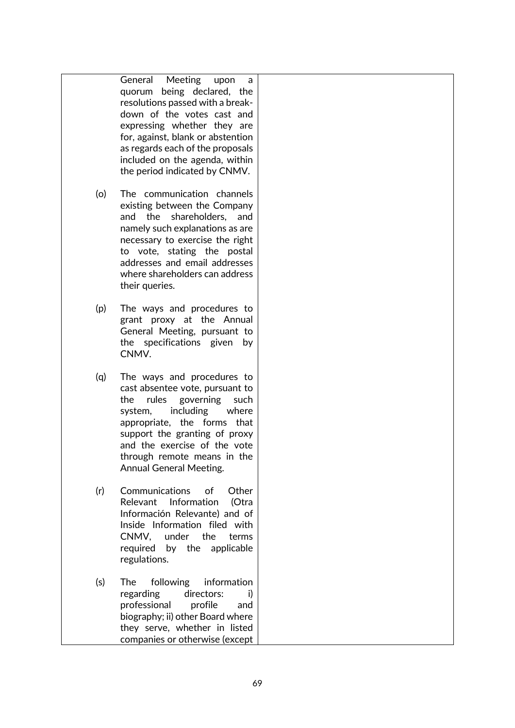| | |
|---|---|
| General Meeting upon a quorum being declared, the resolutions passed with a break-down of the votes cast and expressing whether they are for, against, blank or abstention as regards each of the proposals included on the agenda, within the period indicated by CNMV.<br><br>(o) The communication channels existing between the Company and the shareholders, and namely such explanations as are necessary to exercise the right to vote, stating the postal addresses and email addresses where shareholders can address their queries.<br><br>(p) The ways and procedures to grant proxy at the Annual General Meeting, pursuant to the specifications given by CNMV.<br><br>(q) The ways and procedures to cast absentee vote, pursuant to the rules governing such system, including where appropriate, the forms that support the granting of proxy and the exercise of the vote through remote means in the Annual General Meeting.<br><br>(r) Communications of Other Relevant Information (Otra Información Relevante) and of Inside Information filed with CNMV, under the terms required by the applicable regulations.<br><br>(s) The following information regarding directors: i) professional profile and biography; ii) other Board where they serve, whether in listed companies or otherwise (except | |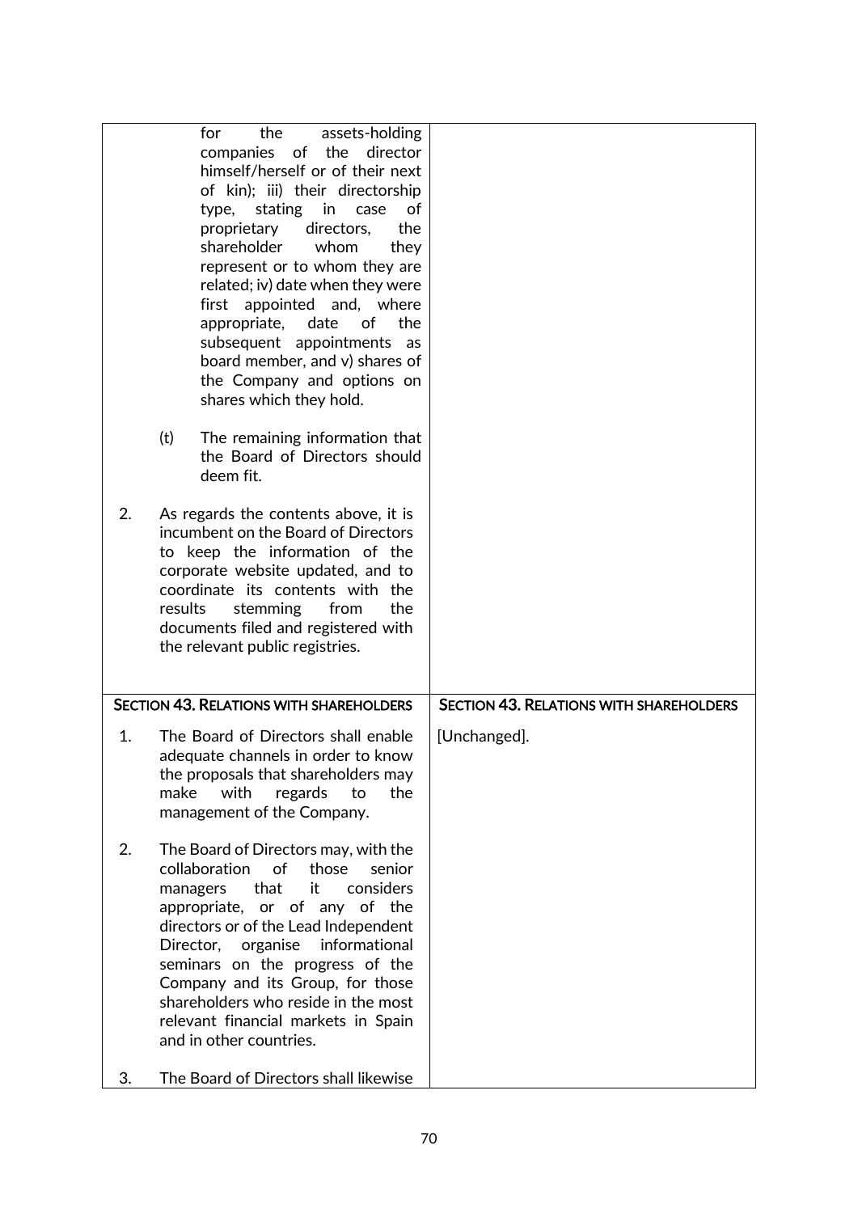| | |
|---|---|
| for the assets-holding companies of the director himself/herself or of their next of kin); iii) their directorship type, stating in case of proprietary directors, the shareholder whom they represent or to whom they are related; iv) date when they were first appointed and, where appropriate, date of the subsequent appointments as board member, and v) shares of the Company and options on shares which they hold.<br><br>(t) The remaining information that the Board of Directors should deem fit.<br><br>2. As regards the contents above, it is incumbent on the Board of Directors to keep the information of the corporate website updated, and to coordinate its contents with the results stemming from the documents filed and registered with the relevant public registries. | |
| **SECTION 43. RELATIONS WITH SHAREHOLDERS** | **SECTION 43. RELATIONS WITH SHAREHOLDERS** |
| 1. The Board of Directors shall enable adequate channels in order to know the proposals that shareholders may make with regards to the management of the Company.<br><br>2. The Board of Directors may, with the collaboration of those senior managers that it considers appropriate, or of any of the directors or of the Lead Independent Director, organise informational seminars on the progress of the Company and its Group, for those shareholders who reside in the most relevant financial markets in Spain and in other countries.<br><br>3. The Board of Directors shall likewise | [Unchanged]. |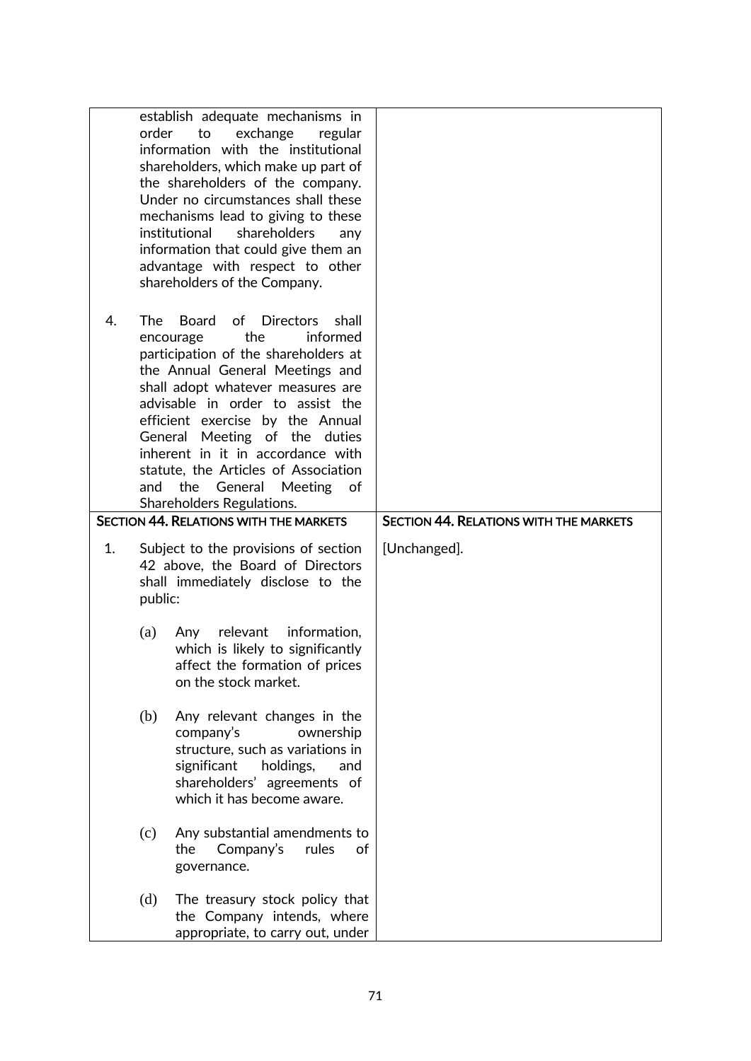| | |
|---|---|
| establish adequate mechanisms in order to exchange regular information with the institutional shareholders, which make up part of the shareholders of the company. Under no circumstances shall these mechanisms lead to giving to these institutional shareholders any information that could give them an advantage with respect to other shareholders of the Company.<br><br>4. The Board of Directors shall encourage the informed participation of the shareholders at the Annual General Meetings and shall adopt whatever measures are advisable in order to assist the efficient exercise by the Annual General Meeting of the duties inherent in it in accordance with statute, the Articles of Association and the General Meeting of Shareholders Regulations. | |
| **SECTION 44. RELATIONS WITH THE MARKETS** | **SECTION 44. RELATIONS WITH THE MARKETS** |
| 1. Subject to the provisions of section 42 above, the Board of Directors shall immediately disclose to the public:<br><br>(a) Any relevant information, which is likely to significantly affect the formation of prices on the stock market.<br><br>(b) Any relevant changes in the company's ownership structure, such as variations in significant holdings, and shareholders' agreements of which it has become aware.<br><br>(c) Any substantial amendments to the Company's rules of governance.<br><br>(d) The treasury stock policy that the Company intends, where appropriate, to carry out, under | [Unchanged]. |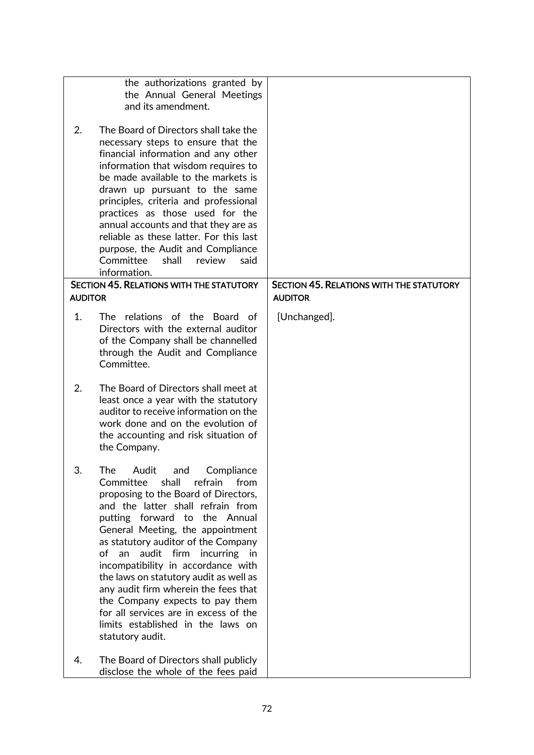| | |
|---|---|
| the authorizations granted by the Annual General Meetings and its amendment.<br><br>2. The Board of Directors shall take the necessary steps to ensure that the financial information and any other information that wisdom requires to be made available to the markets is drawn up pursuant to the same principles, criteria and professional practices as those used for the annual accounts and that they are as reliable as these latter. For this last purpose, the Audit and Compliance Committee shall review said information. | |
| **SECTION 45. RELATIONS WITH THE STATUTORY AUDITOR** | **SECTION 45. RELATIONS WITH THE STATUTORY AUDITOR** |
| 1. The relations of the Board of Directors with the external auditor of the Company shall be channelled through the Audit and Compliance Committee.<br><br>2. The Board of Directors shall meet at least once a year with the statutory auditor to receive information on the work done and on the evolution of the accounting and risk situation of the Company.<br><br>3. The Audit and Compliance Committee shall refrain from proposing to the Board of Directors, and the latter shall refrain from putting forward to the Annual General Meeting, the appointment as statutory auditor of the Company of an audit firm incurring in incompatibility in accordance with the laws on statutory audit as well as any audit firm wherein the fees that the Company expects to pay them for all services are in excess of the limits established in the laws on statutory audit.<br><br>4. The Board of Directors shall publicly disclose the whole of the fees paid | [Unchanged]. |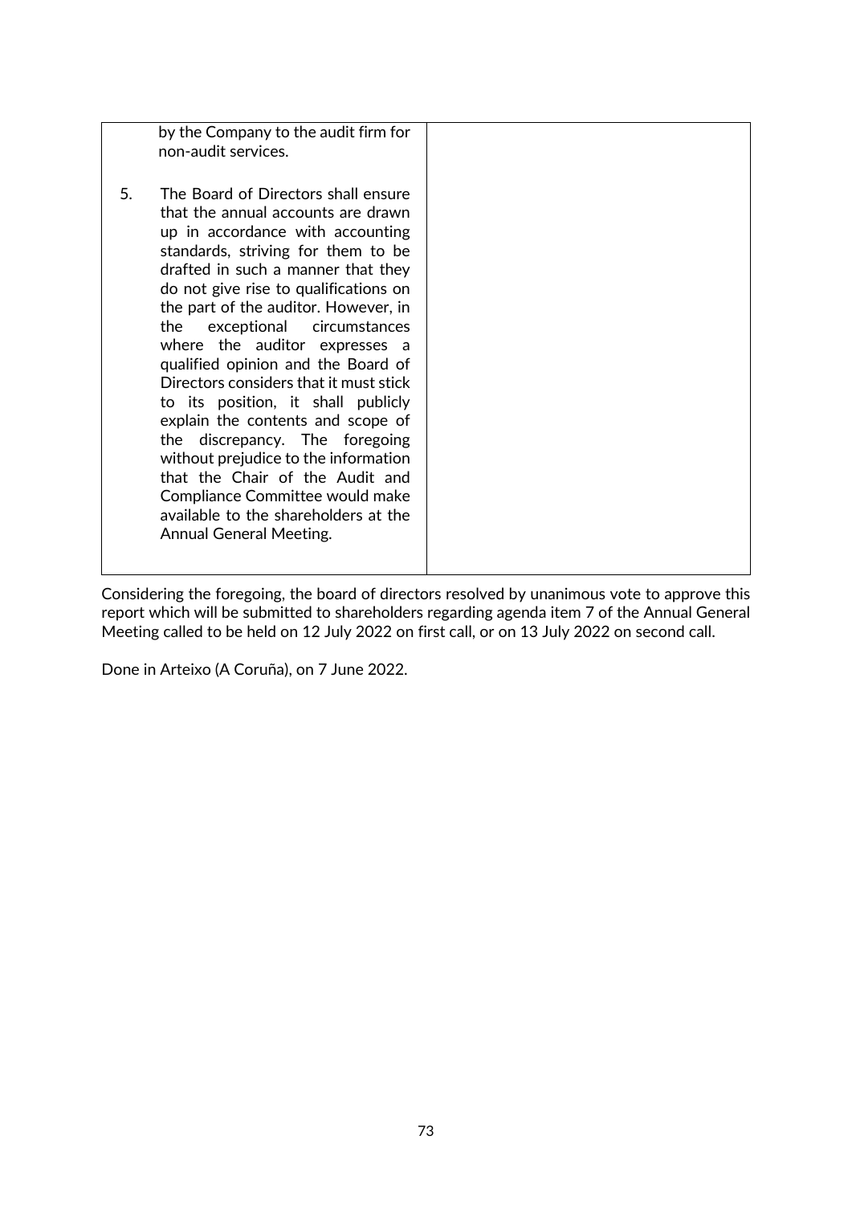| | |
|---|---|
| by the Company to the audit firm for non-audit services.<br><br>5. The Board of Directors shall ensure that the annual accounts are drawn up in accordance with accounting standards, striving for them to be drafted in such a manner that they do not give rise to qualifications on the part of the auditor. However, in the exceptional circumstances where the auditor expresses a qualified opinion and the Board of Directors considers that it must stick to its position, it shall publicly explain the contents and scope of the discrepancy. The foregoing without prejudice to the information that the Chair of the Audit and Compliance Committee would make available to the shareholders at the Annual General Meeting. | |

Considering the foregoing, the board of directors resolved by unanimous vote to approve this report which will be submitted to shareholders regarding agenda item 7 of the Annual General Meeting called to be held on 12 July 2022 on first call, or on 13 July 2022 on second call.

Done in Arteixo (A Coruña), on 7 June 2022.